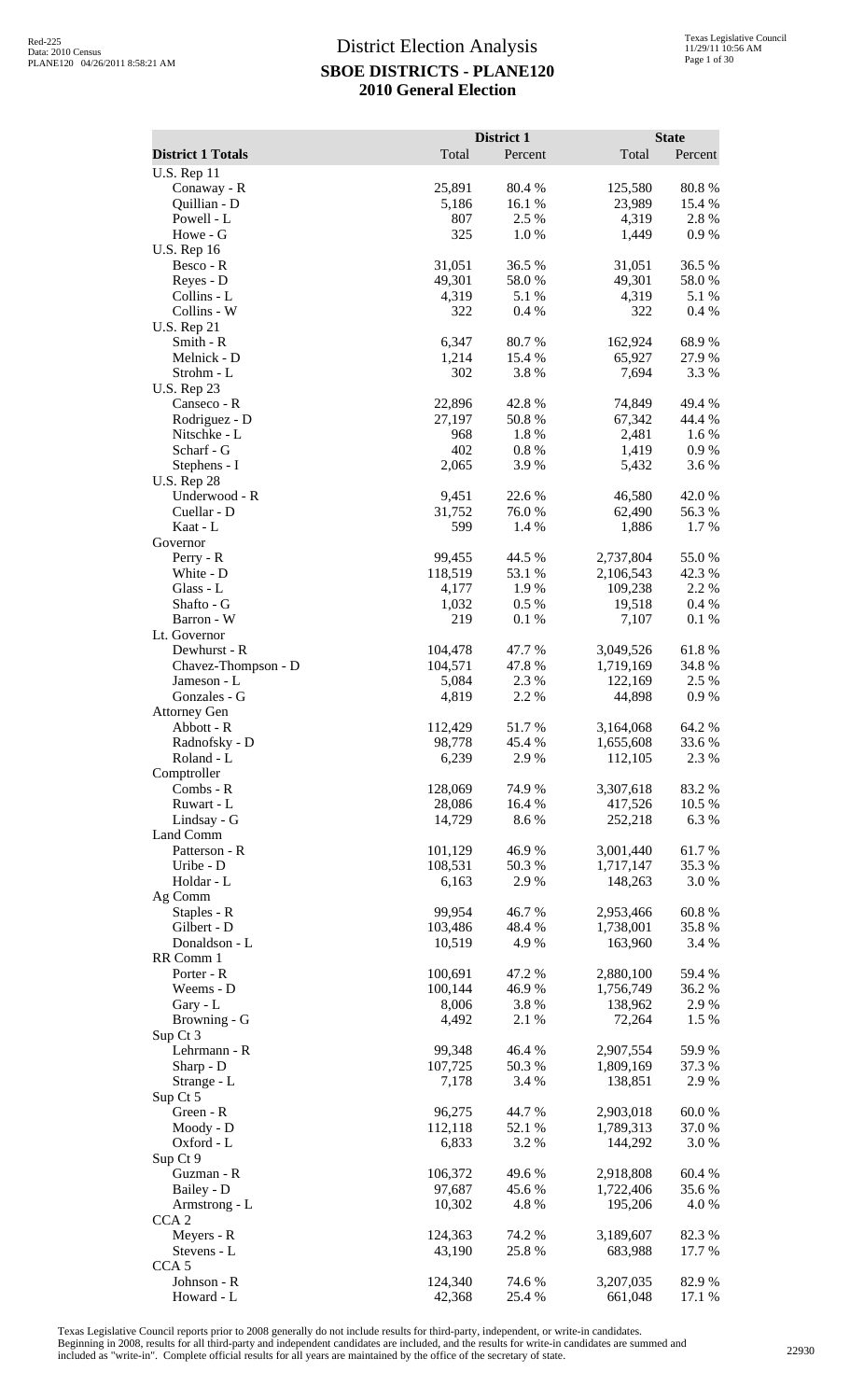# District Election Analysis

## SBOE DISTRICTS - PLANE120

## 2010 General Election

| District 1 Totals | District 1 Total | District 1 Percent | State Total | State Percent |
|---|---|---|---|---|
| U.S. Rep 11 | | | | |
| Conaway - R | 25,891 | 80.4 % | 125,580 | 80.8 % |
| Quillian - D | 5,186 | 16.1 % | 23,989 | 15.4 % |
| Powell - L | 807 | 2.5 % | 4,319 | 2.8 % |
| Howe - G | 325 | 1.0 % | 1,449 | 0.9 % |
| U.S. Rep 16 | | | | |
| Besco - R | 31,051 | 36.5 % | 31,051 | 36.5 % |
| Reyes - D | 49,301 | 58.0 % | 49,301 | 58.0 % |
| Collins - L | 4,319 | 5.1 % | 4,319 | 5.1 % |
| Collins - W | 322 | 0.4 % | 322 | 0.4 % |
| U.S. Rep 21 | | | | |
| Smith - R | 6,347 | 80.7 % | 162,924 | 68.9 % |
| Melnick - D | 1,214 | 15.4 % | 65,927 | 27.9 % |
| Strohm - L | 302 | 3.8 % | 7,694 | 3.3 % |
| U.S. Rep 23 | | | | |
| Canseco - R | 22,896 | 42.8 % | 74,849 | 49.4 % |
| Rodriguez - D | 27,197 | 50.8 % | 67,342 | 44.4 % |
| Nitschke - L | 968 | 1.8 % | 2,481 | 1.6 % |
| Scharf - G | 402 | 0.8 % | 1,419 | 0.9 % |
| Stephens - I | 2,065 | 3.9 % | 5,432 | 3.6 % |
| U.S. Rep 28 | | | | |
| Underwood - R | 9,451 | 22.6 % | 46,580 | 42.0 % |
| Cuellar - D | 31,752 | 76.0 % | 62,490 | 56.3 % |
| Kaat - L | 599 | 1.4 % | 1,886 | 1.7 % |
| Governor | | | | |
| Perry - R | 99,455 | 44.5 % | 2,737,804 | 55.0 % |
| White - D | 118,519 | 53.1 % | 2,106,543 | 42.3 % |
| Glass - L | 4,177 | 1.9 % | 109,238 | 2.2 % |
| Shafto - G | 1,032 | 0.5 % | 19,518 | 0.4 % |
| Barron - W | 219 | 0.1 % | 7,107 | 0.1 % |
| Lt. Governor | | | | |
| Dewhurst - R | 104,478 | 47.7 % | 3,049,526 | 61.8 % |
| Chavez-Thompson - D | 104,571 | 47.8 % | 1,719,169 | 34.8 % |
| Jameson - L | 5,084 | 2.3 % | 122,169 | 2.5 % |
| Gonzales - G | 4,819 | 2.2 % | 44,898 | 0.9 % |
| Attorney Gen | | | | |
| Abbott - R | 112,429 | 51.7 % | 3,164,068 | 64.2 % |
| Radnofsky - D | 98,778 | 45.4 % | 1,655,608 | 33.6 % |
| Roland - L | 6,239 | 2.9 % | 112,105 | 2.3 % |
| Comptroller | | | | |
| Combs - R | 128,069 | 74.9 % | 3,307,618 | 83.2 % |
| Ruwart - L | 28,086 | 16.4 % | 417,526 | 10.5 % |
| Lindsay - G | 14,729 | 8.6 % | 252,218 | 6.3 % |
| Land Comm | | | | |
| Patterson - R | 101,129 | 46.9 % | 3,001,440 | 61.7 % |
| Uribe - D | 108,531 | 50.3 % | 1,717,147 | 35.3 % |
| Holdar - L | 6,163 | 2.9 % | 148,263 | 3.0 % |
| Ag Comm | | | | |
| Staples - R | 99,954 | 46.7 % | 2,953,466 | 60.8 % |
| Gilbert - D | 103,486 | 48.4 % | 1,738,001 | 35.8 % |
| Donaldson - L | 10,519 | 4.9 % | 163,960 | 3.4 % |
| RR Comm 1 | | | | |
| Porter - R | 100,691 | 47.2 % | 2,880,100 | 59.4 % |
| Weems - D | 100,144 | 46.9 % | 1,756,749 | 36.2 % |
| Gary - L | 8,006 | 3.8 % | 138,962 | 2.9 % |
| Browning - G | 4,492 | 2.1 % | 72,264 | 1.5 % |
| Sup Ct 3 | | | | |
| Lehrmann - R | 99,348 | 46.4 % | 2,907,554 | 59.9 % |
| Sharp - D | 107,725 | 50.3 % | 1,809,169 | 37.3 % |
| Strange - L | 7,178 | 3.4 % | 138,851 | 2.9 % |
| Sup Ct 5 | | | | |
| Green - R | 96,275 | 44.7 % | 2,903,018 | 60.0 % |
| Moody - D | 112,118 | 52.1 % | 1,789,313 | 37.0 % |
| Oxford - L | 6,833 | 3.2 % | 144,292 | 3.0 % |
| Sup Ct 9 | | | | |
| Guzman - R | 106,372 | 49.6 % | 2,918,808 | 60.4 % |
| Bailey - D | 97,687 | 45.6 % | 1,722,406 | 35.6 % |
| Armstrong - L | 10,302 | 4.8 % | 195,206 | 4.0 % |
| CCA 2 | | | | |
| Meyers - R | 124,363 | 74.2 % | 3,189,607 | 82.3 % |
| Stevens - L | 43,190 | 25.8 % | 683,988 | 17.7 % |
| CCA 5 | | | | |
| Johnson - R | 124,340 | 74.6 % | 3,207,035 | 82.9 % |
| Howard - L | 42,368 | 25.4 % | 661,048 | 17.1 % |

Texas Legislative Council reports prior to 2008 generally do not include results for third-party, independent, or write-in candidates. Beginning in 2008, results for all third-party and independent candidates are included, and the results for write-in candidates are summed and included as "write-in". Complete official results for all years are maintained by the office of the secretary of state.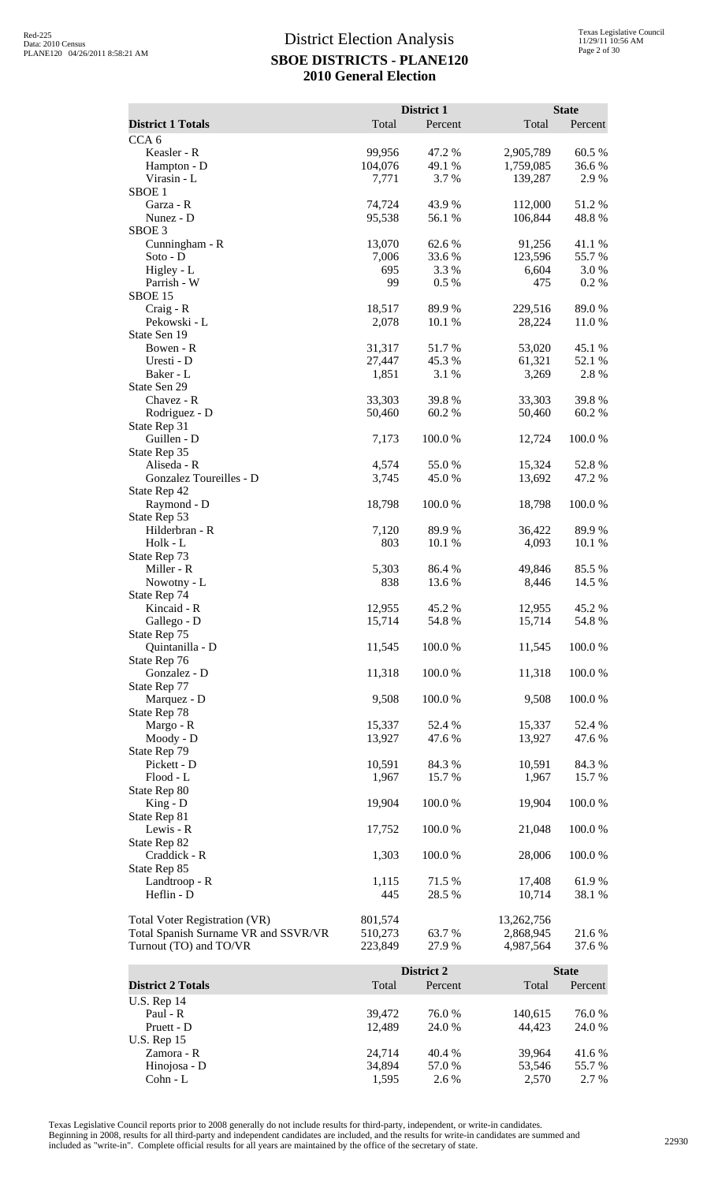# District Election Analysis
## SBOE DISTRICTS - PLANE120
## 2010 General Election

| District 1 Totals | District 1 Total | District 1 Percent | State Total | State Percent |
|---|---|---|---|---|
| CCA 6 | | | | |
| Keasler - R | 99,956 | 47.2 % | 2,905,789 | 60.5 % |
| Hampton - D | 104,076 | 49.1 % | 1,759,085 | 36.6 % |
| Virasin - L | 7,771 | 3.7 % | 139,287 | 2.9 % |
| SBOE 1 | | | | |
| Garza - R | 74,724 | 43.9 % | 112,000 | 51.2 % |
| Nunez - D | 95,538 | 56.1 % | 106,844 | 48.8 % |
| SBOE 3 | | | | |
| Cunningham - R | 13,070 | 62.6 % | 91,256 | 41.1 % |
| Soto - D | 7,006 | 33.6 % | 123,596 | 55.7 % |
| Higley - L | 695 | 3.3 % | 6,604 | 3.0 % |
| Parrish - W | 99 | 0.5 % | 475 | 0.2 % |
| SBOE 15 | | | | |
| Craig - R | 18,517 | 89.9 % | 229,516 | 89.0 % |
| Pekowski - L | 2,078 | 10.1 % | 28,224 | 11.0 % |
| State Sen 19 | | | | |
| Bowen - R | 31,317 | 51.7 % | 53,020 | 45.1 % |
| Uresti - D | 27,447 | 45.3 % | 61,321 | 52.1 % |
| Baker - L | 1,851 | 3.1 % | 3,269 | 2.8 % |
| State Sen 29 | | | | |
| Chavez - R | 33,303 | 39.8 % | 33,303 | 39.8 % |
| Rodriguez - D | 50,460 | 60.2 % | 50,460 | 60.2 % |
| State Rep 31 | | | | |
| Guillen - D | 7,173 | 100.0 % | 12,724 | 100.0 % |
| State Rep 35 | | | | |
| Aliseda - R | 4,574 | 55.0 % | 15,324 | 52.8 % |
| Gonzalez Toureilles - D | 3,745 | 45.0 % | 13,692 | 47.2 % |
| State Rep 42 | | | | |
| Raymond - D | 18,798 | 100.0 % | 18,798 | 100.0 % |
| State Rep 53 | | | | |
| Hilderbran - R | 7,120 | 89.9 % | 36,422 | 89.9 % |
| Holk - L | 803 | 10.1 % | 4,093 | 10.1 % |
| State Rep 73 | | | | |
| Miller - R | 5,303 | 86.4 % | 49,846 | 85.5 % |
| Nowotny - L | 838 | 13.6 % | 8,446 | 14.5 % |
| State Rep 74 | | | | |
| Kincaid - R | 12,955 | 45.2 % | 12,955 | 45.2 % |
| Gallego - D | 15,714 | 54.8 % | 15,714 | 54.8 % |
| State Rep 75 | | | | |
| Quintanilla - D | 11,545 | 100.0 % | 11,545 | 100.0 % |
| State Rep 76 | | | | |
| Gonzalez - D | 11,318 | 100.0 % | 11,318 | 100.0 % |
| State Rep 77 | | | | |
| Marquez - D | 9,508 | 100.0 % | 9,508 | 100.0 % |
| State Rep 78 | | | | |
| Margo - R | 15,337 | 52.4 % | 15,337 | 52.4 % |
| Moody - D | 13,927 | 47.6 % | 13,927 | 47.6 % |
| State Rep 79 | | | | |
| Pickett - D | 10,591 | 84.3 % | 10,591 | 84.3 % |
| Flood - L | 1,967 | 15.7 % | 1,967 | 15.7 % |
| State Rep 80 | | | | |
| King - D | 19,904 | 100.0 % | 19,904 | 100.0 % |
| State Rep 81 | | | | |
| Lewis - R | 17,752 | 100.0 % | 21,048 | 100.0 % |
| State Rep 82 | | | | |
| Craddick - R | 1,303 | 100.0 % | 28,006 | 100.0 % |
| State Rep 85 | | | | |
| Landtroop - R | 1,115 | 71.5 % | 17,408 | 61.9 % |
| Heflin - D | 445 | 28.5 % | 10,714 | 38.1 % |
| Total Voter Registration (VR) | 801,574 | | 13,262,756 | |
| Total Spanish Surname VR and SSVR/VR | 510,273 | 63.7 % | 2,868,945 | 21.6 % |
| Turnout (TO) and TO/VR | 223,849 | 27.9 % | 4,987,564 | 37.6 % |

| District 2 Totals | District 2 Total | District 2 Percent | State Total | State Percent |
|---|---|---|---|---|
| U.S. Rep 14 | | | | |
| Paul - R | 39,472 | 76.0 % | 140,615 | 76.0 % |
| Pruett - D | 12,489 | 24.0 % | 44,423 | 24.0 % |
| U.S. Rep 15 | | | | |
| Zamora - R | 24,714 | 40.4 % | 39,964 | 41.6 % |
| Hinojosa - D | 34,894 | 57.0 % | 53,546 | 55.7 % |
| Cohn - L | 1,595 | 2.6 % | 2,570 | 2.7 % |

Texas Legislative Council reports prior to 2008 generally do not include results for third-party, independent, or write-in candidates. Beginning in 2008, results for all third-party and independent candidates are included, and the results for write-in candidates are summed and included as "write-in". Complete official results for all years are maintained by the office of the secretary of state.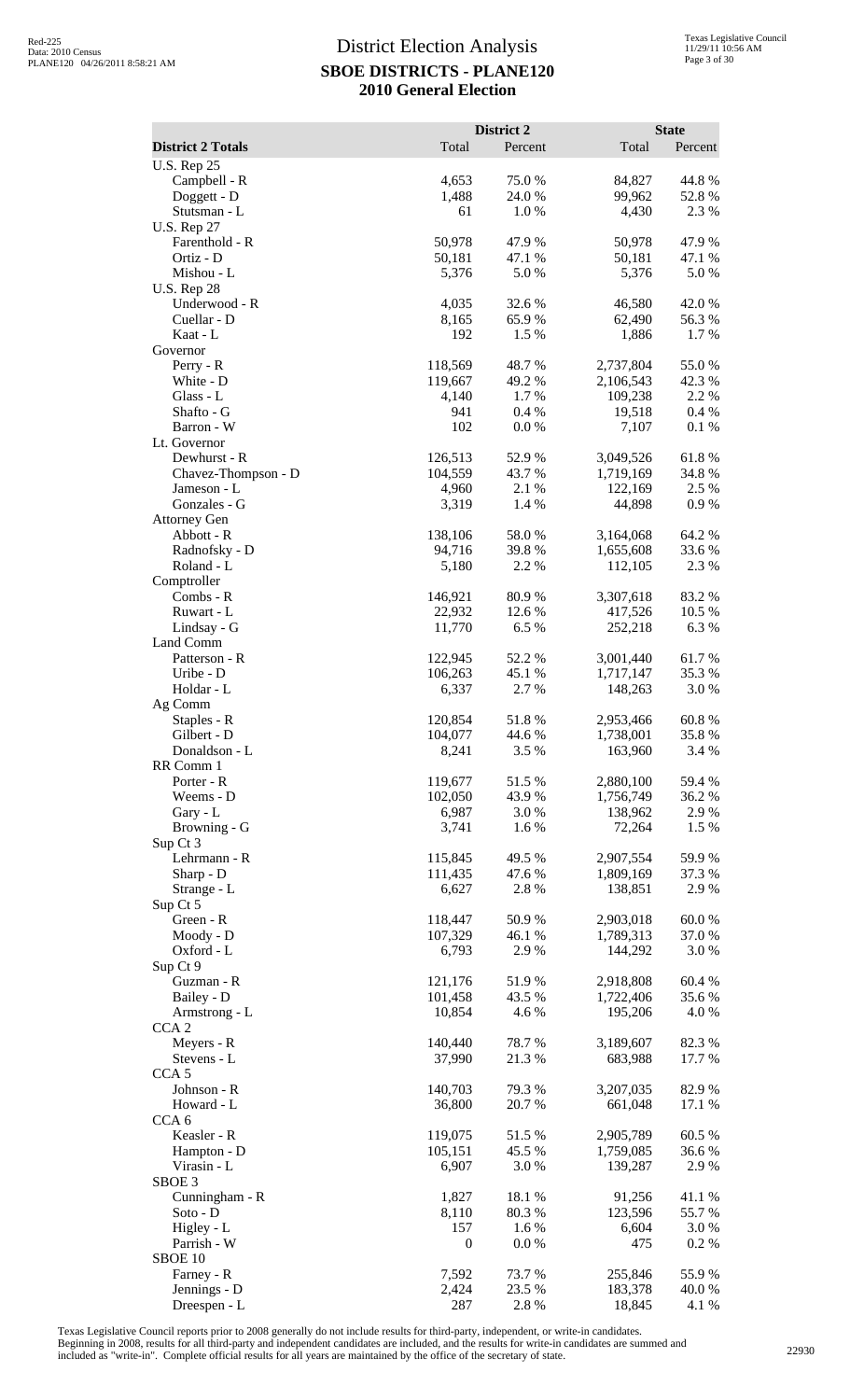# District Election Analysis
## SBOE DISTRICTS - PLANE120
## 2010 General Election

| | District 2 | | State | |
|---|---|---|---|---|
| **District 2 Totals** | Total | Percent | Total | Percent |
| U.S. Rep 25 | | | | |
| Campbell - R | 4,653 | 75.0 % | 84,827 | 44.8 % |
| Doggett - D | 1,488 | 24.0 % | 99,962 | 52.8 % |
| Stutsman - L | 61 | 1.0 % | 4,430 | 2.3 % |
| U.S. Rep 27 | | | | |
| Farenthold - R | 50,978 | 47.9 % | 50,978 | 47.9 % |
| Ortiz - D | 50,181 | 47.1 % | 50,181 | 47.1 % |
| Mishou - L | 5,376 | 5.0 % | 5,376 | 5.0 % |
| U.S. Rep 28 | | | | |
| Underwood - R | 4,035 | 32.6 % | 46,580 | 42.0 % |
| Cuellar - D | 8,165 | 65.9 % | 62,490 | 56.3 % |
| Kaat - L | 192 | 1.5 % | 1,886 | 1.7 % |
| Governor | | | | |
| Perry - R | 118,569 | 48.7 % | 2,737,804 | 55.0 % |
| White - D | 119,667 | 49.2 % | 2,106,543 | 42.3 % |
| Glass - L | 4,140 | 1.7 % | 109,238 | 2.2 % |
| Shafto - G | 941 | 0.4 % | 19,518 | 0.4 % |
| Barron - W | 102 | 0.0 % | 7,107 | 0.1 % |
| Lt. Governor | | | | |
| Dewhurst - R | 126,513 | 52.9 % | 3,049,526 | 61.8 % |
| Chavez-Thompson - D | 104,559 | 43.7 % | 1,719,169 | 34.8 % |
| Jameson - L | 4,960 | 2.1 % | 122,169 | 2.5 % |
| Gonzales - G | 3,319 | 1.4 % | 44,898 | 0.9 % |
| Attorney Gen | | | | |
| Abbott - R | 138,106 | 58.0 % | 3,164,068 | 64.2 % |
| Radnofsky - D | 94,716 | 39.8 % | 1,655,608 | 33.6 % |
| Roland - L | 5,180 | 2.2 % | 112,105 | 2.3 % |
| Comptroller | | | | |
| Combs - R | 146,921 | 80.9 % | 3,307,618 | 83.2 % |
| Ruwart - L | 22,932 | 12.6 % | 417,526 | 10.5 % |
| Lindsay - G | 11,770 | 6.5 % | 252,218 | 6.3 % |
| Land Comm | | | | |
| Patterson - R | 122,945 | 52.2 % | 3,001,440 | 61.7 % |
| Uribe - D | 106,263 | 45.1 % | 1,717,147 | 35.3 % |
| Holdar - L | 6,337 | 2.7 % | 148,263 | 3.0 % |
| Ag Comm | | | | |
| Staples - R | 120,854 | 51.8 % | 2,953,466 | 60.8 % |
| Gilbert - D | 104,077 | 44.6 % | 1,738,001 | 35.8 % |
| Donaldson - L | 8,241 | 3.5 % | 163,960 | 3.4 % |
| RR Comm 1 | | | | |
| Porter - R | 119,677 | 51.5 % | 2,880,100 | 59.4 % |
| Weems - D | 102,050 | 43.9 % | 1,756,749 | 36.2 % |
| Gary - L | 6,987 | 3.0 % | 138,962 | 2.9 % |
| Browning - G | 3,741 | 1.6 % | 72,264 | 1.5 % |
| Sup Ct 3 | | | | |
| Lehrmann - R | 115,845 | 49.5 % | 2,907,554 | 59.9 % |
| Sharp - D | 111,435 | 47.6 % | 1,809,169 | 37.3 % |
| Strange - L | 6,627 | 2.8 % | 138,851 | 2.9 % |
| Sup Ct 5 | | | | |
| Green - R | 118,447 | 50.9 % | 2,903,018 | 60.0 % |
| Moody - D | 107,329 | 46.1 % | 1,789,313 | 37.0 % |
| Oxford - L | 6,793 | 2.9 % | 144,292 | 3.0 % |
| Sup Ct 9 | | | | |
| Guzman - R | 121,176 | 51.9 % | 2,918,808 | 60.4 % |
| Bailey - D | 101,458 | 43.5 % | 1,722,406 | 35.6 % |
| Armstrong - L | 10,854 | 4.6 % | 195,206 | 4.0 % |
| CCA 2 | | | | |
| Meyers - R | 140,440 | 78.7 % | 3,189,607 | 82.3 % |
| Stevens - L | 37,990 | 21.3 % | 683,988 | 17.7 % |
| CCA 5 | | | | |
| Johnson - R | 140,703 | 79.3 % | 3,207,035 | 82.9 % |
| Howard - L | 36,800 | 20.7 % | 661,048 | 17.1 % |
| CCA 6 | | | | |
| Keasler - R | 119,075 | 51.5 % | 2,905,789 | 60.5 % |
| Hampton - D | 105,151 | 45.5 % | 1,759,085 | 36.6 % |
| Virasin - L | 6,907 | 3.0 % | 139,287 | 2.9 % |
| SBOE 3 | | | | |
| Cunningham - R | 1,827 | 18.1 % | 91,256 | 41.1 % |
| Soto - D | 8,110 | 80.3 % | 123,596 | 55.7 % |
| Higley - L | 157 | 1.6 % | 6,604 | 3.0 % |
| Parrish - W | 0 | 0.0 % | 475 | 0.2 % |
| SBOE 10 | | | | |
| Farney - R | 7,592 | 73.7 % | 255,846 | 55.9 % |
| Jennings - D | 2,424 | 23.5 % | 183,378 | 40.0 % |
| Dreespen - L | 287 | 2.8 % | 18,845 | 4.1 % |

Texas Legislative Council reports prior to 2008 generally do not include results for third-party, independent, or write-in candidates. Beginning in 2008, results for all third-party and independent candidates are included, and the results for write-in candidates are summed and included as "write-in". Complete official results for all years are maintained by the office of the secretary of state.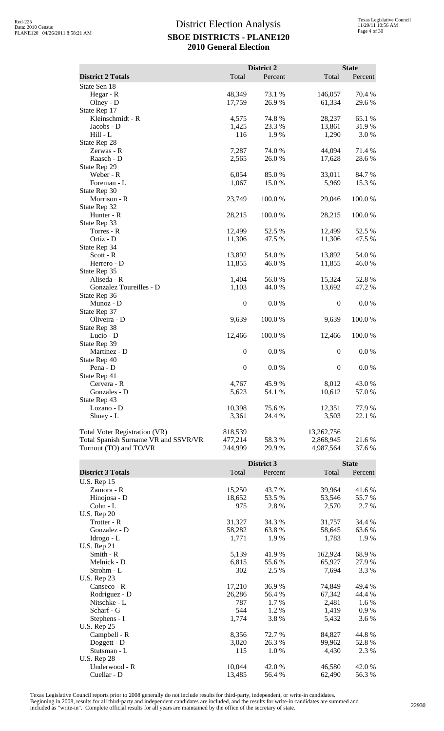# District Election Analysis

## SBOE DISTRICTS - PLANE120

## 2010 General Election

| District 2 Totals | District 2 Total | District 2 Percent | State Total | State Percent |
|---|---|---|---|---|
| State Sen 18 | | | | |
| Hegar - R | 48,349 | 73.1 % | 146,057 | 70.4 % |
| Olney - D | 17,759 | 26.9 % | 61,334 | 29.6 % |
| State Rep 17 | | | | |
| Kleinschmidt - R | 4,575 | 74.8 % | 28,237 | 65.1 % |
| Jacobs - D | 1,425 | 23.3 % | 13,861 | 31.9 % |
| Hill - L | 116 | 1.9 % | 1,290 | 3.0 % |
| State Rep 28 | | | | |
| Zerwas - R | 7,287 | 74.0 % | 44,094 | 71.4 % |
| Raasch - D | 2,565 | 26.0 % | 17,628 | 28.6 % |
| State Rep 29 | | | | |
| Weber - R | 6,054 | 85.0 % | 33,011 | 84.7 % |
| Foreman - L | 1,067 | 15.0 % | 5,969 | 15.3 % |
| State Rep 30 | | | | |
| Morrison - R | 23,749 | 100.0 % | 29,046 | 100.0 % |
| State Rep 32 | | | | |
| Hunter - R | 28,215 | 100.0 % | 28,215 | 100.0 % |
| State Rep 33 | | | | |
| Torres - R | 12,499 | 52.5 % | 12,499 | 52.5 % |
| Ortiz - D | 11,306 | 47.5 % | 11,306 | 47.5 % |
| State Rep 34 | | | | |
| Scott - R | 13,892 | 54.0 % | 13,892 | 54.0 % |
| Herrero - D | 11,855 | 46.0 % | 11,855 | 46.0 % |
| State Rep 35 | | | | |
| Aliseda - R | 1,404 | 56.0 % | 15,324 | 52.8 % |
| Gonzalez Toureilles - D | 1,103 | 44.0 % | 13,692 | 47.2 % |
| State Rep 36 | | | | |
| Munoz - D | 0 | 0.0 % | 0 | 0.0 % |
| State Rep 37 | | | | |
| Oliveira - D | 9,639 | 100.0 % | 9,639 | 100.0 % |
| State Rep 38 | | | | |
| Lucio - D | 12,466 | 100.0 % | 12,466 | 100.0 % |
| State Rep 39 | | | | |
| Martinez - D | 0 | 0.0 % | 0 | 0.0 % |
| State Rep 40 | | | | |
| Pena - D | 0 | 0.0 % | 0 | 0.0 % |
| State Rep 41 | | | | |
| Cervera - R | 4,767 | 45.9 % | 8,012 | 43.0 % |
| Gonzales - D | 5,623 | 54.1 % | 10,612 | 57.0 % |
| State Rep 43 | | | | |
| Lozano - D | 10,398 | 75.6 % | 12,351 | 77.9 % |
| Shuey - L | 3,361 | 24.4 % | 3,503 | 22.1 % |
| | | | | |
| Total Voter Registration (VR) | 818,539 | | 13,262,756 | |
| Total Spanish Surname VR and SSVR/VR | 477,214 | 58.3 % | 2,868,945 | 21.6 % |
| Turnout (TO) and TO/VR | 244,999 | 29.9 % | 4,987,564 | 37.6 % |

| District 3 Totals | District 3 Total | District 3 Percent | State Total | State Percent |
|---|---|---|---|---|
| U.S. Rep 15 | | | | |
| Zamora - R | 15,250 | 43.7 % | 39,964 | 41.6 % |
| Hinojosa - D | 18,652 | 53.5 % | 53,546 | 55.7 % |
| Cohn - L | 975 | 2.8 % | 2,570 | 2.7 % |
| U.S. Rep 20 | | | | |
| Trotter - R | 31,327 | 34.3 % | 31,757 | 34.4 % |
| Gonzalez - D | 58,282 | 63.8 % | 58,645 | 63.6 % |
| Idrogo - L | 1,771 | 1.9 % | 1,783 | 1.9 % |
| U.S. Rep 21 | | | | |
| Smith - R | 5,139 | 41.9 % | 162,924 | 68.9 % |
| Melnick - D | 6,815 | 55.6 % | 65,927 | 27.9 % |
| Strohm - L | 302 | 2.5 % | 7,694 | 3.3 % |
| U.S. Rep 23 | | | | |
| Canseco - R | 17,210 | 36.9 % | 74,849 | 49.4 % |
| Rodriguez - D | 26,286 | 56.4 % | 67,342 | 44.4 % |
| Nitschke - L | 787 | 1.7 % | 2,481 | 1.6 % |
| Scharf - G | 544 | 1.2 % | 1,419 | 0.9 % |
| Stephens - I | 1,774 | 3.8 % | 5,432 | 3.6 % |
| U.S. Rep 25 | | | | |
| Campbell - R | 8,356 | 72.7 % | 84,827 | 44.8 % |
| Doggett - D | 3,020 | 26.3 % | 99,962 | 52.8 % |
| Stutsman - L | 115 | 1.0 % | 4,430 | 2.3 % |
| U.S. Rep 28 | | | | |
| Underwood - R | 10,044 | 42.0 % | 46,580 | 42.0 % |
| Cuellar - D | 13,485 | 56.4 % | 62,490 | 56.3 % |

Texas Legislative Council reports prior to 2008 generally do not include results for third-party, independent, or write-in candidates.
Beginning in 2008, results for all third-party and independent candidates are included, and the results for write-in candidates are summed and included as "write-in". Complete official results for all years are maintained by the office of the secretary of state.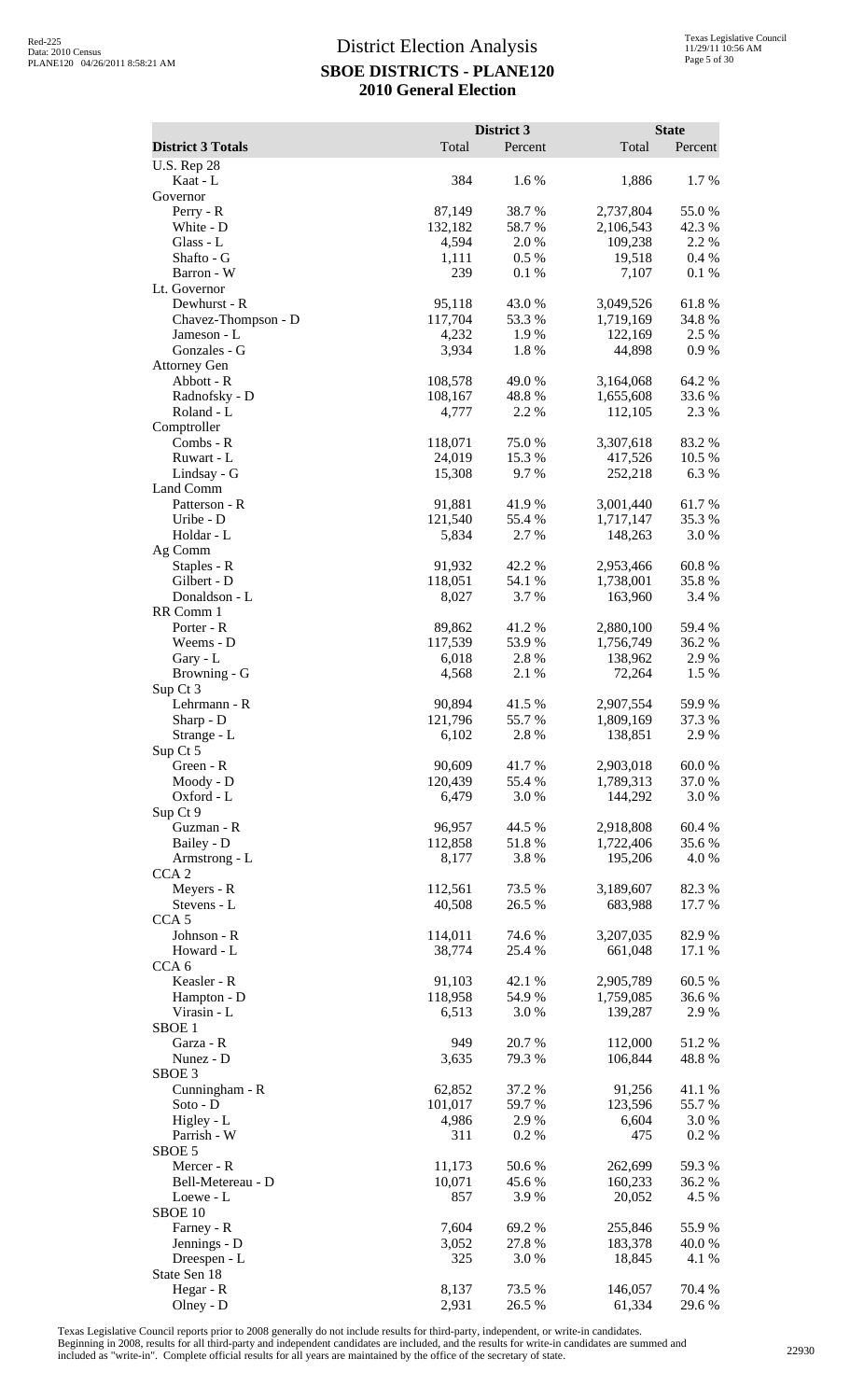# District Election Analysis

## SBOE DISTRICTS - PLANE120

### 2010 General Election

| | District 3 | | State | |
|---|---|---|---|---|
| **District 3 Totals** | Total | Percent | Total | Percent |
| U.S. Rep 28 | | | | |
| Kaat - L | 384 | 1.6 % | 1,886 | 1.7 % |
| Governor | | | | |
| Perry - R | 87,149 | 38.7 % | 2,737,804 | 55.0 % |
| White - D | 132,182 | 58.7 % | 2,106,543 | 42.3 % |
| Glass - L | 4,594 | 2.0 % | 109,238 | 2.2 % |
| Shafto - G | 1,111 | 0.5 % | 19,518 | 0.4 % |
| Barron - W | 239 | 0.1 % | 7,107 | 0.1 % |
| Lt. Governor | | | | |
| Dewhurst - R | 95,118 | 43.0 % | 3,049,526 | 61.8 % |
| Chavez-Thompson - D | 117,704 | 53.3 % | 1,719,169 | 34.8 % |
| Jameson - L | 4,232 | 1.9 % | 122,169 | 2.5 % |
| Gonzales - G | 3,934 | 1.8 % | 44,898 | 0.9 % |
| Attorney Gen | | | | |
| Abbott - R | 108,578 | 49.0 % | 3,164,068 | 64.2 % |
| Radnofsky - D | 108,167 | 48.8 % | 1,655,608 | 33.6 % |
| Roland - L | 4,777 | 2.2 % | 112,105 | 2.3 % |
| Comptroller | | | | |
| Combs - R | 118,071 | 75.0 % | 3,307,618 | 83.2 % |
| Ruwart - L | 24,019 | 15.3 % | 417,526 | 10.5 % |
| Lindsay - G | 15,308 | 9.7 % | 252,218 | 6.3 % |
| Land Comm | | | | |
| Patterson - R | 91,881 | 41.9 % | 3,001,440 | 61.7 % |
| Uribe - D | 121,540 | 55.4 % | 1,717,147 | 35.3 % |
| Holdar - L | 5,834 | 2.7 % | 148,263 | 3.0 % |
| Ag Comm | | | | |
| Staples - R | 91,932 | 42.2 % | 2,953,466 | 60.8 % |
| Gilbert - D | 118,051 | 54.1 % | 1,738,001 | 35.8 % |
| Donaldson - L | 8,027 | 3.7 % | 163,960 | 3.4 % |
| RR Comm 1 | | | | |
| Porter - R | 89,862 | 41.2 % | 2,880,100 | 59.4 % |
| Weems - D | 117,539 | 53.9 % | 1,756,749 | 36.2 % |
| Gary - L | 6,018 | 2.8 % | 138,962 | 2.9 % |
| Browning - G | 4,568 | 2.1 % | 72,264 | 1.5 % |
| Sup Ct 3 | | | | |
| Lehrmann - R | 90,894 | 41.5 % | 2,907,554 | 59.9 % |
| Sharp - D | 121,796 | 55.7 % | 1,809,169 | 37.3 % |
| Strange - L | 6,102 | 2.8 % | 138,851 | 2.9 % |
| Sup Ct 5 | | | | |
| Green - R | 90,609 | 41.7 % | 2,903,018 | 60.0 % |
| Moody - D | 120,439 | 55.4 % | 1,789,313 | 37.0 % |
| Oxford - L | 6,479 | 3.0 % | 144,292 | 3.0 % |
| Sup Ct 9 | | | | |
| Guzman - R | 96,957 | 44.5 % | 2,918,808 | 60.4 % |
| Bailey - D | 112,858 | 51.8 % | 1,722,406 | 35.6 % |
| Armstrong - L | 8,177 | 3.8 % | 195,206 | 4.0 % |
| CCA 2 | | | | |
| Meyers - R | 112,561 | 73.5 % | 3,189,607 | 82.3 % |
| Stevens - L | 40,508 | 26.5 % | 683,988 | 17.7 % |
| CCA 5 | | | | |
| Johnson - R | 114,011 | 74.6 % | 3,207,035 | 82.9 % |
| Howard - L | 38,774 | 25.4 % | 661,048 | 17.1 % |
| CCA 6 | | | | |
| Keasler - R | 91,103 | 42.1 % | 2,905,789 | 60.5 % |
| Hampton - D | 118,958 | 54.9 % | 1,759,085 | 36.6 % |
| Virasin - L | 6,513 | 3.0 % | 139,287 | 2.9 % |
| SBOE 1 | | | | |
| Garza - R | 949 | 20.7 % | 112,000 | 51.2 % |
| Nunez - D | 3,635 | 79.3 % | 106,844 | 48.8 % |
| SBOE 3 | | | | |
| Cunningham - R | 62,852 | 37.2 % | 91,256 | 41.1 % |
| Soto - D | 101,017 | 59.7 % | 123,596 | 55.7 % |
| Higley - L | 4,986 | 2.9 % | 6,604 | 3.0 % |
| Parrish - W | 311 | 0.2 % | 475 | 0.2 % |
| SBOE 5 | | | | |
| Mercer - R | 11,173 | 50.6 % | 262,699 | 59.3 % |
| Bell-Metereau - D | 10,071 | 45.6 % | 160,233 | 36.2 % |
| Loewe - L | 857 | 3.9 % | 20,052 | 4.5 % |
| SBOE 10 | | | | |
| Farney - R | 7,604 | 69.2 % | 255,846 | 55.9 % |
| Jennings - D | 3,052 | 27.8 % | 183,378 | 40.0 % |
| Dreespen - L | 325 | 3.0 % | 18,845 | 4.1 % |
| State Sen 18 | | | | |
| Hegar - R | 8,137 | 73.5 % | 146,057 | 70.4 % |
| Olney - D | 2,931 | 26.5 % | 61,334 | 29.6 % |

Texas Legislative Council reports prior to 2008 generally do not include results for third-party, independent, or write-in candidates. Beginning in 2008, results for all third-party and independent candidates are included, and the results for write-in candidates are summed and included as "write-in". Complete official results for all years are maintained by the office of the secretary of state.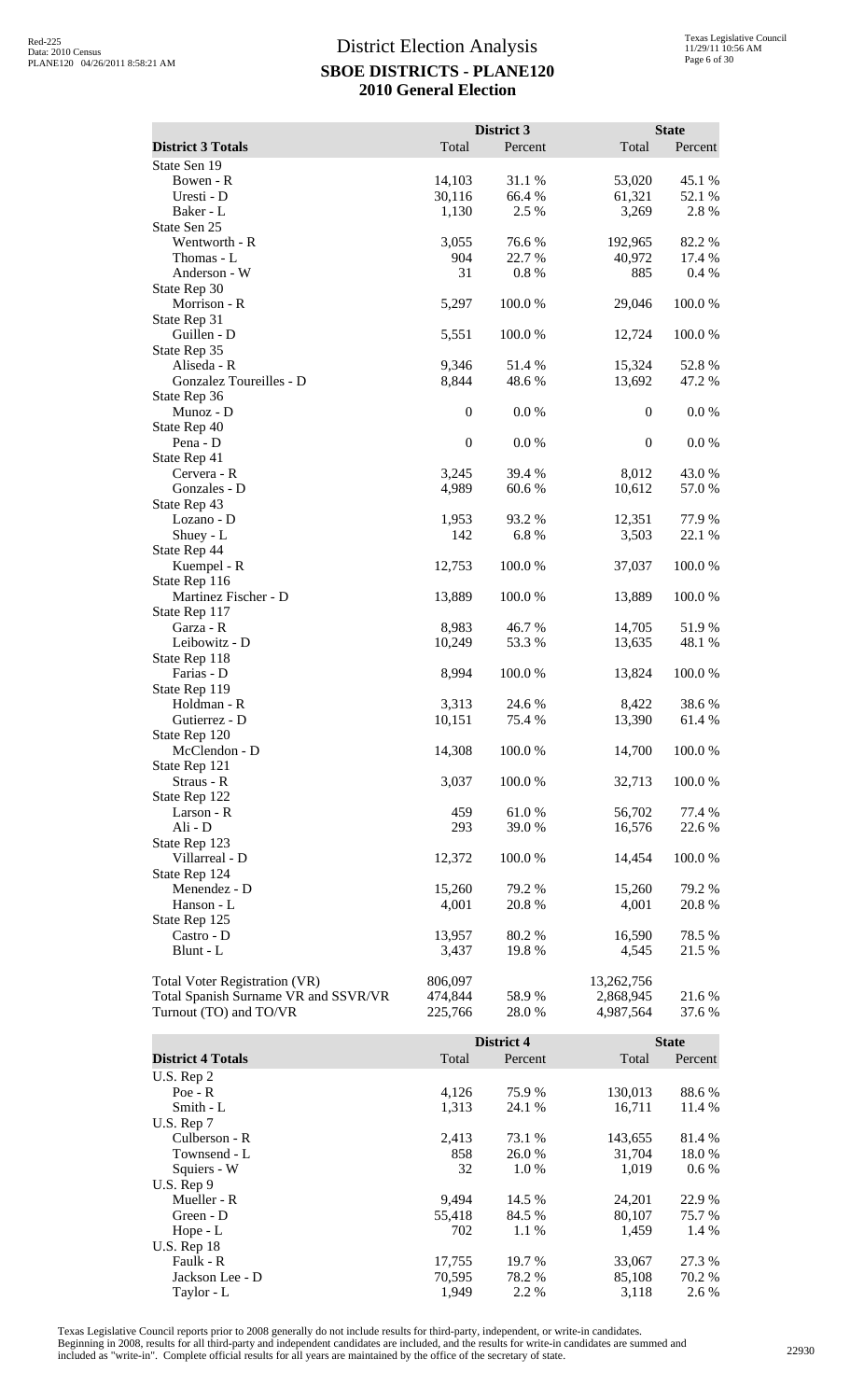# District Election Analysis
## SBOE DISTRICTS - PLANE120
## 2010 General Election

| District 3 Totals | District 3 Total | District 3 Percent | State Total | State Percent |
|---|---|---|---|---|
| State Sen 19 | | | | |
| Bowen - R | 14,103 | 31.1 % | 53,020 | 45.1 % |
| Uresti - D | 30,116 | 66.4 % | 61,321 | 52.1 % |
| Baker - L | 1,130 | 2.5 % | 3,269 | 2.8 % |
| State Sen 25 | | | | |
| Wentworth - R | 3,055 | 76.6 % | 192,965 | 82.2 % |
| Thomas - L | 904 | 22.7 % | 40,972 | 17.4 % |
| Anderson - W | 31 | 0.8 % | 885 | 0.4 % |
| State Rep 30 | | | | |
| Morrison - R | 5,297 | 100.0 % | 29,046 | 100.0 % |
| State Rep 31 | | | | |
| Guillen - D | 5,551 | 100.0 % | 12,724 | 100.0 % |
| State Rep 35 | | | | |
| Aliseda - R | 9,346 | 51.4 % | 15,324 | 52.8 % |
| Gonzalez Toureilles - D | 8,844 | 48.6 % | 13,692 | 47.2 % |
| State Rep 36 | | | | |
| Munoz - D | 0 | 0.0 % | 0 | 0.0 % |
| State Rep 40 | | | | |
| Pena - D | 0 | 0.0 % | 0 | 0.0 % |
| State Rep 41 | | | | |
| Cervera - R | 3,245 | 39.4 % | 8,012 | 43.0 % |
| Gonzales - D | 4,989 | 60.6 % | 10,612 | 57.0 % |
| State Rep 43 | | | | |
| Lozano - D | 1,953 | 93.2 % | 12,351 | 77.9 % |
| Shuey - L | 142 | 6.8 % | 3,503 | 22.1 % |
| State Rep 44 | | | | |
| Kuempel - R | 12,753 | 100.0 % | 37,037 | 100.0 % |
| State Rep 116 | | | | |
| Martinez Fischer - D | 13,889 | 100.0 % | 13,889 | 100.0 % |
| State Rep 117 | | | | |
| Garza - R | 8,983 | 46.7 % | 14,705 | 51.9 % |
| Leibowitz - D | 10,249 | 53.3 % | 13,635 | 48.1 % |
| State Rep 118 | | | | |
| Farias - D | 8,994 | 100.0 % | 13,824 | 100.0 % |
| State Rep 119 | | | | |
| Holdman - R | 3,313 | 24.6 % | 8,422 | 38.6 % |
| Gutierrez - D | 10,151 | 75.4 % | 13,390 | 61.4 % |
| State Rep 120 | | | | |
| McClendon - D | 14,308 | 100.0 % | 14,700 | 100.0 % |
| State Rep 121 | | | | |
| Straus - R | 3,037 | 100.0 % | 32,713 | 100.0 % |
| State Rep 122 | | | | |
| Larson - R | 459 | 61.0 % | 56,702 | 77.4 % |
| Ali - D | 293 | 39.0 % | 16,576 | 22.6 % |
| State Rep 123 | | | | |
| Villarreal - D | 12,372 | 100.0 % | 14,454 | 100.0 % |
| State Rep 124 | | | | |
| Menendez - D | 15,260 | 79.2 % | 15,260 | 79.2 % |
| Hanson - L | 4,001 | 20.8 % | 4,001 | 20.8 % |
| State Rep 125 | | | | |
| Castro - D | 13,957 | 80.2 % | 16,590 | 78.5 % |
| Blunt - L | 3,437 | 19.8 % | 4,545 | 21.5 % |
| Total Voter Registration (VR) | 806,097 | | 13,262,756 | |
| Total Spanish Surname VR and SSVR/VR | 474,844 | 58.9 % | 2,868,945 | 21.6 % |
| Turnout (TO) and TO/VR | 225,766 | 28.0 % | 4,987,564 | 37.6 % |

| District 4 Totals | District 4 Total | District 4 Percent | State Total | State Percent |
|---|---|---|---|---|
| U.S. Rep 2 | | | | |
| Poe - R | 4,126 | 75.9 % | 130,013 | 88.6 % |
| Smith - L | 1,313 | 24.1 % | 16,711 | 11.4 % |
| U.S. Rep 7 | | | | |
| Culberson - R | 2,413 | 73.1 % | 143,655 | 81.4 % |
| Townsend - L | 858 | 26.0 % | 31,704 | 18.0 % |
| Squiers - W | 32 | 1.0 % | 1,019 | 0.6 % |
| U.S. Rep 9 | | | | |
| Mueller - R | 9,494 | 14.5 % | 24,201 | 22.9 % |
| Green - D | 55,418 | 84.5 % | 80,107 | 75.7 % |
| Hope - L | 702 | 1.1 % | 1,459 | 1.4 % |
| U.S. Rep 18 | | | | |
| Faulk - R | 17,755 | 19.7 % | 33,067 | 27.3 % |
| Jackson Lee - D | 70,595 | 78.2 % | 85,108 | 70.2 % |
| Taylor - L | 1,949 | 2.2 % | 3,118 | 2.6 % |

Texas Legislative Council reports prior to 2008 generally do not include results for third-party, independent, or write-in candidates. Beginning in 2008, results for all third-party and independent candidates are included, and the results for write-in candidates are summed and included as "write-in". Complete official results for all years are maintained by the office of the secretary of state.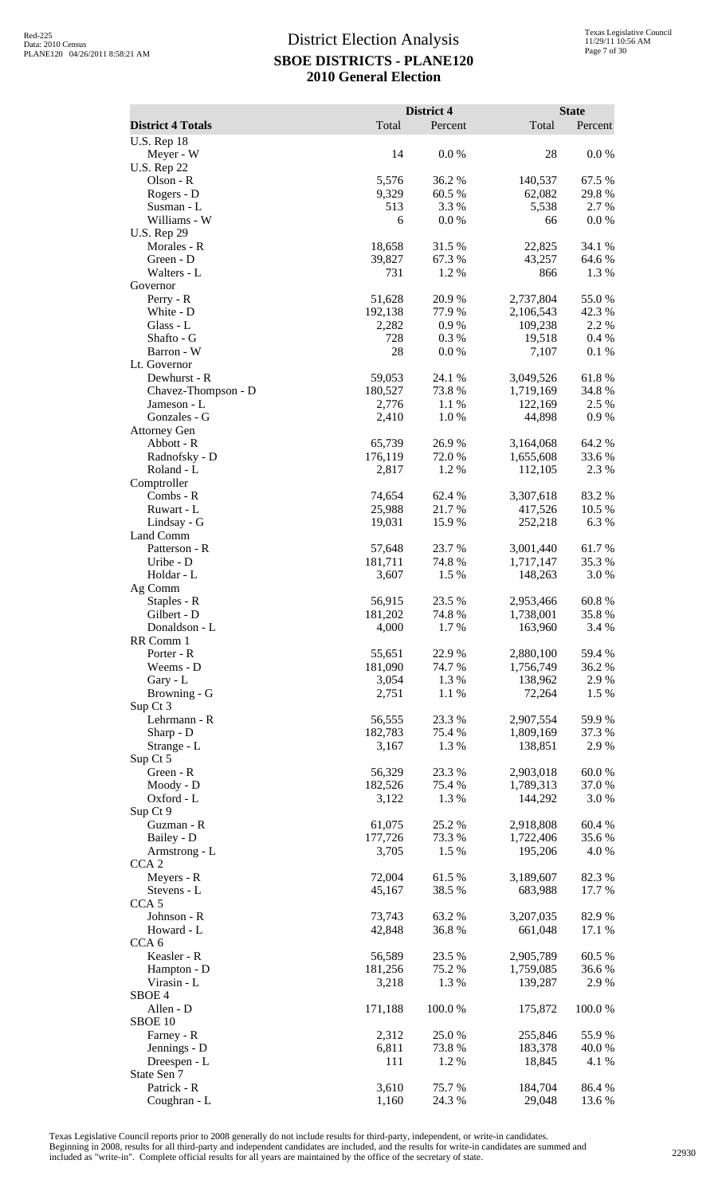# District Election Analysis
## SBOE DISTRICTS - PLANE120
## 2010 General Election

| District 4 Totals | District 4 Total | District 4 Percent | State Total | State Percent |
|---|---|---|---|---|
| U.S. Rep 18 | | | | |
| Meyer - W | 14 | 0.0 % | 28 | 0.0 % |
| U.S. Rep 22 | | | | |
| Olson - R | 5,576 | 36.2 % | 140,537 | 67.5 % |
| Rogers - D | 9,329 | 60.5 % | 62,082 | 29.8 % |
| Susman - L | 513 | 3.3 % | 5,538 | 2.7 % |
| Williams - W | 6 | 0.0 % | 66 | 0.0 % |
| U.S. Rep 29 | | | | |
| Morales - R | 18,658 | 31.5 % | 22,825 | 34.1 % |
| Green - D | 39,827 | 67.3 % | 43,257 | 64.6 % |
| Walters - L | 731 | 1.2 % | 866 | 1.3 % |
| Governor | | | | |
| Perry - R | 51,628 | 20.9 % | 2,737,804 | 55.0 % |
| White - D | 192,138 | 77.9 % | 2,106,543 | 42.3 % |
| Glass - L | 2,282 | 0.9 % | 109,238 | 2.2 % |
| Shafto - G | 728 | 0.3 % | 19,518 | 0.4 % |
| Barron - W | 28 | 0.0 % | 7,107 | 0.1 % |
| Lt. Governor | | | | |
| Dewhurst - R | 59,053 | 24.1 % | 3,049,526 | 61.8 % |
| Chavez-Thompson - D | 180,527 | 73.8 % | 1,719,169 | 34.8 % |
| Jameson - L | 2,776 | 1.1 % | 122,169 | 2.5 % |
| Gonzales - G | 2,410 | 1.0 % | 44,898 | 0.9 % |
| Attorney Gen | | | | |
| Abbott - R | 65,739 | 26.9 % | 3,164,068 | 64.2 % |
| Radnofsky - D | 176,119 | 72.0 % | 1,655,608 | 33.6 % |
| Roland - L | 2,817 | 1.2 % | 112,105 | 2.3 % |
| Comptroller | | | | |
| Combs - R | 74,654 | 62.4 % | 3,307,618 | 83.2 % |
| Ruwart - L | 25,988 | 21.7 % | 417,526 | 10.5 % |
| Lindsay - G | 19,031 | 15.9 % | 252,218 | 6.3 % |
| Land Comm | | | | |
| Patterson - R | 57,648 | 23.7 % | 3,001,440 | 61.7 % |
| Uribe - D | 181,711 | 74.8 % | 1,717,147 | 35.3 % |
| Holdar - L | 3,607 | 1.5 % | 148,263 | 3.0 % |
| Ag Comm | | | | |
| Staples - R | 56,915 | 23.5 % | 2,953,466 | 60.8 % |
| Gilbert - D | 181,202 | 74.8 % | 1,738,001 | 35.8 % |
| Donaldson - L | 4,000 | 1.7 % | 163,960 | 3.4 % |
| RR Comm 1 | | | | |
| Porter - R | 55,651 | 22.9 % | 2,880,100 | 59.4 % |
| Weems - D | 181,090 | 74.7 % | 1,756,749 | 36.2 % |
| Gary - L | 3,054 | 1.3 % | 138,962 | 2.9 % |
| Browning - G | 2,751 | 1.1 % | 72,264 | 1.5 % |
| Sup Ct 3 | | | | |
| Lehrmann - R | 56,555 | 23.3 % | 2,907,554 | 59.9 % |
| Sharp - D | 182,783 | 75.4 % | 1,809,169 | 37.3 % |
| Strange - L | 3,167 | 1.3 % | 138,851 | 2.9 % |
| Sup Ct 5 | | | | |
| Green - R | 56,329 | 23.3 % | 2,903,018 | 60.0 % |
| Moody - D | 182,526 | 75.4 % | 1,789,313 | 37.0 % |
| Oxford - L | 3,122 | 1.3 % | 144,292 | 3.0 % |
| Sup Ct 9 | | | | |
| Guzman - R | 61,075 | 25.2 % | 2,918,808 | 60.4 % |
| Bailey - D | 177,726 | 73.3 % | 1,722,406 | 35.6 % |
| Armstrong - L | 3,705 | 1.5 % | 195,206 | 4.0 % |
| CCA 2 | | | | |
| Meyers - R | 72,004 | 61.5 % | 3,189,607 | 82.3 % |
| Stevens - L | 45,167 | 38.5 % | 683,988 | 17.7 % |
| CCA 5 | | | | |
| Johnson - R | 73,743 | 63.2 % | 3,207,035 | 82.9 % |
| Howard - L | 42,848 | 36.8 % | 661,048 | 17.1 % |
| CCA 6 | | | | |
| Keasler - R | 56,589 | 23.5 % | 2,905,789 | 60.5 % |
| Hampton - D | 181,256 | 75.2 % | 1,759,085 | 36.6 % |
| Virasin - L | 3,218 | 1.3 % | 139,287 | 2.9 % |
| SBOE 4 | | | | |
| Allen - D | 171,188 | 100.0 % | 175,872 | 100.0 % |
| SBOE 10 | | | | |
| Farney - R | 2,312 | 25.0 % | 255,846 | 55.9 % |
| Jennings - D | 6,811 | 73.8 % | 183,378 | 40.0 % |
| Dreespen - L | 111 | 1.2 % | 18,845 | 4.1 % |
| State Sen 7 | | | | |
| Patrick - R | 3,610 | 75.7 % | 184,704 | 86.4 % |
| Coughran - L | 1,160 | 24.3 % | 29,048 | 13.6 % |

Texas Legislative Council reports prior to 2008 generally do not include results for third-party, independent, or write-in candidates. Beginning in 2008, results for all third-party and independent candidates are included, and the results for write-in candidates are summed and included as "write-in". Complete official results for all years are maintained by the office of the secretary of state.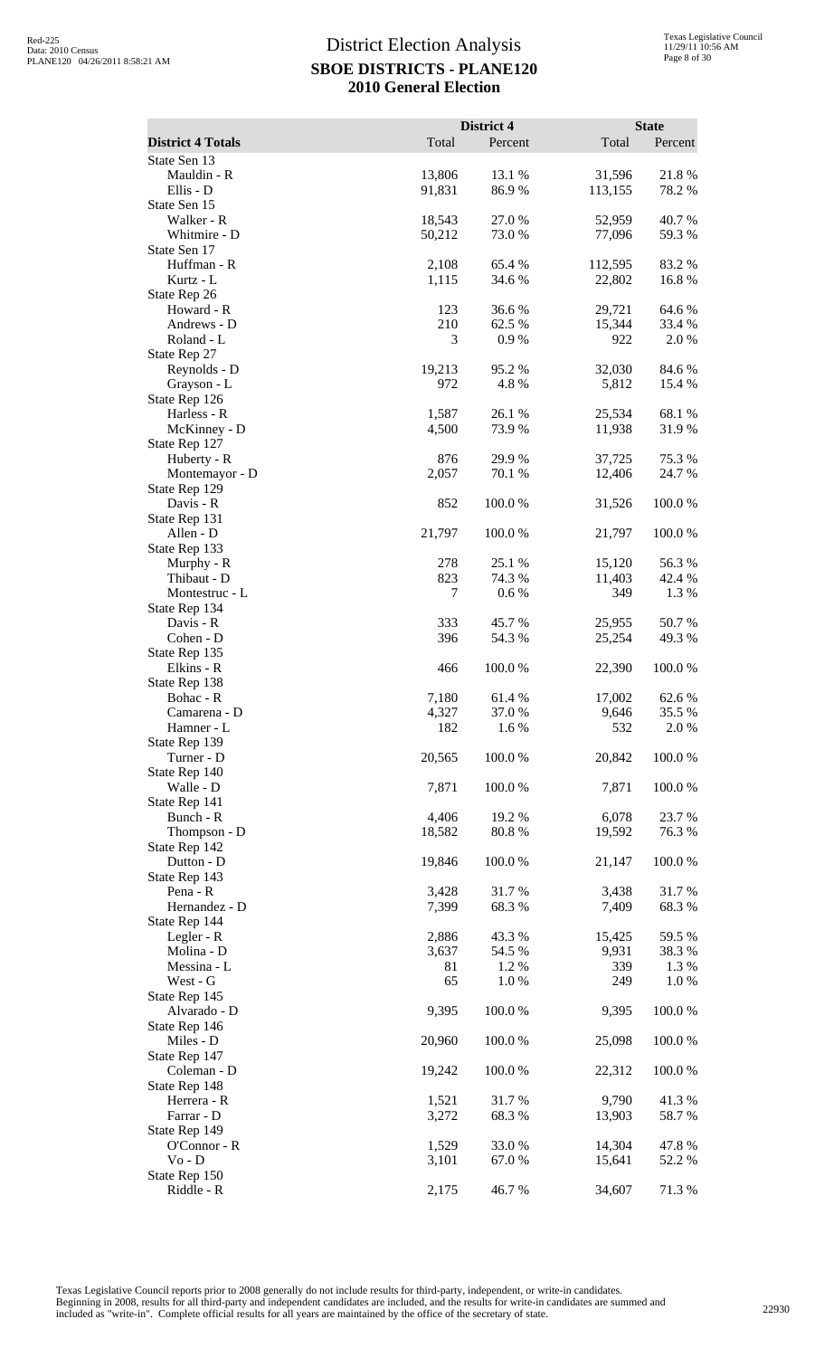# District Election Analysis

## SBOE DISTRICTS - PLANE120

## 2010 General Election

| District 4 Totals | District 4 Total | District 4 Percent | State Total | State Percent |
|---|---|---|---|---|
| State Sen 13 | | | | |
| Mauldin - R | 13,806 | 13.1 % | 31,596 | 21.8 % |
| Ellis - D | 91,831 | 86.9 % | 113,155 | 78.2 % |
| State Sen 15 | | | | |
| Walker - R | 18,543 | 27.0 % | 52,959 | 40.7 % |
| Whitmire - D | 50,212 | 73.0 % | 77,096 | 59.3 % |
| State Sen 17 | | | | |
| Huffman - R | 2,108 | 65.4 % | 112,595 | 83.2 % |
| Kurtz - L | 1,115 | 34.6 % | 22,802 | 16.8 % |
| State Rep 26 | | | | |
| Howard - R | 123 | 36.6 % | 29,721 | 64.6 % |
| Andrews - D | 210 | 62.5 % | 15,344 | 33.4 % |
| Roland - L | 3 | 0.9 % | 922 | 2.0 % |
| State Rep 27 | | | | |
| Reynolds - D | 19,213 | 95.2 % | 32,030 | 84.6 % |
| Grayson - L | 972 | 4.8 % | 5,812 | 15.4 % |
| State Rep 126 | | | | |
| Harless - R | 1,587 | 26.1 % | 25,534 | 68.1 % |
| McKinney - D | 4,500 | 73.9 % | 11,938 | 31.9 % |
| State Rep 127 | | | | |
| Huberty - R | 876 | 29.9 % | 37,725 | 75.3 % |
| Montemayor - D | 2,057 | 70.1 % | 12,406 | 24.7 % |
| State Rep 129 | | | | |
| Davis - R | 852 | 100.0 % | 31,526 | 100.0 % |
| State Rep 131 | | | | |
| Allen - D | 21,797 | 100.0 % | 21,797 | 100.0 % |
| State Rep 133 | | | | |
| Murphy - R | 278 | 25.1 % | 15,120 | 56.3 % |
| Thibaut - D | 823 | 74.3 % | 11,403 | 42.4 % |
| Montestruc - L | 7 | 0.6 % | 349 | 1.3 % |
| State Rep 134 | | | | |
| Davis - R | 333 | 45.7 % | 25,955 | 50.7 % |
| Cohen - D | 396 | 54.3 % | 25,254 | 49.3 % |
| State Rep 135 | | | | |
| Elkins - R | 466 | 100.0 % | 22,390 | 100.0 % |
| State Rep 138 | | | | |
| Bohac - R | 7,180 | 61.4 % | 17,002 | 62.6 % |
| Camarena - D | 4,327 | 37.0 % | 9,646 | 35.5 % |
| Hamner - L | 182 | 1.6 % | 532 | 2.0 % |
| State Rep 139 | | | | |
| Turner - D | 20,565 | 100.0 % | 20,842 | 100.0 % |
| State Rep 140 | | | | |
| Walle - D | 7,871 | 100.0 % | 7,871 | 100.0 % |
| State Rep 141 | | | | |
| Bunch - R | 4,406 | 19.2 % | 6,078 | 23.7 % |
| Thompson - D | 18,582 | 80.8 % | 19,592 | 76.3 % |
| State Rep 142 | | | | |
| Dutton - D | 19,846 | 100.0 % | 21,147 | 100.0 % |
| State Rep 143 | | | | |
| Pena - R | 3,428 | 31.7 % | 3,438 | 31.7 % |
| Hernandez - D | 7,399 | 68.3 % | 7,409 | 68.3 % |
| State Rep 144 | | | | |
| Legler - R | 2,886 | 43.3 % | 15,425 | 59.5 % |
| Molina - D | 3,637 | 54.5 % | 9,931 | 38.3 % |
| Messina - L | 81 | 1.2 % | 339 | 1.3 % |
| West - G | 65 | 1.0 % | 249 | 1.0 % |
| State Rep 145 | | | | |
| Alvarado - D | 9,395 | 100.0 % | 9,395 | 100.0 % |
| State Rep 146 | | | | |
| Miles - D | 20,960 | 100.0 % | 25,098 | 100.0 % |
| State Rep 147 | | | | |
| Coleman - D | 19,242 | 100.0 % | 22,312 | 100.0 % |
| State Rep 148 | | | | |
| Herrera - R | 1,521 | 31.7 % | 9,790 | 41.3 % |
| Farrar - D | 3,272 | 68.3 % | 13,903 | 58.7 % |
| State Rep 149 | | | | |
| O'Connor - R | 1,529 | 33.0 % | 14,304 | 47.8 % |
| Vo - D | 3,101 | 67.0 % | 15,641 | 52.2 % |
| State Rep 150 | | | | |
| Riddle - R | 2,175 | 46.7 % | 34,607 | 71.3 % |

Texas Legislative Council reports prior to 2008 generally do not include results for third-party, independent, or write-in candidates. Beginning in 2008, results for all third-party and independent candidates are included, and the results for write-in candidates are summed and included as "write-in". Complete official results for all years are maintained by the office of the secretary of state.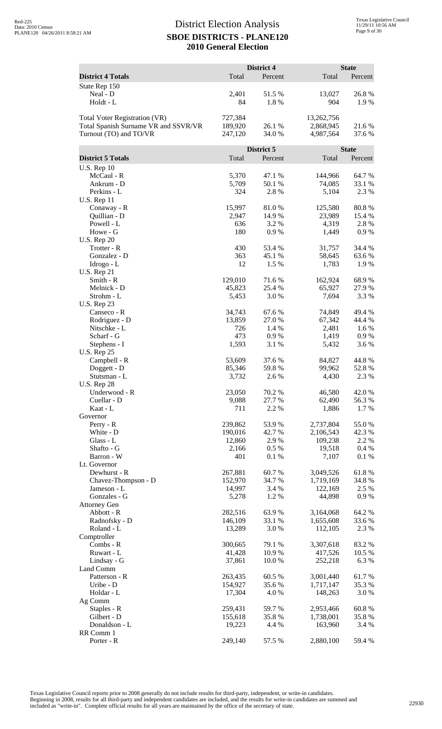# District Election Analysis
## SBOE DISTRICTS - PLANE120
## 2010 General Election

| District 4 Totals | District 4 Total | District 4 Percent | State Total | State Percent |
|---|---|---|---|---|
| State Rep 150 | | | | |
| Neal - D | 2,401 | 51.5 % | 13,027 | 26.8 % |
| Holdt - L | 84 | 1.8 % | 904 | 1.9 % |
| | | | | |
| Total Voter Registration (VR) | 727,384 | | 13,262,756 | |
| Total Spanish Surname VR and SSVR/VR | 189,920 | 26.1 % | 2,868,945 | 21.6 % |
| Turnout (TO) and TO/VR | 247,120 | 34.0 % | 4,987,564 | 37.6 % |

| District 5 Totals | District 5 Total | District 5 Percent | State Total | State Percent |
|---|---|---|---|---|
| U.S. Rep 10 | | | | |
| McCaul - R | 5,370 | 47.1 % | 144,966 | 64.7 % |
| Ankrum - D | 5,709 | 50.1 % | 74,085 | 33.1 % |
| Perkins - L | 324 | 2.8 % | 5,104 | 2.3 % |
| U.S. Rep 11 | | | | |
| Conaway - R | 15,997 | 81.0 % | 125,580 | 80.8 % |
| Quillian - D | 2,947 | 14.9 % | 23,989 | 15.4 % |
| Powell - L | 636 | 3.2 % | 4,319 | 2.8 % |
| Howe - G | 180 | 0.9 % | 1,449 | 0.9 % |
| U.S. Rep 20 | | | | |
| Trotter - R | 430 | 53.4 % | 31,757 | 34.4 % |
| Gonzalez - D | 363 | 45.1 % | 58,645 | 63.6 % |
| Idrogo - L | 12 | 1.5 % | 1,783 | 1.9 % |
| U.S. Rep 21 | | | | |
| Smith - R | 129,010 | 71.6 % | 162,924 | 68.9 % |
| Melnick - D | 45,823 | 25.4 % | 65,927 | 27.9 % |
| Strohm - L | 5,453 | 3.0 % | 7,694 | 3.3 % |
| U.S. Rep 23 | | | | |
| Canseco - R | 34,743 | 67.6 % | 74,849 | 49.4 % |
| Rodriguez - D | 13,859 | 27.0 % | 67,342 | 44.4 % |
| Nitschke - L | 726 | 1.4 % | 2,481 | 1.6 % |
| Scharf - G | 473 | 0.9 % | 1,419 | 0.9 % |
| Stephens - I | 1,593 | 3.1 % | 5,432 | 3.6 % |
| U.S. Rep 25 | | | | |
| Campbell - R | 53,609 | 37.6 % | 84,827 | 44.8 % |
| Doggett - D | 85,346 | 59.8 % | 99,962 | 52.8 % |
| Stutsman - L | 3,732 | 2.6 % | 4,430 | 2.3 % |
| U.S. Rep 28 | | | | |
| Underwood - R | 23,050 | 70.2 % | 46,580 | 42.0 % |
| Cuellar - D | 9,088 | 27.7 % | 62,490 | 56.3 % |
| Kaat - L | 711 | 2.2 % | 1,886 | 1.7 % |
| Governor | | | | |
| Perry - R | 239,862 | 53.9 % | 2,737,804 | 55.0 % |
| White - D | 190,016 | 42.7 % | 2,106,543 | 42.3 % |
| Glass - L | 12,860 | 2.9 % | 109,238 | 2.2 % |
| Shafto - G | 2,166 | 0.5 % | 19,518 | 0.4 % |
| Barron - W | 401 | 0.1 % | 7,107 | 0.1 % |
| Lt. Governor | | | | |
| Dewhurst - R | 267,881 | 60.7 % | 3,049,526 | 61.8 % |
| Chavez-Thompson - D | 152,970 | 34.7 % | 1,719,169 | 34.8 % |
| Jameson - L | 14,997 | 3.4 % | 122,169 | 2.5 % |
| Gonzales - G | 5,278 | 1.2 % | 44,898 | 0.9 % |
| Attorney Gen | | | | |
| Abbott - R | 282,516 | 63.9 % | 3,164,068 | 64.2 % |
| Radnofsky - D | 146,109 | 33.1 % | 1,655,608 | 33.6 % |
| Roland - L | 13,289 | 3.0 % | 112,105 | 2.3 % |
| Comptroller | | | | |
| Combs - R | 300,665 | 79.1 % | 3,307,618 | 83.2 % |
| Ruwart - L | 41,428 | 10.9 % | 417,526 | 10.5 % |
| Lindsay - G | 37,861 | 10.0 % | 252,218 | 6.3 % |
| Land Comm | | | | |
| Patterson - R | 263,435 | 60.5 % | 3,001,440 | 61.7 % |
| Uribe - D | 154,927 | 35.6 % | 1,717,147 | 35.3 % |
| Holdar - L | 17,304 | 4.0 % | 148,263 | 3.0 % |
| Ag Comm | | | | |
| Staples - R | 259,431 | 59.7 % | 2,953,466 | 60.8 % |
| Gilbert - D | 155,618 | 35.8 % | 1,738,001 | 35.8 % |
| Donaldson - L | 19,223 | 4.4 % | 163,960 | 3.4 % |
| RR Comm 1 | | | | |
| Porter - R | 249,140 | 57.5 % | 2,880,100 | 59.4 % |

Texas Legislative Council reports prior to 2008 generally do not include results for third-party, independent, or write-in candidates. Beginning in 2008, results for all third-party and independent candidates are included, and the results for write-in candidates are summed and included as "write-in". Complete official results for all years are maintained by the office of the secretary of state.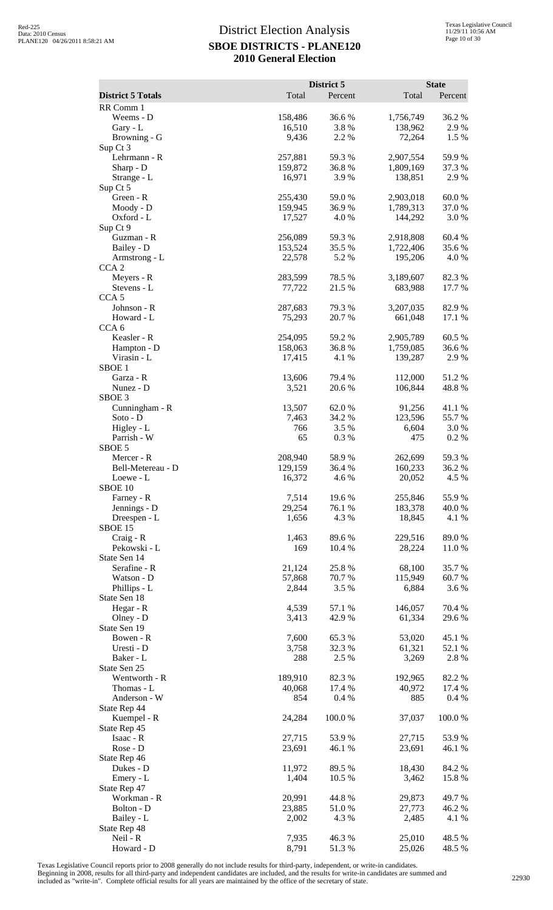# District Election Analysis

## SBOE DISTRICTS - PLANE120

## 2010 General Election

| District 5 Totals | District 5 Total | District 5 Percent | State Total | State Percent |
|---|---|---|---|---|
| RR Comm 1 | | | | |
| Weems - D | 158,486 | 36.6 % | 1,756,749 | 36.2 % |
| Gary - L | 16,510 | 3.8 % | 138,962 | 2.9 % |
| Browning - G | 9,436 | 2.2 % | 72,264 | 1.5 % |
| Sup Ct 3 | | | | |
| Lehrmann - R | 257,881 | 59.3 % | 2,907,554 | 59.9 % |
| Sharp - D | 159,872 | 36.8 % | 1,809,169 | 37.3 % |
| Strange - L | 16,971 | 3.9 % | 138,851 | 2.9 % |
| Sup Ct 5 | | | | |
| Green - R | 255,430 | 59.0 % | 2,903,018 | 60.0 % |
| Moody - D | 159,945 | 36.9 % | 1,789,313 | 37.0 % |
| Oxford - L | 17,527 | 4.0 % | 144,292 | 3.0 % |
| Sup Ct 9 | | | | |
| Guzman - R | 256,089 | 59.3 % | 2,918,808 | 60.4 % |
| Bailey - D | 153,524 | 35.5 % | 1,722,406 | 35.6 % |
| Armstrong - L | 22,578 | 5.2 % | 195,206 | 4.0 % |
| CCA 2 | | | | |
| Meyers - R | 283,599 | 78.5 % | 3,189,607 | 82.3 % |
| Stevens - L | 77,722 | 21.5 % | 683,988 | 17.7 % |
| CCA 5 | | | | |
| Johnson - R | 287,683 | 79.3 % | 3,207,035 | 82.9 % |
| Howard - L | 75,293 | 20.7 % | 661,048 | 17.1 % |
| CCA 6 | | | | |
| Keasler - R | 254,095 | 59.2 % | 2,905,789 | 60.5 % |
| Hampton - D | 158,063 | 36.8 % | 1,759,085 | 36.6 % |
| Virasin - L | 17,415 | 4.1 % | 139,287 | 2.9 % |
| SBOE 1 | | | | |
| Garza - R | 13,606 | 79.4 % | 112,000 | 51.2 % |
| Nunez - D | 3,521 | 20.6 % | 106,844 | 48.8 % |
| SBOE 3 | | | | |
| Cunningham - R | 13,507 | 62.0 % | 91,256 | 41.1 % |
| Soto - D | 7,463 | 34.2 % | 123,596 | 55.7 % |
| Higley - L | 766 | 3.5 % | 6,604 | 3.0 % |
| Parrish - W | 65 | 0.3 % | 475 | 0.2 % |
| SBOE 5 | | | | |
| Mercer - R | 208,940 | 58.9 % | 262,699 | 59.3 % |
| Bell-Metereau - D | 129,159 | 36.4 % | 160,233 | 36.2 % |
| Loewe - L | 16,372 | 4.6 % | 20,052 | 4.5 % |
| SBOE 10 | | | | |
| Farney - R | 7,514 | 19.6 % | 255,846 | 55.9 % |
| Jennings - D | 29,254 | 76.1 % | 183,378 | 40.0 % |
| Dreespen - L | 1,656 | 4.3 % | 18,845 | 4.1 % |
| SBOE 15 | | | | |
| Craig - R | 1,463 | 89.6 % | 229,516 | 89.0 % |
| Pekowski - L | 169 | 10.4 % | 28,224 | 11.0 % |
| State Sen 14 | | | | |
| Serafine - R | 21,124 | 25.8 % | 68,100 | 35.7 % |
| Watson - D | 57,868 | 70.7 % | 115,949 | 60.7 % |
| Phillips - L | 2,844 | 3.5 % | 6,884 | 3.6 % |
| State Sen 18 | | | | |
| Hegar - R | 4,539 | 57.1 % | 146,057 | 70.4 % |
| Olney - D | 3,413 | 42.9 % | 61,334 | 29.6 % |
| State Sen 19 | | | | |
| Bowen - R | 7,600 | 65.3 % | 53,020 | 45.1 % |
| Uresti - D | 3,758 | 32.3 % | 61,321 | 52.1 % |
| Baker - L | 288 | 2.5 % | 3,269 | 2.8 % |
| State Sen 25 | | | | |
| Wentworth - R | 189,910 | 82.3 % | 192,965 | 82.2 % |
| Thomas - L | 40,068 | 17.4 % | 40,972 | 17.4 % |
| Anderson - W | 854 | 0.4 % | 885 | 0.4 % |
| State Rep 44 | | | | |
| Kuempel - R | 24,284 | 100.0 % | 37,037 | 100.0 % |
| State Rep 45 | | | | |
| Isaac - R | 27,715 | 53.9 % | 27,715 | 53.9 % |
| Rose - D | 23,691 | 46.1 % | 23,691 | 46.1 % |
| State Rep 46 | | | | |
| Dukes - D | 11,972 | 89.5 % | 18,430 | 84.2 % |
| Emery - L | 1,404 | 10.5 % | 3,462 | 15.8 % |
| State Rep 47 | | | | |
| Workman - R | 20,991 | 44.8 % | 29,873 | 49.7 % |
| Bolton - D | 23,885 | 51.0 % | 27,773 | 46.2 % |
| Bailey - L | 2,002 | 4.3 % | 2,485 | 4.1 % |
| State Rep 48 | | | | |
| Neil - R | 7,935 | 46.3 % | 25,010 | 48.5 % |
| Howard - D | 8,791 | 51.3 % | 25,026 | 48.5 % |

Texas Legislative Council reports prior to 2008 generally do not include results for third-party, independent, or write-in candidates. Beginning in 2008, results for all third-party and independent candidates are included, and the results for write-in candidates are summed and included as "write-in". Complete official results for all years are maintained by the office of the secretary of state.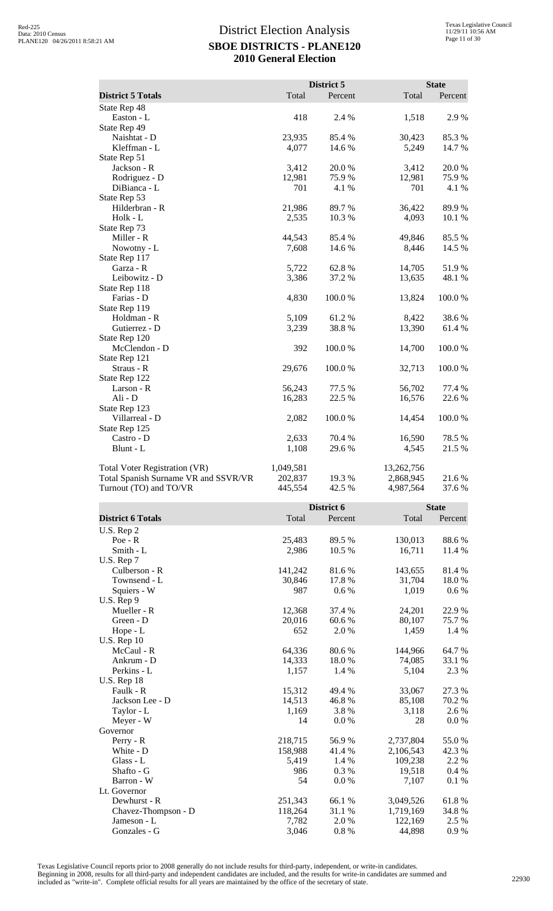# District Election Analysis

## SBOE DISTRICTS - PLANE120

## 2010 General Election

| District 5 Totals | District 5 Total | District 5 Percent | State Total | State Percent |
|---|---|---|---|---|
| State Rep 48 | | | | |
| Easton - L | 418 | 2.4 % | 1,518 | 2.9 % |
| State Rep 49 | | | | |
| Naishtat - D | 23,935 | 85.4 % | 30,423 | 85.3 % |
| Kleffman - L | 4,077 | 14.6 % | 5,249 | 14.7 % |
| State Rep 51 | | | | |
| Jackson - R | 3,412 | 20.0 % | 3,412 | 20.0 % |
| Rodriguez - D | 12,981 | 75.9 % | 12,981 | 75.9 % |
| DiBianca - L | 701 | 4.1 % | 701 | 4.1 % |
| State Rep 53 | | | | |
| Hilderbran - R | 21,986 | 89.7 % | 36,422 | 89.9 % |
| Holk - L | 2,535 | 10.3 % | 4,093 | 10.1 % |
| State Rep 73 | | | | |
| Miller - R | 44,543 | 85.4 % | 49,846 | 85.5 % |
| Nowotny - L | 7,608 | 14.6 % | 8,446 | 14.5 % |
| State Rep 117 | | | | |
| Garza - R | 5,722 | 62.8 % | 14,705 | 51.9 % |
| Leibowitz - D | 3,386 | 37.2 % | 13,635 | 48.1 % |
| State Rep 118 | | | | |
| Farias - D | 4,830 | 100.0 % | 13,824 | 100.0 % |
| State Rep 119 | | | | |
| Holdman - R | 5,109 | 61.2 % | 8,422 | 38.6 % |
| Gutierrez - D | 3,239 | 38.8 % | 13,390 | 61.4 % |
| State Rep 120 | | | | |
| McClendon - D | 392 | 100.0 % | 14,700 | 100.0 % |
| State Rep 121 | | | | |
| Straus - R | 29,676 | 100.0 % | 32,713 | 100.0 % |
| State Rep 122 | | | | |
| Larson - R | 56,243 | 77.5 % | 56,702 | 77.4 % |
| Ali - D | 16,283 | 22.5 % | 16,576 | 22.6 % |
| State Rep 123 | | | | |
| Villarreal - D | 2,082 | 100.0 % | 14,454 | 100.0 % |
| State Rep 125 | | | | |
| Castro - D | 2,633 | 70.4 % | 16,590 | 78.5 % |
| Blunt - L | 1,108 | 29.6 % | 4,545 | 21.5 % |
| Total Voter Registration (VR) | 1,049,581 | | 13,262,756 | |
| Total Spanish Surname VR and SSVR/VR | 202,837 | 19.3 % | 2,868,945 | 21.6 % |
| Turnout (TO) and TO/VR | 445,554 | 42.5 % | 4,987,564 | 37.6 % |

| District 6 Totals | District 6 Total | District 6 Percent | State Total | State Percent |
|---|---|---|---|---|
| U.S. Rep 2 | | | | |
| Poe - R | 25,483 | 89.5 % | 130,013 | 88.6 % |
| Smith - L | 2,986 | 10.5 % | 16,711 | 11.4 % |
| U.S. Rep 7 | | | | |
| Culberson - R | 141,242 | 81.6 % | 143,655 | 81.4 % |
| Townsend - L | 30,846 | 17.8 % | 31,704 | 18.0 % |
| Squiers - W | 987 | 0.6 % | 1,019 | 0.6 % |
| U.S. Rep 9 | | | | |
| Mueller - R | 12,368 | 37.4 % | 24,201 | 22.9 % |
| Green - D | 20,016 | 60.6 % | 80,107 | 75.7 % |
| Hope - L | 652 | 2.0 % | 1,459 | 1.4 % |
| U.S. Rep 10 | | | | |
| McCaul - R | 64,336 | 80.6 % | 144,966 | 64.7 % |
| Ankrum - D | 14,333 | 18.0 % | 74,085 | 33.1 % |
| Perkins - L | 1,157 | 1.4 % | 5,104 | 2.3 % |
| U.S. Rep 18 | | | | |
| Faulk - R | 15,312 | 49.4 % | 33,067 | 27.3 % |
| Jackson Lee - D | 14,513 | 46.8 % | 85,108 | 70.2 % |
| Taylor - L | 1,169 | 3.8 % | 3,118 | 2.6 % |
| Meyer - W | 14 | 0.0 % | 28 | 0.0 % |
| Governor | | | | |
| Perry - R | 218,715 | 56.9 % | 2,737,804 | 55.0 % |
| White - D | 158,988 | 41.4 % | 2,106,543 | 42.3 % |
| Glass - L | 5,419 | 1.4 % | 109,238 | 2.2 % |
| Shafto - G | 986 | 0.3 % | 19,518 | 0.4 % |
| Barron - W | 54 | 0.0 % | 7,107 | 0.1 % |
| Lt. Governor | | | | |
| Dewhurst - R | 251,343 | 66.1 % | 3,049,526 | 61.8 % |
| Chavez-Thompson - D | 118,264 | 31.1 % | 1,719,169 | 34.8 % |
| Jameson - L | 7,782 | 2.0 % | 122,169 | 2.5 % |
| Gonzales - G | 3,046 | 0.8 % | 44,898 | 0.9 % |

Texas Legislative Council reports prior to 2008 generally do not include results for third-party, independent, or write-in candidates. Beginning in 2008, results for all third-party and independent candidates are included, and the results for write-in candidates are summed and included as "write-in". Complete official results for all years are maintained by the office of the secretary of state.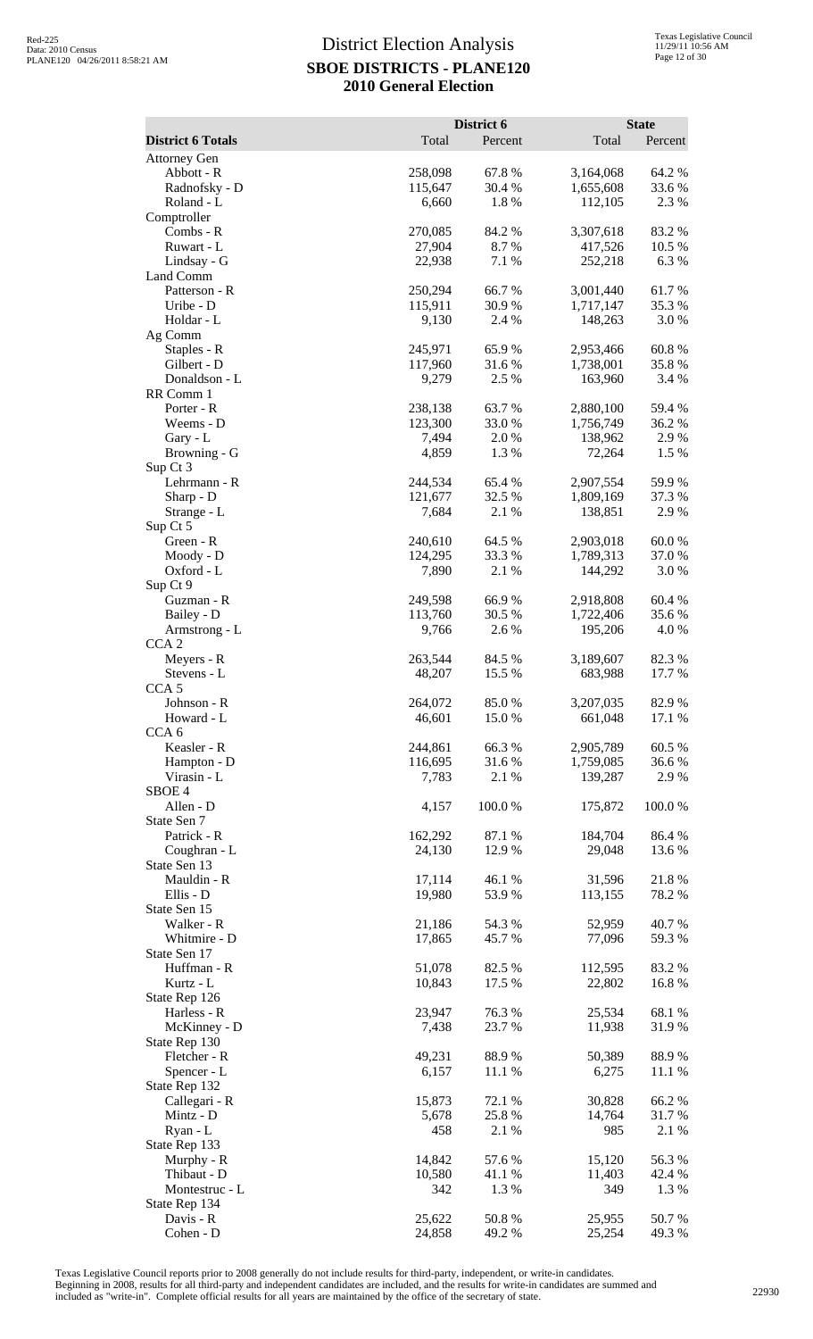# District Election Analysis
## SBOE DISTRICTS - PLANE120
## 2010 General Election

| District 6 Totals | District 6 Total | District 6 Percent | State Total | State Percent |
|---|---|---|---|---|
| **Attorney Gen** | | | | |
| Abbott - R | 258,098 | 67.8 % | 3,164,068 | 64.2 % |
| Radnofsky - D | 115,647 | 30.4 % | 1,655,608 | 33.6 % |
| Roland - L | 6,660 | 1.8 % | 112,105 | 2.3 % |
| **Comptroller** | | | | |
| Combs - R | 270,085 | 84.2 % | 3,307,618 | 83.2 % |
| Ruwart - L | 27,904 | 8.7 % | 417,526 | 10.5 % |
| Lindsay - G | 22,938 | 7.1 % | 252,218 | 6.3 % |
| **Land Comm** | | | | |
| Patterson - R | 250,294 | 66.7 % | 3,001,440 | 61.7 % |
| Uribe - D | 115,911 | 30.9 % | 1,717,147 | 35.3 % |
| Holdar - L | 9,130 | 2.4 % | 148,263 | 3.0 % |
| **Ag Comm** | | | | |
| Staples - R | 245,971 | 65.9 % | 2,953,466 | 60.8 % |
| Gilbert - D | 117,960 | 31.6 % | 1,738,001 | 35.8 % |
| Donaldson - L | 9,279 | 2.5 % | 163,960 | 3.4 % |
| **RR Comm 1** | | | | |
| Porter - R | 238,138 | 63.7 % | 2,880,100 | 59.4 % |
| Weems - D | 123,300 | 33.0 % | 1,756,749 | 36.2 % |
| Gary - L | 7,494 | 2.0 % | 138,962 | 2.9 % |
| Browning - G | 4,859 | 1.3 % | 72,264 | 1.5 % |
| **Sup Ct 3** | | | | |
| Lehrmann - R | 244,534 | 65.4 % | 2,907,554 | 59.9 % |
| Sharp - D | 121,677 | 32.5 % | 1,809,169 | 37.3 % |
| Strange - L | 7,684 | 2.1 % | 138,851 | 2.9 % |
| **Sup Ct 5** | | | | |
| Green - R | 240,610 | 64.5 % | 2,903,018 | 60.0 % |
| Moody - D | 124,295 | 33.3 % | 1,789,313 | 37.0 % |
| Oxford - L | 7,890 | 2.1 % | 144,292 | 3.0 % |
| **Sup Ct 9** | | | | |
| Guzman - R | 249,598 | 66.9 % | 2,918,808 | 60.4 % |
| Bailey - D | 113,760 | 30.5 % | 1,722,406 | 35.6 % |
| Armstrong - L | 9,766 | 2.6 % | 195,206 | 4.0 % |
| **CCA 2** | | | | |
| Meyers - R | 263,544 | 84.5 % | 3,189,607 | 82.3 % |
| Stevens - L | 48,207 | 15.5 % | 683,988 | 17.7 % |
| **CCA 5** | | | | |
| Johnson - R | 264,072 | 85.0 % | 3,207,035 | 82.9 % |
| Howard - L | 46,601 | 15.0 % | 661,048 | 17.1 % |
| **CCA 6** | | | | |
| Keasler - R | 244,861 | 66.3 % | 2,905,789 | 60.5 % |
| Hampton - D | 116,695 | 31.6 % | 1,759,085 | 36.6 % |
| Virasin - L | 7,783 | 2.1 % | 139,287 | 2.9 % |
| **SBOE 4** | | | | |
| Allen - D | 4,157 | 100.0 % | 175,872 | 100.0 % |
| **State Sen 7** | | | | |
| Patrick - R | 162,292 | 87.1 % | 184,704 | 86.4 % |
| Coughran - L | 24,130 | 12.9 % | 29,048 | 13.6 % |
| **State Sen 13** | | | | |
| Mauldin - R | 17,114 | 46.1 % | 31,596 | 21.8 % |
| Ellis - D | 19,980 | 53.9 % | 113,155 | 78.2 % |
| **State Sen 15** | | | | |
| Walker - R | 21,186 | 54.3 % | 52,959 | 40.7 % |
| Whitmire - D | 17,865 | 45.7 % | 77,096 | 59.3 % |
| **State Sen 17** | | | | |
| Huffman - R | 51,078 | 82.5 % | 112,595 | 83.2 % |
| Kurtz - L | 10,843 | 17.5 % | 22,802 | 16.8 % |
| **State Rep 126** | | | | |
| Harless - R | 23,947 | 76.3 % | 25,534 | 68.1 % |
| McKinney - D | 7,438 | 23.7 % | 11,938 | 31.9 % |
| **State Rep 130** | | | | |
| Fletcher - R | 49,231 | 88.9 % | 50,389 | 88.9 % |
| Spencer - L | 6,157 | 11.1 % | 6,275 | 11.1 % |
| **State Rep 132** | | | | |
| Callegari - R | 15,873 | 72.1 % | 30,828 | 66.2 % |
| Mintz - D | 5,678 | 25.8 % | 14,764 | 31.7 % |
| Ryan - L | 458 | 2.1 % | 985 | 2.1 % |
| **State Rep 133** | | | | |
| Murphy - R | 14,842 | 57.6 % | 15,120 | 56.3 % |
| Thibaut - D | 10,580 | 41.1 % | 11,403 | 42.4 % |
| Montestruc - L | 342 | 1.3 % | 349 | 1.3 % |
| **State Rep 134** | | | | |
| Davis - R | 25,622 | 50.8 % | 25,955 | 50.7 % |
| Cohen - D | 24,858 | 49.2 % | 25,254 | 49.3 % |

Texas Legislative Council reports prior to 2008 generally do not include results for third-party, independent, or write-in candidates. Beginning in 2008, results for all third-party and independent candidates are included, and the results for write-in candidates are summed and included as "write-in". Complete official results for all years are maintained by the office of the secretary of state.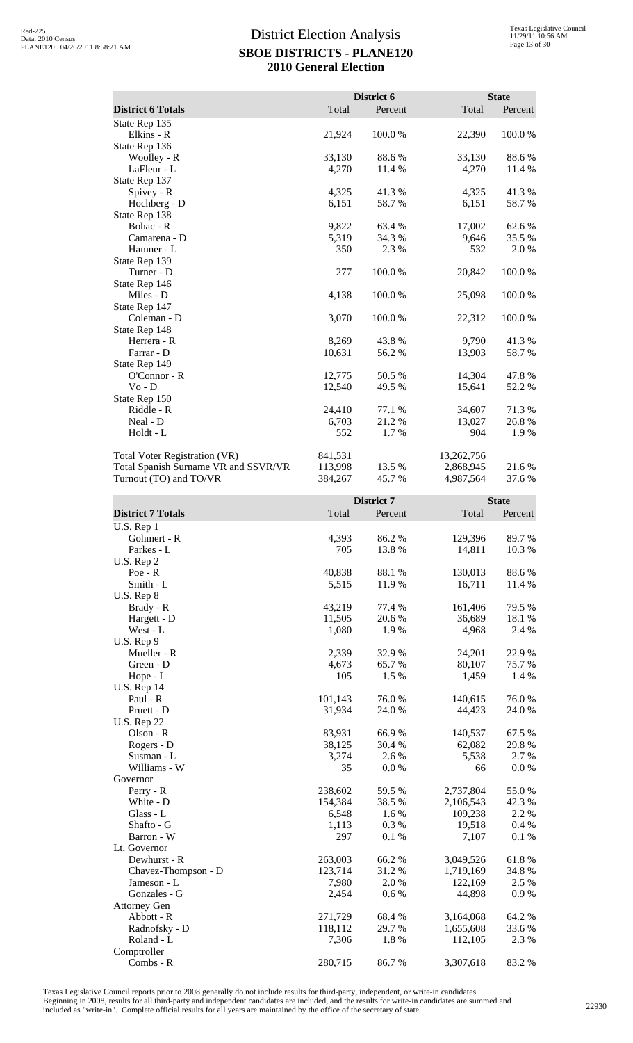# District Election Analysis
## SBOE DISTRICTS - PLANE120
## 2010 General Election

| District 6 Totals | District 6 Total | District 6 Percent | State Total | State Percent |
|---|---|---|---|---|
| State Rep 135 | | | | |
| Elkins - R | 21,924 | 100.0 % | 22,390 | 100.0 % |
| State Rep 136 | | | | |
| Woolley - R | 33,130 | 88.6 % | 33,130 | 88.6 % |
| LaFleur - L | 4,270 | 11.4 % | 4,270 | 11.4 % |
| State Rep 137 | | | | |
| Spivey - R | 4,325 | 41.3 % | 4,325 | 41.3 % |
| Hochberg - D | 6,151 | 58.7 % | 6,151 | 58.7 % |
| State Rep 138 | | | | |
| Bohac - R | 9,822 | 63.4 % | 17,002 | 62.6 % |
| Camarena - D | 5,319 | 34.3 % | 9,646 | 35.5 % |
| Hamner - L | 350 | 2.3 % | 532 | 2.0 % |
| State Rep 139 | | | | |
| Turner - D | 277 | 100.0 % | 20,842 | 100.0 % |
| State Rep 146 | | | | |
| Miles - D | 4,138 | 100.0 % | 25,098 | 100.0 % |
| State Rep 147 | | | | |
| Coleman - D | 3,070 | 100.0 % | 22,312 | 100.0 % |
| State Rep 148 | | | | |
| Herrera - R | 8,269 | 43.8 % | 9,790 | 41.3 % |
| Farrar - D | 10,631 | 56.2 % | 13,903 | 58.7 % |
| State Rep 149 | | | | |
| O'Connor - R | 12,775 | 50.5 % | 14,304 | 47.8 % |
| Vo - D | 12,540 | 49.5 % | 15,641 | 52.2 % |
| State Rep 150 | | | | |
| Riddle - R | 24,410 | 77.1 % | 34,607 | 71.3 % |
| Neal - D | 6,703 | 21.2 % | 13,027 | 26.8 % |
| Holdt - L | 552 | 1.7 % | 904 | 1.9 % |
| | | | | |
| Total Voter Registration (VR) | 841,531 | | 13,262,756 | |
| Total Spanish Surname VR and SSVR/VR | 113,998 | 13.5 % | 2,868,945 | 21.6 % |
| Turnout (TO) and TO/VR | 384,267 | 45.7 % | 4,987,564 | 37.6 % |

| District 7 Totals | District 7 Total | District 7 Percent | State Total | State Percent |
|---|---|---|---|---|
| U.S. Rep 1 | | | | |
| Gohmert - R | 4,393 | 86.2 % | 129,396 | 89.7 % |
| Parkes - L | 705 | 13.8 % | 14,811 | 10.3 % |
| U.S. Rep 2 | | | | |
| Poe - R | 40,838 | 88.1 % | 130,013 | 88.6 % |
| Smith - L | 5,515 | 11.9 % | 16,711 | 11.4 % |
| U.S. Rep 8 | | | | |
| Brady - R | 43,219 | 77.4 % | 161,406 | 79.5 % |
| Hargett - D | 11,505 | 20.6 % | 36,689 | 18.1 % |
| West - L | 1,080 | 1.9 % | 4,968 | 2.4 % |
| U.S. Rep 9 | | | | |
| Mueller - R | 2,339 | 32.9 % | 24,201 | 22.9 % |
| Green - D | 4,673 | 65.7 % | 80,107 | 75.7 % |
| Hope - L | 105 | 1.5 % | 1,459 | 1.4 % |
| U.S. Rep 14 | | | | |
| Paul - R | 101,143 | 76.0 % | 140,615 | 76.0 % |
| Pruett - D | 31,934 | 24.0 % | 44,423 | 24.0 % |
| U.S. Rep 22 | | | | |
| Olson - R | 83,931 | 66.9 % | 140,537 | 67.5 % |
| Rogers - D | 38,125 | 30.4 % | 62,082 | 29.8 % |
| Susman - L | 3,274 | 2.6 % | 5,538 | 2.7 % |
| Williams - W | 35 | 0.0 % | 66 | 0.0 % |
| Governor | | | | |
| Perry - R | 238,602 | 59.5 % | 2,737,804 | 55.0 % |
| White - D | 154,384 | 38.5 % | 2,106,543 | 42.3 % |
| Glass - L | 6,548 | 1.6 % | 109,238 | 2.2 % |
| Shafto - G | 1,113 | 0.3 % | 19,518 | 0.4 % |
| Barron - W | 297 | 0.1 % | 7,107 | 0.1 % |
| Lt. Governor | | | | |
| Dewhurst - R | 263,003 | 66.2 % | 3,049,526 | 61.8 % |
| Chavez-Thompson - D | 123,714 | 31.2 % | 1,719,169 | 34.8 % |
| Jameson - L | 7,980 | 2.0 % | 122,169 | 2.5 % |
| Gonzales - G | 2,454 | 0.6 % | 44,898 | 0.9 % |
| Attorney Gen | | | | |
| Abbott - R | 271,729 | 68.4 % | 3,164,068 | 64.2 % |
| Radnofsky - D | 118,112 | 29.7 % | 1,655,608 | 33.6 % |
| Roland - L | 7,306 | 1.8 % | 112,105 | 2.3 % |
| Comptroller | | | | |
| Combs - R | 280,715 | 86.7 % | 3,307,618 | 83.2 % |

Texas Legislative Council reports prior to 2008 generally do not include results for third-party, independent, or write-in candidates. Beginning in 2008, results for all third-party and independent candidates are included, and the results for write-in candidates are summed and included as "write-in". Complete official results for all years are maintained by the office of the secretary of state.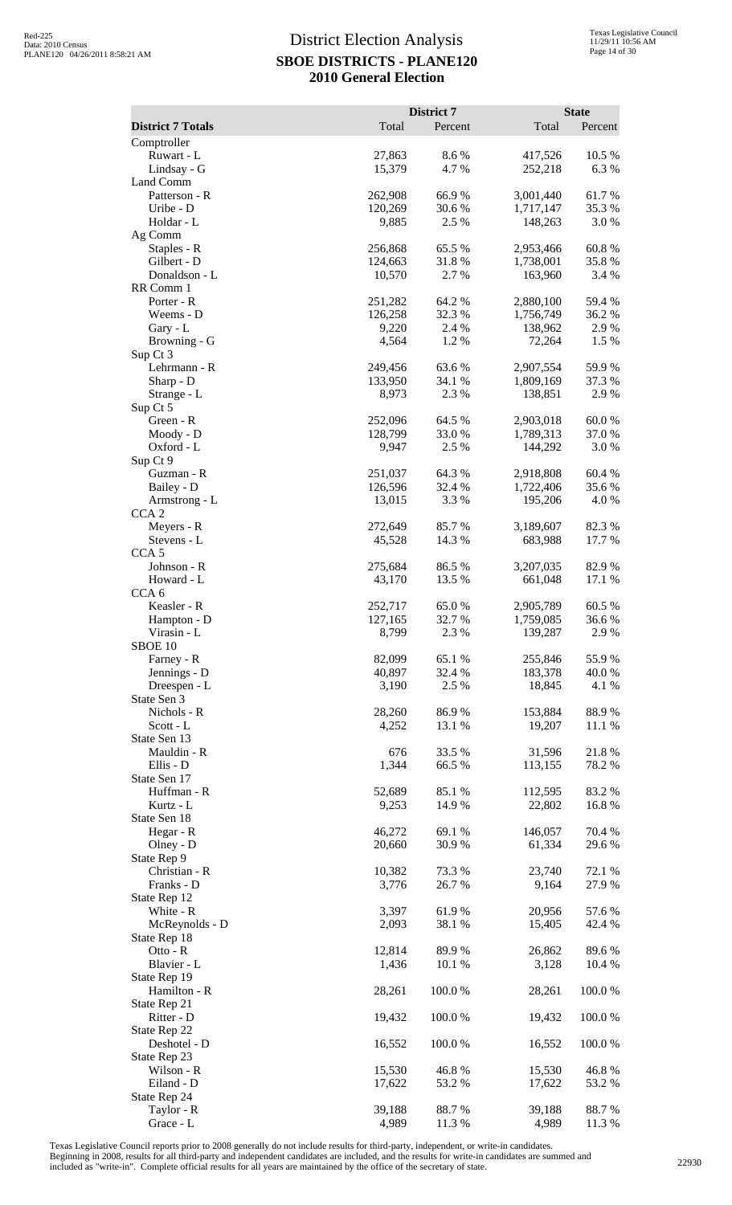# District Election Analysis
## SBOE DISTRICTS - PLANE120
## 2010 General Election

| District 7 Totals | District 7 Total | District 7 Percent | State Total | State Percent |
|---|---|---|---|---|
| Comptroller | | | | |
| Ruwart - L | 27,863 | 8.6 % | 417,526 | 10.5 % |
| Lindsay - G | 15,379 | 4.7 % | 252,218 | 6.3 % |
| Land Comm | | | | |
| Patterson - R | 262,908 | 66.9 % | 3,001,440 | 61.7 % |
| Uribe - D | 120,269 | 30.6 % | 1,717,147 | 35.3 % |
| Holdar - L | 9,885 | 2.5 % | 148,263 | 3.0 % |
| Ag Comm | | | | |
| Staples - R | 256,868 | 65.5 % | 2,953,466 | 60.8 % |
| Gilbert - D | 124,663 | 31.8 % | 1,738,001 | 35.8 % |
| Donaldson - L | 10,570 | 2.7 % | 163,960 | 3.4 % |
| RR Comm 1 | | | | |
| Porter - R | 251,282 | 64.2 % | 2,880,100 | 59.4 % |
| Weems - D | 126,258 | 32.3 % | 1,756,749 | 36.2 % |
| Gary - L | 9,220 | 2.4 % | 138,962 | 2.9 % |
| Browning - G | 4,564 | 1.2 % | 72,264 | 1.5 % |
| Sup Ct 3 | | | | |
| Lehrmann - R | 249,456 | 63.6 % | 2,907,554 | 59.9 % |
| Sharp - D | 133,950 | 34.1 % | 1,809,169 | 37.3 % |
| Strange - L | 8,973 | 2.3 % | 138,851 | 2.9 % |
| Sup Ct 5 | | | | |
| Green - R | 252,096 | 64.5 % | 2,903,018 | 60.0 % |
| Moody - D | 128,799 | 33.0 % | 1,789,313 | 37.0 % |
| Oxford - L | 9,947 | 2.5 % | 144,292 | 3.0 % |
| Sup Ct 9 | | | | |
| Guzman - R | 251,037 | 64.3 % | 2,918,808 | 60.4 % |
| Bailey - D | 126,596 | 32.4 % | 1,722,406 | 35.6 % |
| Armstrong - L | 13,015 | 3.3 % | 195,206 | 4.0 % |
| CCA 2 | | | | |
| Meyers - R | 272,649 | 85.7 % | 3,189,607 | 82.3 % |
| Stevens - L | 45,528 | 14.3 % | 683,988 | 17.7 % |
| CCA 5 | | | | |
| Johnson - R | 275,684 | 86.5 % | 3,207,035 | 82.9 % |
| Howard - L | 43,170 | 13.5 % | 661,048 | 17.1 % |
| CCA 6 | | | | |
| Keasler - R | 252,717 | 65.0 % | 2,905,789 | 60.5 % |
| Hampton - D | 127,165 | 32.7 % | 1,759,085 | 36.6 % |
| Virasin - L | 8,799 | 2.3 % | 139,287 | 2.9 % |
| SBOE 10 | | | | |
| Farney - R | 82,099 | 65.1 % | 255,846 | 55.9 % |
| Jennings - D | 40,897 | 32.4 % | 183,378 | 40.0 % |
| Dreespen - L | 3,190 | 2.5 % | 18,845 | 4.1 % |
| State Sen 3 | | | | |
| Nichols - R | 28,260 | 86.9 % | 153,884 | 88.9 % |
| Scott - L | 4,252 | 13.1 % | 19,207 | 11.1 % |
| State Sen 13 | | | | |
| Mauldin - R | 676 | 33.5 % | 31,596 | 21.8 % |
| Ellis - D | 1,344 | 66.5 % | 113,155 | 78.2 % |
| State Sen 17 | | | | |
| Huffman - R | 52,689 | 85.1 % | 112,595 | 83.2 % |
| Kurtz - L | 9,253 | 14.9 % | 22,802 | 16.8 % |
| State Sen 18 | | | | |
| Hegar - R | 46,272 | 69.1 % | 146,057 | 70.4 % |
| Olney - D | 20,660 | 30.9 % | 61,334 | 29.6 % |
| State Rep 9 | | | | |
| Christian - R | 10,382 | 73.3 % | 23,740 | 72.1 % |
| Franks - D | 3,776 | 26.7 % | 9,164 | 27.9 % |
| State Rep 12 | | | | |
| White - R | 3,397 | 61.9 % | 20,956 | 57.6 % |
| McReynolds - D | 2,093 | 38.1 % | 15,405 | 42.4 % |
| State Rep 18 | | | | |
| Otto - R | 12,814 | 89.9 % | 26,862 | 89.6 % |
| Blavier - L | 1,436 | 10.1 % | 3,128 | 10.4 % |
| State Rep 19 | | | | |
| Hamilton - R | 28,261 | 100.0 % | 28,261 | 100.0 % |
| State Rep 21 | | | | |
| Ritter - D | 19,432 | 100.0 % | 19,432 | 100.0 % |
| State Rep 22 | | | | |
| Deshotel - D | 16,552 | 100.0 % | 16,552 | 100.0 % |
| State Rep 23 | | | | |
| Wilson - R | 15,530 | 46.8 % | 15,530 | 46.8 % |
| Eiland - D | 17,622 | 53.2 % | 17,622 | 53.2 % |
| State Rep 24 | | | | |
| Taylor - R | 39,188 | 88.7 % | 39,188 | 88.7 % |
| Grace - L | 4,989 | 11.3 % | 4,989 | 11.3 % |

Texas Legislative Council reports prior to 2008 generally do not include results for third-party, independent, or write-in candidates. Beginning in 2008, results for all third-party and independent candidates are included, and the results for write-in candidates are summed and included as "write-in". Complete official results for all years are maintained by the office of the secretary of state.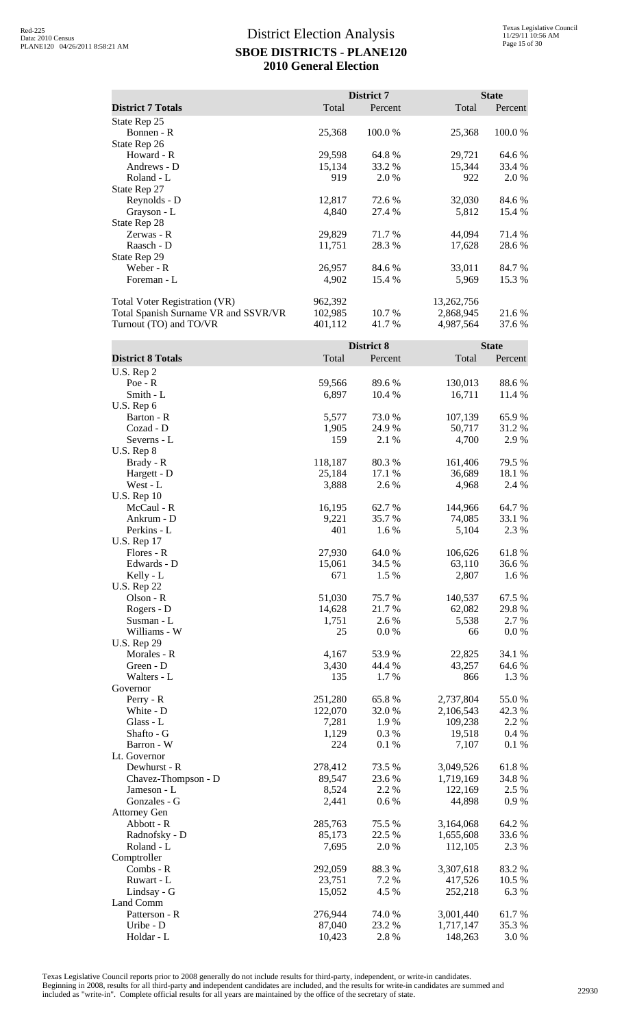# District Election Analysis
## SBOE DISTRICTS - PLANE120
## 2010 General Election

| District 7 Totals | District 7 Total | District 7 Percent | State Total | State Percent |
|---|---|---|---|---|
| State Rep 25 | | | | |
| Bonnen - R | 25,368 | 100.0 % | 25,368 | 100.0 % |
| State Rep 26 | | | | |
| Howard - R | 29,598 | 64.8 % | 29,721 | 64.6 % |
| Andrews - D | 15,134 | 33.2 % | 15,344 | 33.4 % |
| Roland - L | 919 | 2.0 % | 922 | 2.0 % |
| State Rep 27 | | | | |
| Reynolds - D | 12,817 | 72.6 % | 32,030 | 84.6 % |
| Grayson - L | 4,840 | 27.4 % | 5,812 | 15.4 % |
| State Rep 28 | | | | |
| Zerwas - R | 29,829 | 71.7 % | 44,094 | 71.4 % |
| Raasch - D | 11,751 | 28.3 % | 17,628 | 28.6 % |
| State Rep 29 | | | | |
| Weber - R | 26,957 | 84.6 % | 33,011 | 84.7 % |
| Foreman - L | 4,902 | 15.4 % | 5,969 | 15.3 % |
| Total Voter Registration (VR) | 962,392 | | 13,262,756 | |
| Total Spanish Surname VR and SSVR/VR | 102,985 | 10.7 % | 2,868,945 | 21.6 % |
| Turnout (TO) and TO/VR | 401,112 | 41.7 % | 4,987,564 | 37.6 % |

| District 8 Totals | District 8 Total | District 8 Percent | State Total | State Percent |
|---|---|---|---|---|
| U.S. Rep 2 | | | | |
| Poe - R | 59,566 | 89.6 % | 130,013 | 88.6 % |
| Smith - L | 6,897 | 10.4 % | 16,711 | 11.4 % |
| U.S. Rep 6 | | | | |
| Barton - R | 5,577 | 73.0 % | 107,139 | 65.9 % |
| Cozad - D | 1,905 | 24.9 % | 50,717 | 31.2 % |
| Severns - L | 159 | 2.1 % | 4,700 | 2.9 % |
| U.S. Rep 8 | | | | |
| Brady - R | 118,187 | 80.3 % | 161,406 | 79.5 % |
| Hargett - D | 25,184 | 17.1 % | 36,689 | 18.1 % |
| West - L | 3,888 | 2.6 % | 4,968 | 2.4 % |
| U.S. Rep 10 | | | | |
| McCaul - R | 16,195 | 62.7 % | 144,966 | 64.7 % |
| Ankrum - D | 9,221 | 35.7 % | 74,085 | 33.1 % |
| Perkins - L | 401 | 1.6 % | 5,104 | 2.3 % |
| U.S. Rep 17 | | | | |
| Flores - R | 27,930 | 64.0 % | 106,626 | 61.8 % |
| Edwards - D | 15,061 | 34.5 % | 63,110 | 36.6 % |
| Kelly - L | 671 | 1.5 % | 2,807 | 1.6 % |
| U.S. Rep 22 | | | | |
| Olson - R | 51,030 | 75.7 % | 140,537 | 67.5 % |
| Rogers - D | 14,628 | 21.7 % | 62,082 | 29.8 % |
| Susman - L | 1,751 | 2.6 % | 5,538 | 2.7 % |
| Williams - W | 25 | 0.0 % | 66 | 0.0 % |
| U.S. Rep 29 | | | | |
| Morales - R | 4,167 | 53.9 % | 22,825 | 34.1 % |
| Green - D | 3,430 | 44.4 % | 43,257 | 64.6 % |
| Walters - L | 135 | 1.7 % | 866 | 1.3 % |
| Governor | | | | |
| Perry - R | 251,280 | 65.8 % | 2,737,804 | 55.0 % |
| White - D | 122,070 | 32.0 % | 2,106,543 | 42.3 % |
| Glass - L | 7,281 | 1.9 % | 109,238 | 2.2 % |
| Shafto - G | 1,129 | 0.3 % | 19,518 | 0.4 % |
| Barron - W | 224 | 0.1 % | 7,107 | 0.1 % |
| Lt. Governor | | | | |
| Dewhurst - R | 278,412 | 73.5 % | 3,049,526 | 61.8 % |
| Chavez-Thompson - D | 89,547 | 23.6 % | 1,719,169 | 34.8 % |
| Jameson - L | 8,524 | 2.2 % | 122,169 | 2.5 % |
| Gonzales - G | 2,441 | 0.6 % | 44,898 | 0.9 % |
| Attorney Gen | | | | |
| Abbott - R | 285,763 | 75.5 % | 3,164,068 | 64.2 % |
| Radnofsky - D | 85,173 | 22.5 % | 1,655,608 | 33.6 % |
| Roland - L | 7,695 | 2.0 % | 112,105 | 2.3 % |
| Comptroller | | | | |
| Combs - R | 292,059 | 88.3 % | 3,307,618 | 83.2 % |
| Ruwart - L | 23,751 | 7.2 % | 417,526 | 10.5 % |
| Lindsay - G | 15,052 | 4.5 % | 252,218 | 6.3 % |
| Land Comm | | | | |
| Patterson - R | 276,944 | 74.0 % | 3,001,440 | 61.7 % |
| Uribe - D | 87,040 | 23.2 % | 1,717,147 | 35.3 % |
| Holdar - L | 10,423 | 2.8 % | 148,263 | 3.0 % |

Texas Legislative Council reports prior to 2008 generally do not include results for third-party, independent, or write-in candidates. Beginning in 2008, results for all third-party and independent candidates are included, and the results for write-in candidates are summed and included as "write-in". Complete official results for all years are maintained by the office of the secretary of state.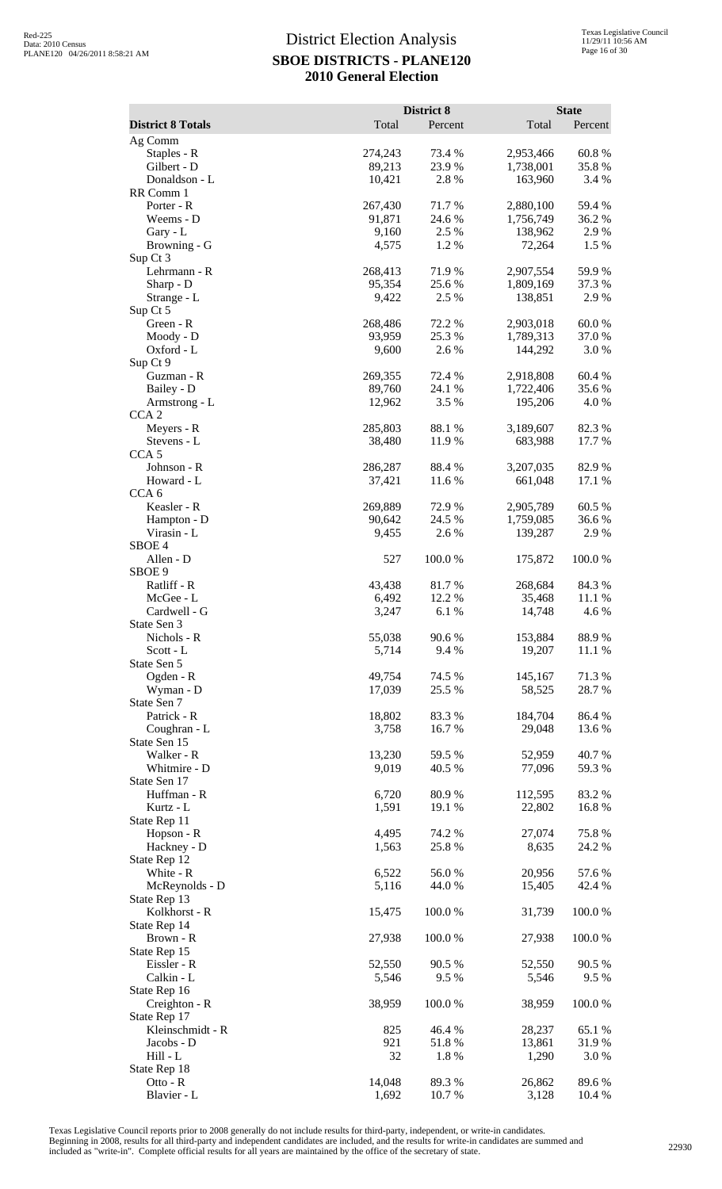# District Election Analysis

## SBOE DISTRICTS - PLANE120

## 2010 General Election

| District 8 Totals | District 8 Total | District 8 Percent | State Total | State Percent |
|---|---|---|---|---|
| Ag Comm | | | | |
| Staples - R | 274,243 | 73.4 % | 2,953,466 | 60.8 % |
| Gilbert - D | 89,213 | 23.9 % | 1,738,001 | 35.8 % |
| Donaldson - L | 10,421 | 2.8 % | 163,960 | 3.4 % |
| RR Comm 1 | | | | |
| Porter - R | 267,430 | 71.7 % | 2,880,100 | 59.4 % |
| Weems - D | 91,871 | 24.6 % | 1,756,749 | 36.2 % |
| Gary - L | 9,160 | 2.5 % | 138,962 | 2.9 % |
| Browning - G | 4,575 | 1.2 % | 72,264 | 1.5 % |
| Sup Ct 3 | | | | |
| Lehrmann - R | 268,413 | 71.9 % | 2,907,554 | 59.9 % |
| Sharp - D | 95,354 | 25.6 % | 1,809,169 | 37.3 % |
| Strange - L | 9,422 | 2.5 % | 138,851 | 2.9 % |
| Sup Ct 5 | | | | |
| Green - R | 268,486 | 72.2 % | 2,903,018 | 60.0 % |
| Moody - D | 93,959 | 25.3 % | 1,789,313 | 37.0 % |
| Oxford - L | 9,600 | 2.6 % | 144,292 | 3.0 % |
| Sup Ct 9 | | | | |
| Guzman - R | 269,355 | 72.4 % | 2,918,808 | 60.4 % |
| Bailey - D | 89,760 | 24.1 % | 1,722,406 | 35.6 % |
| Armstrong - L | 12,962 | 3.5 % | 195,206 | 4.0 % |
| CCA 2 | | | | |
| Meyers - R | 285,803 | 88.1 % | 3,189,607 | 82.3 % |
| Stevens - L | 38,480 | 11.9 % | 683,988 | 17.7 % |
| CCA 5 | | | | |
| Johnson - R | 286,287 | 88.4 % | 3,207,035 | 82.9 % |
| Howard - L | 37,421 | 11.6 % | 661,048 | 17.1 % |
| CCA 6 | | | | |
| Keasler - R | 269,889 | 72.9 % | 2,905,789 | 60.5 % |
| Hampton - D | 90,642 | 24.5 % | 1,759,085 | 36.6 % |
| Virasin - L | 9,455 | 2.6 % | 139,287 | 2.9 % |
| SBOE 4 | | | | |
| Allen - D | 527 | 100.0 % | 175,872 | 100.0 % |
| SBOE 9 | | | | |
| Ratliff - R | 43,438 | 81.7 % | 268,684 | 84.3 % |
| McGee - L | 6,492 | 12.2 % | 35,468 | 11.1 % |
| Cardwell - G | 3,247 | 6.1 % | 14,748 | 4.6 % |
| State Sen 3 | | | | |
| Nichols - R | 55,038 | 90.6 % | 153,884 | 88.9 % |
| Scott - L | 5,714 | 9.4 % | 19,207 | 11.1 % |
| State Sen 5 | | | | |
| Ogden - R | 49,754 | 74.5 % | 145,167 | 71.3 % |
| Wyman - D | 17,039 | 25.5 % | 58,525 | 28.7 % |
| State Sen 7 | | | | |
| Patrick - R | 18,802 | 83.3 % | 184,704 | 86.4 % |
| Coughran - L | 3,758 | 16.7 % | 29,048 | 13.6 % |
| State Sen 15 | | | | |
| Walker - R | 13,230 | 59.5 % | 52,959 | 40.7 % |
| Whitmire - D | 9,019 | 40.5 % | 77,096 | 59.3 % |
| State Sen 17 | | | | |
| Huffman - R | 6,720 | 80.9 % | 112,595 | 83.2 % |
| Kurtz - L | 1,591 | 19.1 % | 22,802 | 16.8 % |
| State Rep 11 | | | | |
| Hopson - R | 4,495 | 74.2 % | 27,074 | 75.8 % |
| Hackney - D | 1,563 | 25.8 % | 8,635 | 24.2 % |
| State Rep 12 | | | | |
| White - R | 6,522 | 56.0 % | 20,956 | 57.6 % |
| McReynolds - D | 5,116 | 44.0 % | 15,405 | 42.4 % |
| State Rep 13 | | | | |
| Kolkhorst - R | 15,475 | 100.0 % | 31,739 | 100.0 % |
| State Rep 14 | | | | |
| Brown - R | 27,938 | 100.0 % | 27,938 | 100.0 % |
| State Rep 15 | | | | |
| Eissler - R | 52,550 | 90.5 % | 52,550 | 90.5 % |
| Calkin - L | 5,546 | 9.5 % | 5,546 | 9.5 % |
| State Rep 16 | | | | |
| Creighton - R | 38,959 | 100.0 % | 38,959 | 100.0 % |
| State Rep 17 | | | | |
| Kleinschmidt - R | 825 | 46.4 % | 28,237 | 65.1 % |
| Jacobs - D | 921 | 51.8 % | 13,861 | 31.9 % |
| Hill - L | 32 | 1.8 % | 1,290 | 3.0 % |
| State Rep 18 | | | | |
| Otto - R | 14,048 | 89.3 % | 26,862 | 89.6 % |
| Blavier - L | 1,692 | 10.7 % | 3,128 | 10.4 % |

Texas Legislative Council reports prior to 2008 generally do not include results for third-party, independent, or write-in candidates. Beginning in 2008, results for all third-party and independent candidates are included, and the results for write-in candidates are summed and included as "write-in". Complete official results for all years are maintained by the office of the secretary of state.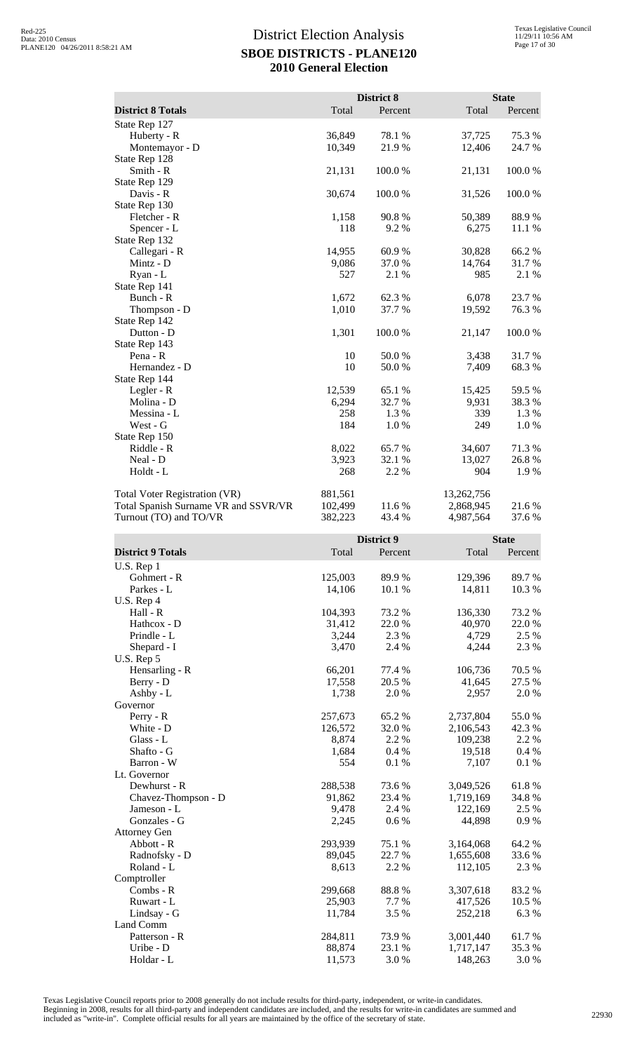# District Election Analysis
## SBOE DISTRICTS - PLANE120
## 2010 General Election

| District 8 Totals | District 8 Total | District 8 Percent | State Total | State Percent |
|---|---|---|---|---|
| State Rep 127 | | | | |
| Huberty - R | 36,849 | 78.1 % | 37,725 | 75.3 % |
| Montemayor - D | 10,349 | 21.9 % | 12,406 | 24.7 % |
| State Rep 128 | | | | |
| Smith - R | 21,131 | 100.0 % | 21,131 | 100.0 % |
| State Rep 129 | | | | |
| Davis - R | 30,674 | 100.0 % | 31,526 | 100.0 % |
| State Rep 130 | | | | |
| Fletcher - R | 1,158 | 90.8 % | 50,389 | 88.9 % |
| Spencer - L | 118 | 9.2 % | 6,275 | 11.1 % |
| State Rep 132 | | | | |
| Callegari - R | 14,955 | 60.9 % | 30,828 | 66.2 % |
| Mintz - D | 9,086 | 37.0 % | 14,764 | 31.7 % |
| Ryan - L | 527 | 2.1 % | 985 | 2.1 % |
| State Rep 141 | | | | |
| Bunch - R | 1,672 | 62.3 % | 6,078 | 23.7 % |
| Thompson - D | 1,010 | 37.7 % | 19,592 | 76.3 % |
| State Rep 142 | | | | |
| Dutton - D | 1,301 | 100.0 % | 21,147 | 100.0 % |
| State Rep 143 | | | | |
| Pena - R | 10 | 50.0 % | 3,438 | 31.7 % |
| Hernandez - D | 10 | 50.0 % | 7,409 | 68.3 % |
| State Rep 144 | | | | |
| Legler - R | 12,539 | 65.1 % | 15,425 | 59.5 % |
| Molina - D | 6,294 | 32.7 % | 9,931 | 38.3 % |
| Messina - L | 258 | 1.3 % | 339 | 1.3 % |
| West - G | 184 | 1.0 % | 249 | 1.0 % |
| State Rep 150 | | | | |
| Riddle - R | 8,022 | 65.7 % | 34,607 | 71.3 % |
| Neal - D | 3,923 | 32.1 % | 13,027 | 26.8 % |
| Holdt - L | 268 | 2.2 % | 904 | 1.9 % |
| Total Voter Registration (VR) | 881,561 | | 13,262,756 | |
| Total Spanish Surname VR and SSVR/VR | 102,499 | 11.6 % | 2,868,945 | 21.6 % |
| Turnout (TO) and TO/VR | 382,223 | 43.4 % | 4,987,564 | 37.6 % |

| District 9 Totals | District 9 Total | District 9 Percent | State Total | State Percent |
|---|---|---|---|---|
| U.S. Rep 1 | | | | |
| Gohmert - R | 125,003 | 89.9 % | 129,396 | 89.7 % |
| Parkes - L | 14,106 | 10.1 % | 14,811 | 10.3 % |
| U.S. Rep 4 | | | | |
| Hall - R | 104,393 | 73.2 % | 136,330 | 73.2 % |
| Hathcox - D | 31,412 | 22.0 % | 40,970 | 22.0 % |
| Prindle - L | 3,244 | 2.3 % | 4,729 | 2.5 % |
| Shepard - I | 3,470 | 2.4 % | 4,244 | 2.3 % |
| U.S. Rep 5 | | | | |
| Hensarling - R | 66,201 | 77.4 % | 106,736 | 70.5 % |
| Berry - D | 17,558 | 20.5 % | 41,645 | 27.5 % |
| Ashby - L | 1,738 | 2.0 % | 2,957 | 2.0 % |
| Governor | | | | |
| Perry - R | 257,673 | 65.2 % | 2,737,804 | 55.0 % |
| White - D | 126,572 | 32.0 % | 2,106,543 | 42.3 % |
| Glass - L | 8,874 | 2.2 % | 109,238 | 2.2 % |
| Shafto - G | 1,684 | 0.4 % | 19,518 | 0.4 % |
| Barron - W | 554 | 0.1 % | 7,107 | 0.1 % |
| Lt. Governor | | | | |
| Dewhurst - R | 288,538 | 73.6 % | 3,049,526 | 61.8 % |
| Chavez-Thompson - D | 91,862 | 23.4 % | 1,719,169 | 34.8 % |
| Jameson - L | 9,478 | 2.4 % | 122,169 | 2.5 % |
| Gonzales - G | 2,245 | 0.6 % | 44,898 | 0.9 % |
| Attorney Gen | | | | |
| Abbott - R | 293,939 | 75.1 % | 3,164,068 | 64.2 % |
| Radnofsky - D | 89,045 | 22.7 % | 1,655,608 | 33.6 % |
| Roland - L | 8,613 | 2.2 % | 112,105 | 2.3 % |
| Comptroller | | | | |
| Combs - R | 299,668 | 88.8 % | 3,307,618 | 83.2 % |
| Ruwart - L | 25,903 | 7.7 % | 417,526 | 10.5 % |
| Lindsay - G | 11,784 | 3.5 % | 252,218 | 6.3 % |
| Land Comm | | | | |
| Patterson - R | 284,811 | 73.9 % | 3,001,440 | 61.7 % |
| Uribe - D | 88,874 | 23.1 % | 1,717,147 | 35.3 % |
| Holdar - L | 11,573 | 3.0 % | 148,263 | 3.0 % |

Texas Legislative Council reports prior to 2008 generally do not include results for third-party, independent, or write-in candidates. Beginning in 2008, results for all third-party and independent candidates are included, and the results for write-in candidates are summed and included as "write-in". Complete official results for all years are maintained by the office of the secretary of state.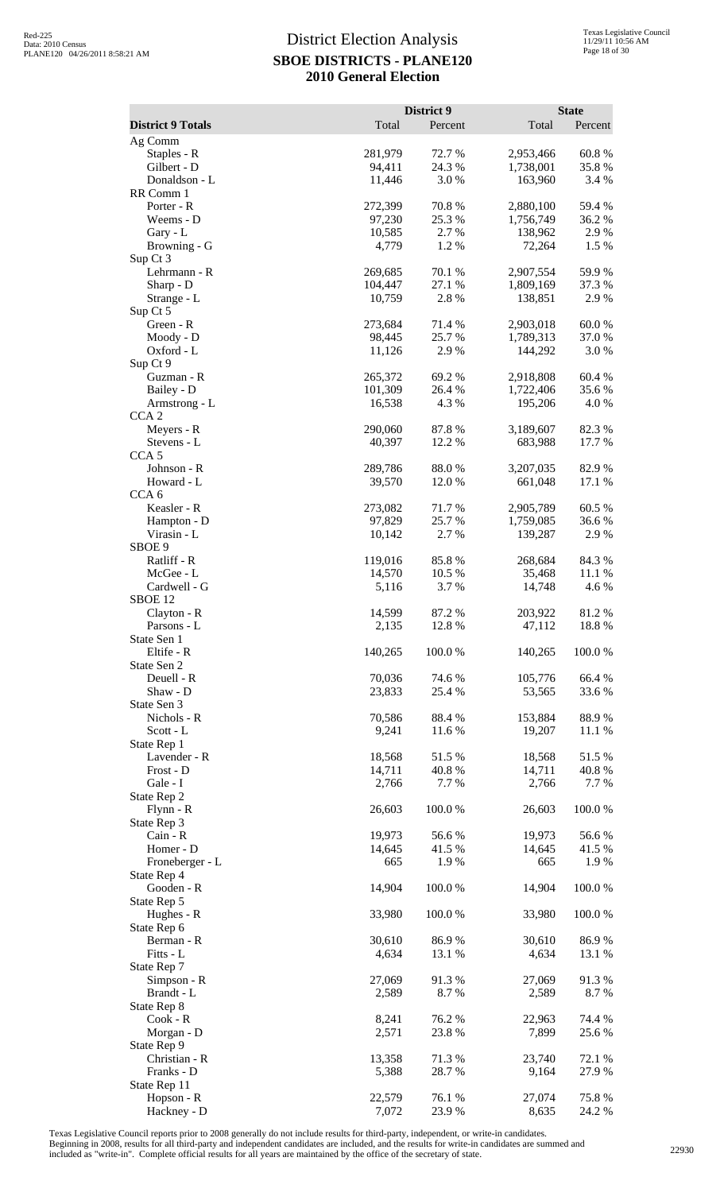# District Election Analysis

## SBOE DISTRICTS - PLANE120

## 2010 General Election

| | District 9 | | State | |
|---|---|---|---|---|
| **District 9 Totals** | Total | Percent | Total | Percent |
| Ag Comm | | | | |
| Staples - R | 281,979 | 72.7 % | 2,953,466 | 60.8 % |
| Gilbert - D | 94,411 | 24.3 % | 1,738,001 | 35.8 % |
| Donaldson - L | 11,446 | 3.0 % | 163,960 | 3.4 % |
| RR Comm 1 | | | | |
| Porter - R | 272,399 | 70.8 % | 2,880,100 | 59.4 % |
| Weems - D | 97,230 | 25.3 % | 1,756,749 | 36.2 % |
| Gary - L | 10,585 | 2.7 % | 138,962 | 2.9 % |
| Browning - G | 4,779 | 1.2 % | 72,264 | 1.5 % |
| Sup Ct 3 | | | | |
| Lehrmann - R | 269,685 | 70.1 % | 2,907,554 | 59.9 % |
| Sharp - D | 104,447 | 27.1 % | 1,809,169 | 37.3 % |
| Strange - L | 10,759 | 2.8 % | 138,851 | 2.9 % |
| Sup Ct 5 | | | | |
| Green - R | 273,684 | 71.4 % | 2,903,018 | 60.0 % |
| Moody - D | 98,445 | 25.7 % | 1,789,313 | 37.0 % |
| Oxford - L | 11,126 | 2.9 % | 144,292 | 3.0 % |
| Sup Ct 9 | | | | |
| Guzman - R | 265,372 | 69.2 % | 2,918,808 | 60.4 % |
| Bailey - D | 101,309 | 26.4 % | 1,722,406 | 35.6 % |
| Armstrong - L | 16,538 | 4.3 % | 195,206 | 4.0 % |
| CCA 2 | | | | |
| Meyers - R | 290,060 | 87.8 % | 3,189,607 | 82.3 % |
| Stevens - L | 40,397 | 12.2 % | 683,988 | 17.7 % |
| CCA 5 | | | | |
| Johnson - R | 289,786 | 88.0 % | 3,207,035 | 82.9 % |
| Howard - L | 39,570 | 12.0 % | 661,048 | 17.1 % |
| CCA 6 | | | | |
| Keasler - R | 273,082 | 71.7 % | 2,905,789 | 60.5 % |
| Hampton - D | 97,829 | 25.7 % | 1,759,085 | 36.6 % |
| Virasin - L | 10,142 | 2.7 % | 139,287 | 2.9 % |
| SBOE 9 | | | | |
| Ratliff - R | 119,016 | 85.8 % | 268,684 | 84.3 % |
| McGee - L | 14,570 | 10.5 % | 35,468 | 11.1 % |
| Cardwell - G | 5,116 | 3.7 % | 14,748 | 4.6 % |
| SBOE 12 | | | | |
| Clayton - R | 14,599 | 87.2 % | 203,922 | 81.2 % |
| Parsons - L | 2,135 | 12.8 % | 47,112 | 18.8 % |
| State Sen 1 | | | | |
| Eltife - R | 140,265 | 100.0 % | 140,265 | 100.0 % |
| State Sen 2 | | | | |
| Deuell - R | 70,036 | 74.6 % | 105,776 | 66.4 % |
| Shaw - D | 23,833 | 25.4 % | 53,565 | 33.6 % |
| State Sen 3 | | | | |
| Nichols - R | 70,586 | 88.4 % | 153,884 | 88.9 % |
| Scott - L | 9,241 | 11.6 % | 19,207 | 11.1 % |
| State Rep 1 | | | | |
| Lavender - R | 18,568 | 51.5 % | 18,568 | 51.5 % |
| Frost - D | 14,711 | 40.8 % | 14,711 | 40.8 % |
| Gale - I | 2,766 | 7.7 % | 2,766 | 7.7 % |
| State Rep 2 | | | | |
| Flynn - R | 26,603 | 100.0 % | 26,603 | 100.0 % |
| State Rep 3 | | | | |
| Cain - R | 19,973 | 56.6 % | 19,973 | 56.6 % |
| Homer - D | 14,645 | 41.5 % | 14,645 | 41.5 % |
| Froneberger - L | 665 | 1.9 % | 665 | 1.9 % |
| State Rep 4 | | | | |
| Gooden - R | 14,904 | 100.0 % | 14,904 | 100.0 % |
| State Rep 5 | | | | |
| Hughes - R | 33,980 | 100.0 % | 33,980 | 100.0 % |
| State Rep 6 | | | | |
| Berman - R | 30,610 | 86.9 % | 30,610 | 86.9 % |
| Fitts - L | 4,634 | 13.1 % | 4,634 | 13.1 % |
| State Rep 7 | | | | |
| Simpson - R | 27,069 | 91.3 % | 27,069 | 91.3 % |
| Brandt - L | 2,589 | 8.7 % | 2,589 | 8.7 % |
| State Rep 8 | | | | |
| Cook - R | 8,241 | 76.2 % | 22,963 | 74.4 % |
| Morgan - D | 2,571 | 23.8 % | 7,899 | 25.6 % |
| State Rep 9 | | | | |
| Christian - R | 13,358 | 71.3 % | 23,740 | 72.1 % |
| Franks - D | 5,388 | 28.7 % | 9,164 | 27.9 % |
| State Rep 11 | | | | |
| Hopson - R | 22,579 | 76.1 % | 27,074 | 75.8 % |
| Hackney - D | 7,072 | 23.9 % | 8,635 | 24.2 % |

Texas Legislative Council reports prior to 2008 generally do not include results for third-party, independent, or write-in candidates. Beginning in 2008, results for all third-party and independent candidates are included, and the results for write-in candidates are summed and included as "write-in". Complete official results for all years are maintained by the office of the secretary of state.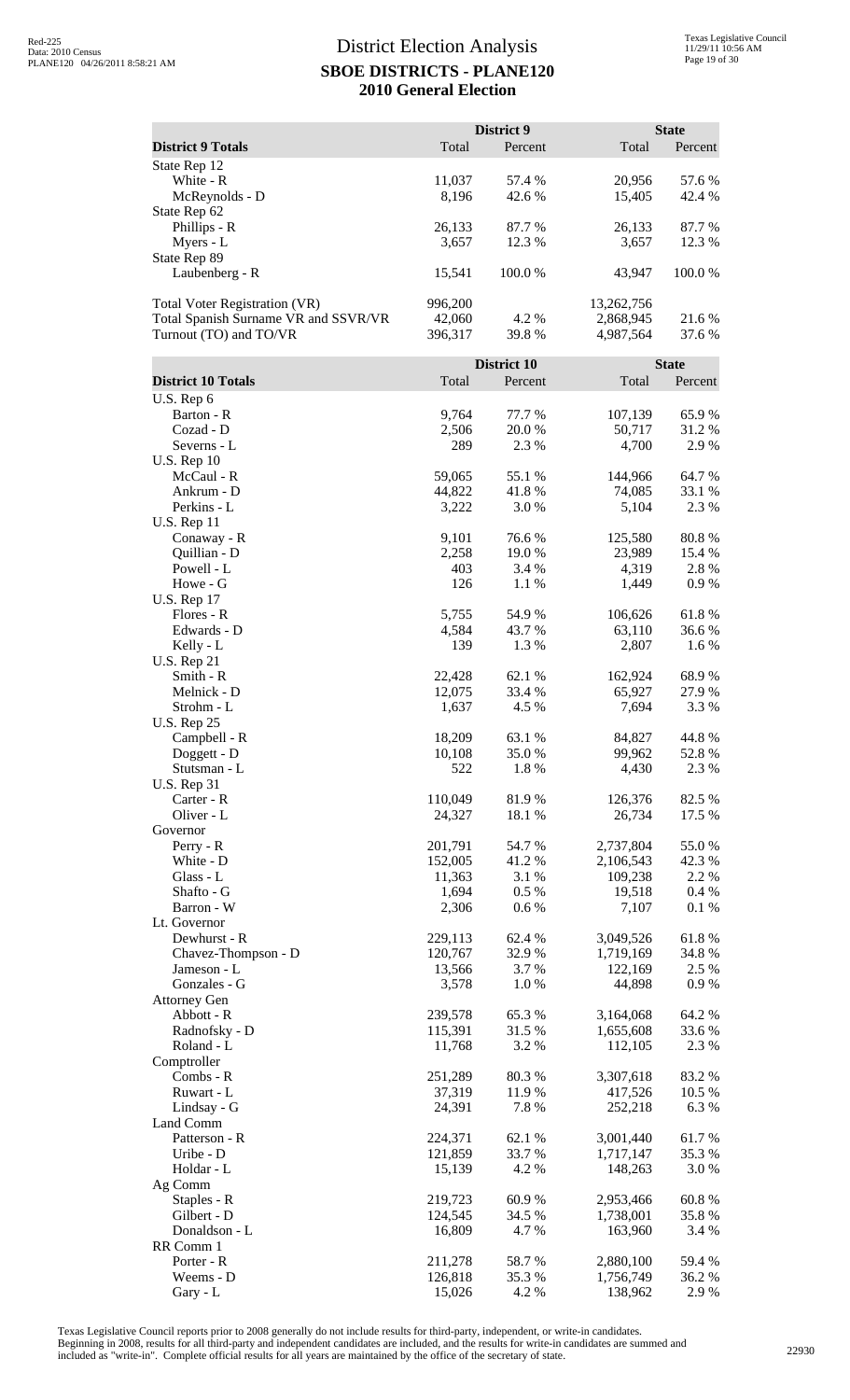# District Election Analysis
## SBOE DISTRICTS - PLANE120
## 2010 General Election

| | District 9 | | State | |
|---|---|---|---|---|
| **District 9 Totals** | Total | Percent | Total | Percent |
| State Rep 12 | | | | |
| White - R | 11,037 | 57.4 % | 20,956 | 57.6 % |
| McReynolds - D | 8,196 | 42.6 % | 15,405 | 42.4 % |
| State Rep 62 | | | | |
| Phillips - R | 26,133 | 87.7 % | 26,133 | 87.7 % |
| Myers - L | 3,657 | 12.3 % | 3,657 | 12.3 % |
| State Rep 89 | | | | |
| Laubenberg - R | 15,541 | 100.0 % | 43,947 | 100.0 % |
| Total Voter Registration (VR) | 996,200 | | 13,262,756 | |
| Total Spanish Surname VR and SSVR/VR | 42,060 | 4.2 % | 2,868,945 | 21.6 % |
| Turnout (TO) and TO/VR | 396,317 | 39.8 % | 4,987,564 | 37.6 % |

| | District 10 | | State | |
|---|---|---|---|---|
| **District 10 Totals** | Total | Percent | Total | Percent |
| U.S. Rep 6 | | | | |
| Barton - R | 9,764 | 77.7 % | 107,139 | 65.9 % |
| Cozad - D | 2,506 | 20.0 % | 50,717 | 31.2 % |
| Severns - L | 289 | 2.3 % | 4,700 | 2.9 % |
| U.S. Rep 10 | | | | |
| McCaul - R | 59,065 | 55.1 % | 144,966 | 64.7 % |
| Ankrum - D | 44,822 | 41.8 % | 74,085 | 33.1 % |
| Perkins - L | 3,222 | 3.0 % | 5,104 | 2.3 % |
| U.S. Rep 11 | | | | |
| Conaway - R | 9,101 | 76.6 % | 125,580 | 80.8 % |
| Quillian - D | 2,258 | 19.0 % | 23,989 | 15.4 % |
| Powell - L | 403 | 3.4 % | 4,319 | 2.8 % |
| Howe - G | 126 | 1.1 % | 1,449 | 0.9 % |
| U.S. Rep 17 | | | | |
| Flores - R | 5,755 | 54.9 % | 106,626 | 61.8 % |
| Edwards - D | 4,584 | 43.7 % | 63,110 | 36.6 % |
| Kelly - L | 139 | 1.3 % | 2,807 | 1.6 % |
| U.S. Rep 21 | | | | |
| Smith - R | 22,428 | 62.1 % | 162,924 | 68.9 % |
| Melnick - D | 12,075 | 33.4 % | 65,927 | 27.9 % |
| Strohm - L | 1,637 | 4.5 % | 7,694 | 3.3 % |
| U.S. Rep 25 | | | | |
| Campbell - R | 18,209 | 63.1 % | 84,827 | 44.8 % |
| Doggett - D | 10,108 | 35.0 % | 99,962 | 52.8 % |
| Stutsman - L | 522 | 1.8 % | 4,430 | 2.3 % |
| U.S. Rep 31 | | | | |
| Carter - R | 110,049 | 81.9 % | 126,376 | 82.5 % |
| Oliver - L | 24,327 | 18.1 % | 26,734 | 17.5 % |
| Governor | | | | |
| Perry - R | 201,791 | 54.7 % | 2,737,804 | 55.0 % |
| White - D | 152,005 | 41.2 % | 2,106,543 | 42.3 % |
| Glass - L | 11,363 | 3.1 % | 109,238 | 2.2 % |
| Shafto - G | 1,694 | 0.5 % | 19,518 | 0.4 % |
| Barron - W | 2,306 | 0.6 % | 7,107 | 0.1 % |
| Lt. Governor | | | | |
| Dewhurst - R | 229,113 | 62.4 % | 3,049,526 | 61.8 % |
| Chavez-Thompson - D | 120,767 | 32.9 % | 1,719,169 | 34.8 % |
| Jameson - L | 13,566 | 3.7 % | 122,169 | 2.5 % |
| Gonzales - G | 3,578 | 1.0 % | 44,898 | 0.9 % |
| Attorney Gen | | | | |
| Abbott - R | 239,578 | 65.3 % | 3,164,068 | 64.2 % |
| Radnofsky - D | 115,391 | 31.5 % | 1,655,608 | 33.6 % |
| Roland - L | 11,768 | 3.2 % | 112,105 | 2.3 % |
| Comptroller | | | | |
| Combs - R | 251,289 | 80.3 % | 3,307,618 | 83.2 % |
| Ruwart - L | 37,319 | 11.9 % | 417,526 | 10.5 % |
| Lindsay - G | 24,391 | 7.8 % | 252,218 | 6.3 % |
| Land Comm | | | | |
| Patterson - R | 224,371 | 62.1 % | 3,001,440 | 61.7 % |
| Uribe - D | 121,859 | 33.7 % | 1,717,147 | 35.3 % |
| Holdar - L | 15,139 | 4.2 % | 148,263 | 3.0 % |
| Ag Comm | | | | |
| Staples - R | 219,723 | 60.9 % | 2,953,466 | 60.8 % |
| Gilbert - D | 124,545 | 34.5 % | 1,738,001 | 35.8 % |
| Donaldson - L | 16,809 | 4.7 % | 163,960 | 3.4 % |
| RR Comm 1 | | | | |
| Porter - R | 211,278 | 58.7 % | 2,880,100 | 59.4 % |
| Weems - D | 126,818 | 35.3 % | 1,756,749 | 36.2 % |
| Gary - L | 15,026 | 4.2 % | 138,962 | 2.9 % |

Texas Legislative Council reports prior to 2008 generally do not include results for third-party, independent, or write-in candidates. Beginning in 2008, results for all third-party and independent candidates are included, and the results for write-in candidates are summed and included as "write-in". Complete official results for all years are maintained by the office of the secretary of state.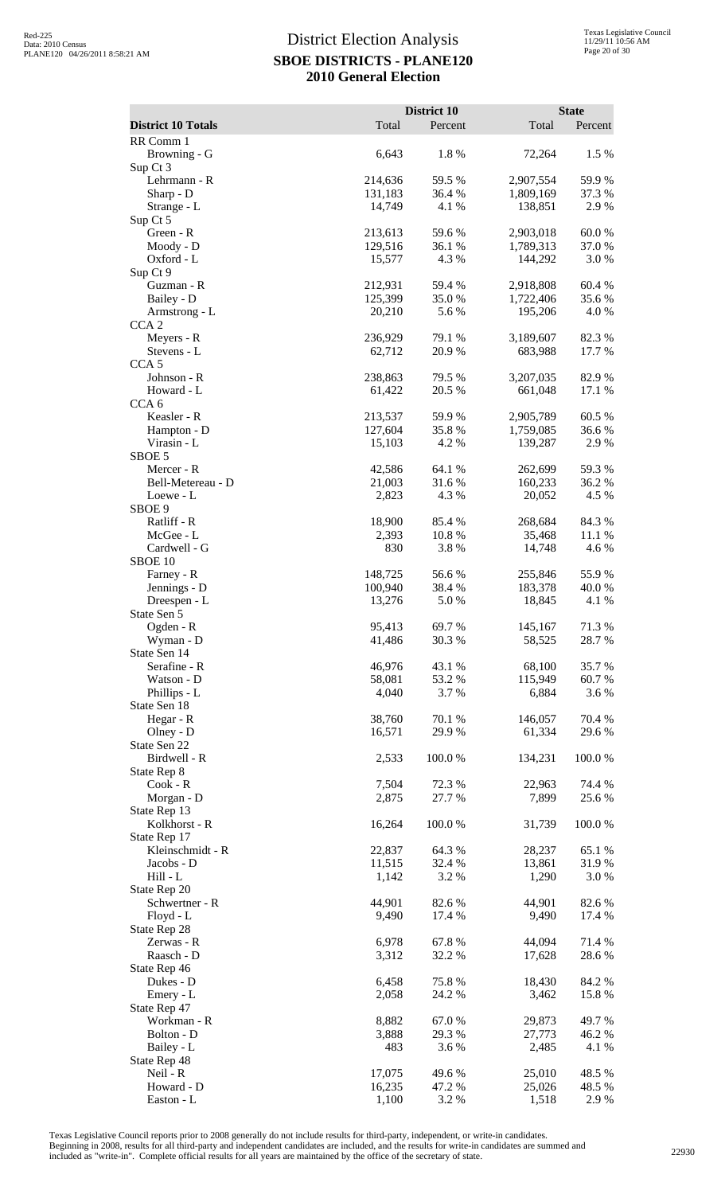# District Election Analysis

## SBOE DISTRICTS - PLANE120

## 2010 General Election

Red-225
Data: 2010 Census
PLANE120 04/26/2011 8:58:21 AM

Texas Legislative Council
11/29/11 10:56 AM

| District 10 Totals | District 10 Total | District 10 Percent | State Total | State Percent |
|---|---|---|---|---|
| RR Comm 1 | | | | |
| Browning - G | 6,643 | 1.8 % | 72,264 | 1.5 % |
| Sup Ct 3 | | | | |
| Lehrmann - R | 214,636 | 59.5 % | 2,907,554 | 59.9 % |
| Sharp - D | 131,183 | 36.4 % | 1,809,169 | 37.3 % |
| Strange - L | 14,749 | 4.1 % | 138,851 | 2.9 % |
| Sup Ct 5 | | | | |
| Green - R | 213,613 | 59.6 % | 2,903,018 | 60.0 % |
| Moody - D | 129,516 | 36.1 % | 1,789,313 | 37.0 % |
| Oxford - L | 15,577 | 4.3 % | 144,292 | 3.0 % |
| Sup Ct 9 | | | | |
| Guzman - R | 212,931 | 59.4 % | 2,918,808 | 60.4 % |
| Bailey - D | 125,399 | 35.0 % | 1,722,406 | 35.6 % |
| Armstrong - L | 20,210 | 5.6 % | 195,206 | 4.0 % |
| CCA 2 | | | | |
| Meyers - R | 236,929 | 79.1 % | 3,189,607 | 82.3 % |
| Stevens - L | 62,712 | 20.9 % | 683,988 | 17.7 % |
| CCA 5 | | | | |
| Johnson - R | 238,863 | 79.5 % | 3,207,035 | 82.9 % |
| Howard - L | 61,422 | 20.5 % | 661,048 | 17.1 % |
| CCA 6 | | | | |
| Keasler - R | 213,537 | 59.9 % | 2,905,789 | 60.5 % |
| Hampton - D | 127,604 | 35.8 % | 1,759,085 | 36.6 % |
| Virasin - L | 15,103 | 4.2 % | 139,287 | 2.9 % |
| SBOE 5 | | | | |
| Mercer - R | 42,586 | 64.1 % | 262,699 | 59.3 % |
| Bell-Metereau - D | 21,003 | 31.6 % | 160,233 | 36.2 % |
| Loewe - L | 2,823 | 4.3 % | 20,052 | 4.5 % |
| SBOE 9 | | | | |
| Ratliff - R | 18,900 | 85.4 % | 268,684 | 84.3 % |
| McGee - L | 2,393 | 10.8 % | 35,468 | 11.1 % |
| Cardwell - G | 830 | 3.8 % | 14,748 | 4.6 % |
| SBOE 10 | | | | |
| Farney - R | 148,725 | 56.6 % | 255,846 | 55.9 % |
| Jennings - D | 100,940 | 38.4 % | 183,378 | 40.0 % |
| Dreespen - L | 13,276 | 5.0 % | 18,845 | 4.1 % |
| State Sen 5 | | | | |
| Ogden - R | 95,413 | 69.7 % | 145,167 | 71.3 % |
| Wyman - D | 41,486 | 30.3 % | 58,525 | 28.7 % |
| State Sen 14 | | | | |
| Serafine - R | 46,976 | 43.1 % | 68,100 | 35.7 % |
| Watson - D | 58,081 | 53.2 % | 115,949 | 60.7 % |
| Phillips - L | 4,040 | 3.7 % | 6,884 | 3.6 % |
| State Sen 18 | | | | |
| Hegar - R | 38,760 | 70.1 % | 146,057 | 70.4 % |
| Olney - D | 16,571 | 29.9 % | 61,334 | 29.6 % |
| State Sen 22 | | | | |
| Birdwell - R | 2,533 | 100.0 % | 134,231 | 100.0 % |
| State Rep 8 | | | | |
| Cook - R | 7,504 | 72.3 % | 22,963 | 74.4 % |
| Morgan - D | 2,875 | 27.7 % | 7,899 | 25.6 % |
| State Rep 13 | | | | |
| Kolkhorst - R | 16,264 | 100.0 % | 31,739 | 100.0 % |
| State Rep 17 | | | | |
| Kleinschmidt - R | 22,837 | 64.3 % | 28,237 | 65.1 % |
| Jacobs - D | 11,515 | 32.4 % | 13,861 | 31.9 % |
| Hill - L | 1,142 | 3.2 % | 1,290 | 3.0 % |
| State Rep 20 | | | | |
| Schwertner - R | 44,901 | 82.6 % | 44,901 | 82.6 % |
| Floyd - L | 9,490 | 17.4 % | 9,490 | 17.4 % |
| State Rep 28 | | | | |
| Zerwas - R | 6,978 | 67.8 % | 44,094 | 71.4 % |
| Raasch - D | 3,312 | 32.2 % | 17,628 | 28.6 % |
| State Rep 46 | | | | |
| Dukes - D | 6,458 | 75.8 % | 18,430 | 84.2 % |
| Emery - L | 2,058 | 24.2 % | 3,462 | 15.8 % |
| State Rep 47 | | | | |
| Workman - R | 8,882 | 67.0 % | 29,873 | 49.7 % |
| Bolton - D | 3,888 | 29.3 % | 27,773 | 46.2 % |
| Bailey - L | 483 | 3.6 % | 2,485 | 4.1 % |
| State Rep 48 | | | | |
| Neil - R | 17,075 | 49.6 % | 25,010 | 48.5 % |
| Howard - D | 16,235 | 47.2 % | 25,026 | 48.5 % |
| Easton - L | 1,100 | 3.2 % | 1,518 | 2.9 % |

Texas Legislative Council reports prior to 2008 generally do not include results for third-party, independent, or write-in candidates.
Beginning in 2008, results for all third-party and independent candidates are included, and the results for write-in candidates are summed and included as "write-in". Complete official results for all years are maintained by the office of the secretary of state.

22930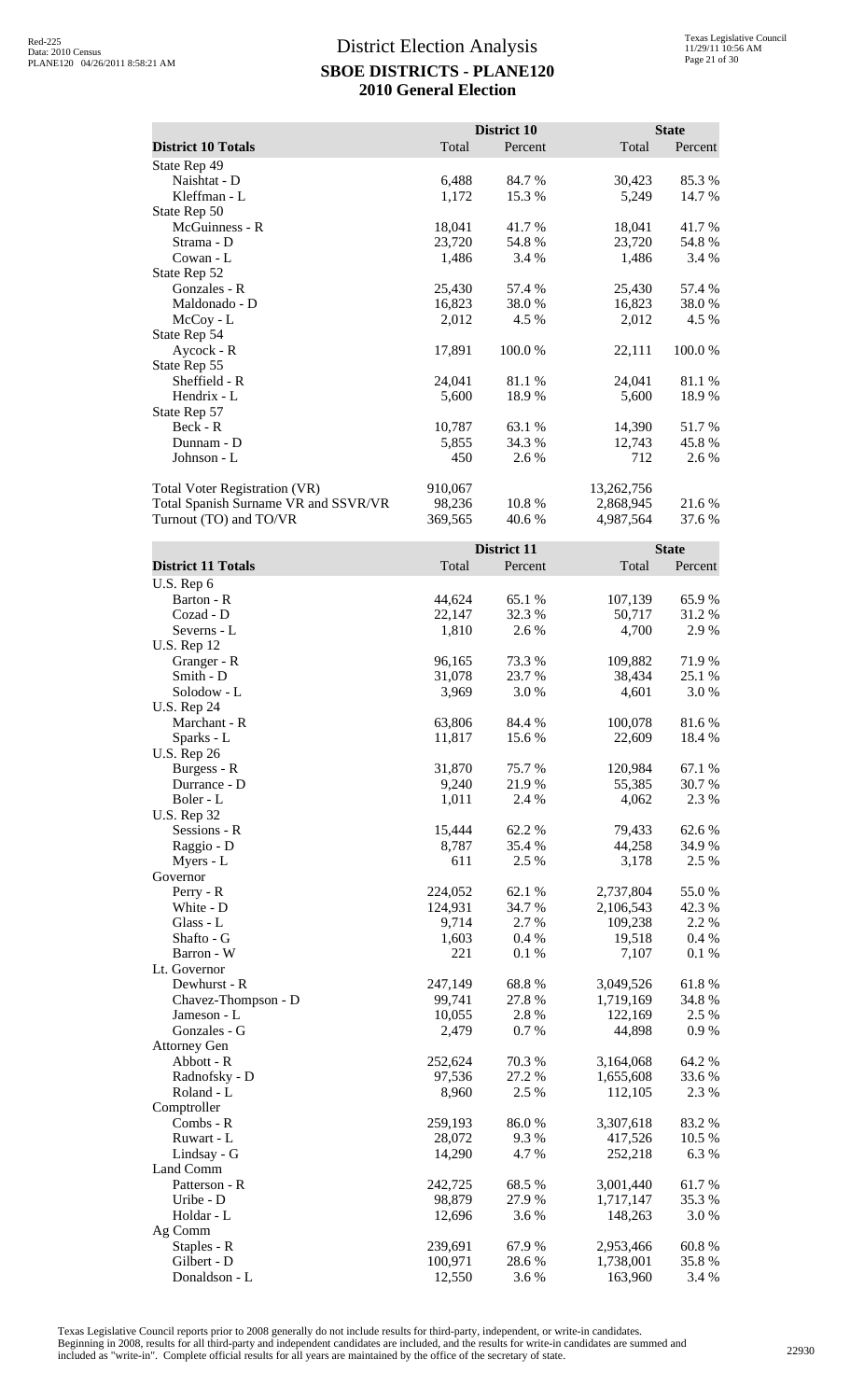# District Election Analysis

## SBOE DISTRICTS - PLANE120

## 2010 General Election

| District 10 Totals | District 10 Total | District 10 Percent | State Total | State Percent |
|---|---|---|---|---|
| State Rep 49 | | | | |
| Naishtat - D | 6,488 | 84.7 % | 30,423 | 85.3 % |
| Kleffman - L | 1,172 | 15.3 % | 5,249 | 14.7 % |
| State Rep 50 | | | | |
| McGuinness - R | 18,041 | 41.7 % | 18,041 | 41.7 % |
| Strama - D | 23,720 | 54.8 % | 23,720 | 54.8 % |
| Cowan - L | 1,486 | 3.4 % | 1,486 | 3.4 % |
| State Rep 52 | | | | |
| Gonzales - R | 25,430 | 57.4 % | 25,430 | 57.4 % |
| Maldonado - D | 16,823 | 38.0 % | 16,823 | 38.0 % |
| McCoy - L | 2,012 | 4.5 % | 2,012 | 4.5 % |
| State Rep 54 | | | | |
| Aycock - R | 17,891 | 100.0 % | 22,111 | 100.0 % |
| State Rep 55 | | | | |
| Sheffield - R | 24,041 | 81.1 % | 24,041 | 81.1 % |
| Hendrix - L | 5,600 | 18.9 % | 5,600 | 18.9 % |
| State Rep 57 | | | | |
| Beck - R | 10,787 | 63.1 % | 14,390 | 51.7 % |
| Dunnam - D | 5,855 | 34.3 % | 12,743 | 45.8 % |
| Johnson - L | 450 | 2.6 % | 712 | 2.6 % |
| Total Voter Registration (VR) | 910,067 | | 13,262,756 | |
| Total Spanish Surname VR and SSVR/VR | 98,236 | 10.8 % | 2,868,945 | 21.6 % |
| Turnout (TO) and TO/VR | 369,565 | 40.6 % | 4,987,564 | 37.6 % |

| District 11 Totals | District 11 Total | District 11 Percent | State Total | State Percent |
|---|---|---|---|---|
| U.S. Rep 6 | | | | |
| Barton - R | 44,624 | 65.1 % | 107,139 | 65.9 % |
| Cozad - D | 22,147 | 32.3 % | 50,717 | 31.2 % |
| Severns - L | 1,810 | 2.6 % | 4,700 | 2.9 % |
| U.S. Rep 12 | | | | |
| Granger - R | 96,165 | 73.3 % | 109,882 | 71.9 % |
| Smith - D | 31,078 | 23.7 % | 38,434 | 25.1 % |
| Solodow - L | 3,969 | 3.0 % | 4,601 | 3.0 % |
| U.S. Rep 24 | | | | |
| Marchant - R | 63,806 | 84.4 % | 100,078 | 81.6 % |
| Sparks - L | 11,817 | 15.6 % | 22,609 | 18.4 % |
| U.S. Rep 26 | | | | |
| Burgess - R | 31,870 | 75.7 % | 120,984 | 67.1 % |
| Durrance - D | 9,240 | 21.9 % | 55,385 | 30.7 % |
| Boler - L | 1,011 | 2.4 % | 4,062 | 2.3 % |
| U.S. Rep 32 | | | | |
| Sessions - R | 15,444 | 62.2 % | 79,433 | 62.6 % |
| Raggio - D | 8,787 | 35.4 % | 44,258 | 34.9 % |
| Myers - L | 611 | 2.5 % | 3,178 | 2.5 % |
| Governor | | | | |
| Perry - R | 224,052 | 62.1 % | 2,737,804 | 55.0 % |
| White - D | 124,931 | 34.7 % | 2,106,543 | 42.3 % |
| Glass - L | 9,714 | 2.7 % | 109,238 | 2.2 % |
| Shafto - G | 1,603 | 0.4 % | 19,518 | 0.4 % |
| Barron - W | 221 | 0.1 % | 7,107 | 0.1 % |
| Lt. Governor | | | | |
| Dewhurst - R | 247,149 | 68.8 % | 3,049,526 | 61.8 % |
| Chavez-Thompson - D | 99,741 | 27.8 % | 1,719,169 | 34.8 % |
| Jameson - L | 10,055 | 2.8 % | 122,169 | 2.5 % |
| Gonzales - G | 2,479 | 0.7 % | 44,898 | 0.9 % |
| Attorney Gen | | | | |
| Abbott - R | 252,624 | 70.3 % | 3,164,068 | 64.2 % |
| Radnofsky - D | 97,536 | 27.2 % | 1,655,608 | 33.6 % |
| Roland - L | 8,960 | 2.5 % | 112,105 | 2.3 % |
| Comptroller | | | | |
| Combs - R | 259,193 | 86.0 % | 3,307,618 | 83.2 % |
| Ruwart - L | 28,072 | 9.3 % | 417,526 | 10.5 % |
| Lindsay - G | 14,290 | 4.7 % | 252,218 | 6.3 % |
| Land Comm | | | | |
| Patterson - R | 242,725 | 68.5 % | 3,001,440 | 61.7 % |
| Uribe - D | 98,879 | 27.9 % | 1,717,147 | 35.3 % |
| Holdar - L | 12,696 | 3.6 % | 148,263 | 3.0 % |
| Ag Comm | | | | |
| Staples - R | 239,691 | 67.9 % | 2,953,466 | 60.8 % |
| Gilbert - D | 100,971 | 28.6 % | 1,738,001 | 35.8 % |
| Donaldson - L | 12,550 | 3.6 % | 163,960 | 3.4 % |

Texas Legislative Council reports prior to 2008 generally do not include results for third-party, independent, or write-in candidates. Beginning in 2008, results for all third-party and independent candidates are included, and the results for write-in candidates are summed and included as "write-in". Complete official results for all years are maintained by the office of the secretary of state.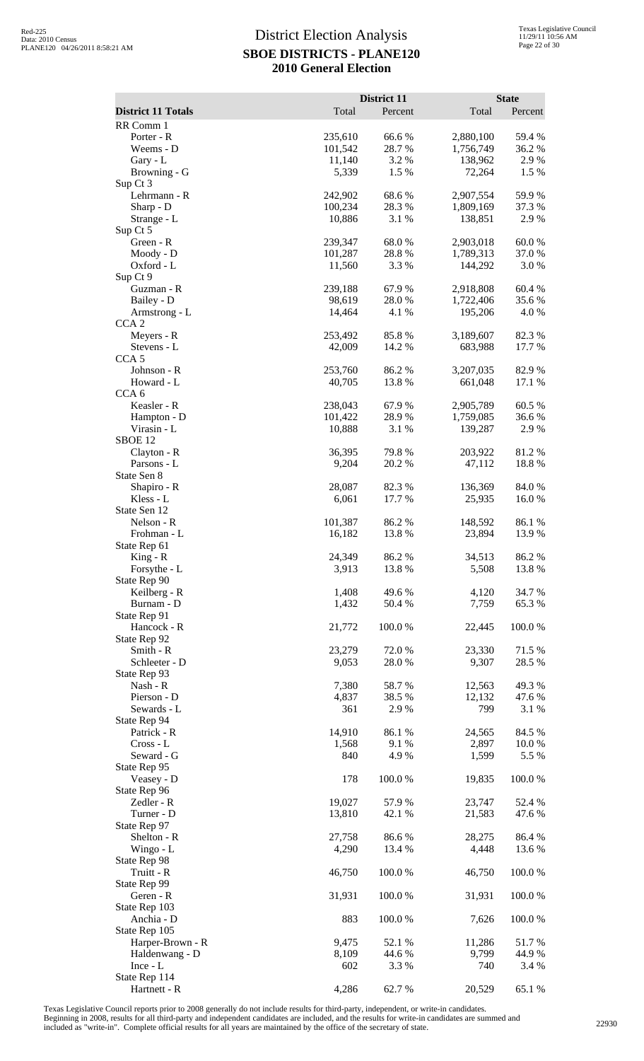# District Election Analysis
## SBOE DISTRICTS - PLANE120
## 2010 General Election

Red-225
Data: 2010 Census
PLANE120 04/26/2011 8:58:21 AM

Texas Legislative Council
11/29/11 10:56 AM

| | District 11 | | State | |
|---|---|---|---|---|
| **District 11 Totals** | Total | Percent | Total | Percent |
| RR Comm 1 | | | | |
| Porter - R | 235,610 | 66.6 % | 2,880,100 | 59.4 % |
| Weems - D | 101,542 | 28.7 % | 1,756,749 | 36.2 % |
| Gary - L | 11,140 | 3.2 % | 138,962 | 2.9 % |
| Browning - G | 5,339 | 1.5 % | 72,264 | 1.5 % |
| Sup Ct 3 | | | | |
| Lehrmann - R | 242,902 | 68.6 % | 2,907,554 | 59.9 % |
| Sharp - D | 100,234 | 28.3 % | 1,809,169 | 37.3 % |
| Strange - L | 10,886 | 3.1 % | 138,851 | 2.9 % |
| Sup Ct 5 | | | | |
| Green - R | 239,347 | 68.0 % | 2,903,018 | 60.0 % |
| Moody - D | 101,287 | 28.8 % | 1,789,313 | 37.0 % |
| Oxford - L | 11,560 | 3.3 % | 144,292 | 3.0 % |
| Sup Ct 9 | | | | |
| Guzman - R | 239,188 | 67.9 % | 2,918,808 | 60.4 % |
| Bailey - D | 98,619 | 28.0 % | 1,722,406 | 35.6 % |
| Armstrong - L | 14,464 | 4.1 % | 195,206 | 4.0 % |
| CCA 2 | | | | |
| Meyers - R | 253,492 | 85.8 % | 3,189,607 | 82.3 % |
| Stevens - L | 42,009 | 14.2 % | 683,988 | 17.7 % |
| CCA 5 | | | | |
| Johnson - R | 253,760 | 86.2 % | 3,207,035 | 82.9 % |
| Howard - L | 40,705 | 13.8 % | 661,048 | 17.1 % |
| CCA 6 | | | | |
| Keasler - R | 238,043 | 67.9 % | 2,905,789 | 60.5 % |
| Hampton - D | 101,422 | 28.9 % | 1,759,085 | 36.6 % |
| Virasin - L | 10,888 | 3.1 % | 139,287 | 2.9 % |
| SBOE 12 | | | | |
| Clayton - R | 36,395 | 79.8 % | 203,922 | 81.2 % |
| Parsons - L | 9,204 | 20.2 % | 47,112 | 18.8 % |
| State Sen 8 | | | | |
| Shapiro - R | 28,087 | 82.3 % | 136,369 | 84.0 % |
| Kless - L | 6,061 | 17.7 % | 25,935 | 16.0 % |
| State Sen 12 | | | | |
| Nelson - R | 101,387 | 86.2 % | 148,592 | 86.1 % |
| Frohman - L | 16,182 | 13.8 % | 23,894 | 13.9 % |
| State Rep 61 | | | | |
| King - R | 24,349 | 86.2 % | 34,513 | 86.2 % |
| Forsythe - L | 3,913 | 13.8 % | 5,508 | 13.8 % |
| State Rep 90 | | | | |
| Keilberg - R | 1,408 | 49.6 % | 4,120 | 34.7 % |
| Burnam - D | 1,432 | 50.4 % | 7,759 | 65.3 % |
| State Rep 91 | | | | |
| Hancock - R | 21,772 | 100.0 % | 22,445 | 100.0 % |
| State Rep 92 | | | | |
| Smith - R | 23,279 | 72.0 % | 23,330 | 71.5 % |
| Schleeter - D | 9,053 | 28.0 % | 9,307 | 28.5 % |
| State Rep 93 | | | | |
| Nash - R | 7,380 | 58.7 % | 12,563 | 49.3 % |
| Pierson - D | 4,837 | 38.5 % | 12,132 | 47.6 % |
| Sewards - L | 361 | 2.9 % | 799 | 3.1 % |
| State Rep 94 | | | | |
| Patrick - R | 14,910 | 86.1 % | 24,565 | 84.5 % |
| Cross - L | 1,568 | 9.1 % | 2,897 | 10.0 % |
| Seward - G | 840 | 4.9 % | 1,599 | 5.5 % |
| State Rep 95 | | | | |
| Veasey - D | 178 | 100.0 % | 19,835 | 100.0 % |
| State Rep 96 | | | | |
| Zedler - R | 19,027 | 57.9 % | 23,747 | 52.4 % |
| Turner - D | 13,810 | 42.1 % | 21,583 | 47.6 % |
| State Rep 97 | | | | |
| Shelton - R | 27,758 | 86.6 % | 28,275 | 86.4 % |
| Wingo - L | 4,290 | 13.4 % | 4,448 | 13.6 % |
| State Rep 98 | | | | |
| Truitt - R | 46,750 | 100.0 % | 46,750 | 100.0 % |
| State Rep 99 | | | | |
| Geren - R | 31,931 | 100.0 % | 31,931 | 100.0 % |
| State Rep 103 | | | | |
| Anchia - D | 883 | 100.0 % | 7,626 | 100.0 % |
| State Rep 105 | | | | |
| Harper-Brown - R | 9,475 | 52.1 % | 11,286 | 51.7 % |
| Haldenwang - D | 8,109 | 44.6 % | 9,799 | 44.9 % |
| Ince - L | 602 | 3.3 % | 740 | 3.4 % |
| State Rep 114 | | | | |
| Hartnett - R | 4,286 | 62.7 % | 20,529 | 65.1 % |

Texas Legislative Council reports prior to 2008 generally do not include results for third-party, independent, or write-in candidates. Beginning in 2008, results for all third-party and independent candidates are included, and the results for write-in candidates are summed and included as "write-in". Complete official results for all years are maintained by the office of the secretary of state.

22930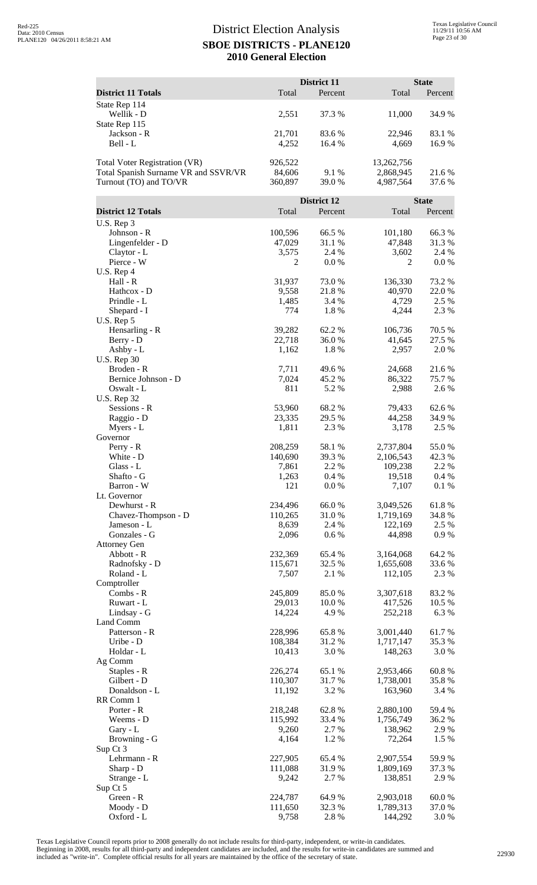# District Election Analysis
## SBOE DISTRICTS - PLANE120
## 2010 General Election

| District 11 Totals | District 11 Total | District 11 Percent | State Total | State Percent |
|---|---|---|---|---|
| State Rep 114 | | | | |
| Wellik - D | 2,551 | 37.3 % | 11,000 | 34.9 % |
| State Rep 115 | | | | |
| Jackson - R | 21,701 | 83.6 % | 22,946 | 83.1 % |
| Bell - L | 4,252 | 16.4 % | 4,669 | 16.9 % |
| | | | | |
| Total Voter Registration (VR) | 926,522 | | 13,262,756 | |
| Total Spanish Surname VR and SSVR/VR | 84,606 | 9.1 % | 2,868,945 | 21.6 % |
| Turnout (TO) and TO/VR | 360,897 | 39.0 % | 4,987,564 | 37.6 % |

| District 12 Totals | District 12 Total | District 12 Percent | State Total | State Percent |
|---|---|---|---|---|
| U.S. Rep 3 | | | | |
| Johnson - R | 100,596 | 66.5 % | 101,180 | 66.3 % |
| Lingenfelder - D | 47,029 | 31.1 % | 47,848 | 31.3 % |
| Claytor - L | 3,575 | 2.4 % | 3,602 | 2.4 % |
| Pierce - W | 2 | 0.0 % | 2 | 0.0 % |
| U.S. Rep 4 | | | | |
| Hall - R | 31,937 | 73.0 % | 136,330 | 73.2 % |
| Hathcox - D | 9,558 | 21.8 % | 40,970 | 22.0 % |
| Prindle - L | 1,485 | 3.4 % | 4,729 | 2.5 % |
| Shepard - I | 774 | 1.8 % | 4,244 | 2.3 % |
| U.S. Rep 5 | | | | |
| Hensarling - R | 39,282 | 62.2 % | 106,736 | 70.5 % |
| Berry - D | 22,718 | 36.0 % | 41,645 | 27.5 % |
| Ashby - L | 1,162 | 1.8 % | 2,957 | 2.0 % |
| U.S. Rep 30 | | | | |
| Broden - R | 7,711 | 49.6 % | 24,668 | 21.6 % |
| Bernice Johnson - D | 7,024 | 45.2 % | 86,322 | 75.7 % |
| Oswalt - L | 811 | 5.2 % | 2,988 | 2.6 % |
| U.S. Rep 32 | | | | |
| Sessions - R | 53,960 | 68.2 % | 79,433 | 62.6 % |
| Raggio - D | 23,335 | 29.5 % | 44,258 | 34.9 % |
| Myers - L | 1,811 | 2.3 % | 3,178 | 2.5 % |
| Governor | | | | |
| Perry - R | 208,259 | 58.1 % | 2,737,804 | 55.0 % |
| White - D | 140,690 | 39.3 % | 2,106,543 | 42.3 % |
| Glass - L | 7,861 | 2.2 % | 109,238 | 2.2 % |
| Shafto - G | 1,263 | 0.4 % | 19,518 | 0.4 % |
| Barron - W | 121 | 0.0 % | 7,107 | 0.1 % |
| Lt. Governor | | | | |
| Dewhurst - R | 234,496 | 66.0 % | 3,049,526 | 61.8 % |
| Chavez-Thompson - D | 110,265 | 31.0 % | 1,719,169 | 34.8 % |
| Jameson - L | 8,639 | 2.4 % | 122,169 | 2.5 % |
| Gonzales - G | 2,096 | 0.6 % | 44,898 | 0.9 % |
| Attorney Gen | | | | |
| Abbott - R | 232,369 | 65.4 % | 3,164,068 | 64.2 % |
| Radnofsky - D | 115,671 | 32.5 % | 1,655,608 | 33.6 % |
| Roland - L | 7,507 | 2.1 % | 112,105 | 2.3 % |
| Comptroller | | | | |
| Combs - R | 245,809 | 85.0 % | 3,307,618 | 83.2 % |
| Ruwart - L | 29,013 | 10.0 % | 417,526 | 10.5 % |
| Lindsay - G | 14,224 | 4.9 % | 252,218 | 6.3 % |
| Land Comm | | | | |
| Patterson - R | 228,996 | 65.8 % | 3,001,440 | 61.7 % |
| Uribe - D | 108,384 | 31.2 % | 1,717,147 | 35.3 % |
| Holdar - L | 10,413 | 3.0 % | 148,263 | 3.0 % |
| Ag Comm | | | | |
| Staples - R | 226,274 | 65.1 % | 2,953,466 | 60.8 % |
| Gilbert - D | 110,307 | 31.7 % | 1,738,001 | 35.8 % |
| Donaldson - L | 11,192 | 3.2 % | 163,960 | 3.4 % |
| RR Comm 1 | | | | |
| Porter - R | 218,248 | 62.8 % | 2,880,100 | 59.4 % |
| Weems - D | 115,992 | 33.4 % | 1,756,749 | 36.2 % |
| Gary - L | 9,260 | 2.7 % | 138,962 | 2.9 % |
| Browning - G | 4,164 | 1.2 % | 72,264 | 1.5 % |
| Sup Ct 3 | | | | |
| Lehrmann - R | 227,905 | 65.4 % | 2,907,554 | 59.9 % |
| Sharp - D | 111,088 | 31.9 % | 1,809,169 | 37.3 % |
| Strange - L | 9,242 | 2.7 % | 138,851 | 2.9 % |
| Sup Ct 5 | | | | |
| Green - R | 224,787 | 64.9 % | 2,903,018 | 60.0 % |
| Moody - D | 111,650 | 32.3 % | 1,789,313 | 37.0 % |
| Oxford - L | 9,758 | 2.8 % | 144,292 | 3.0 % |

Texas Legislative Council reports prior to 2008 generally do not include results for third-party, independent, or write-in candidates. Beginning in 2008, results for all third-party and independent candidates are included, and the results for write-in candidates are summed and included as "write-in". Complete official results for all years are maintained by the office of the secretary of state.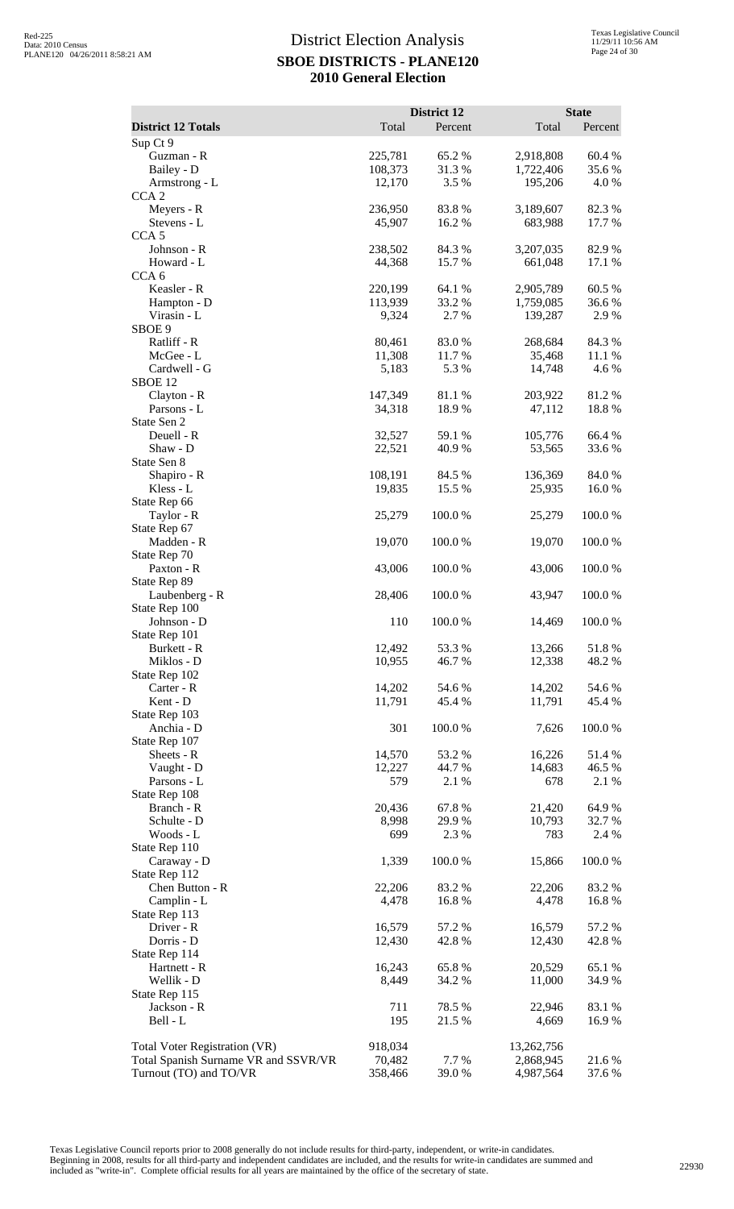# District Election Analysis

## SBOE DISTRICTS - PLANE120

## 2010 General Election

| District 12 Totals | District 12 Total | District 12 Percent | State Total | State Percent |
|---|---|---|---|---|
| Sup Ct 9 | | | | |
| Guzman - R | 225,781 | 65.2 % | 2,918,808 | 60.4 % |
| Bailey - D | 108,373 | 31.3 % | 1,722,406 | 35.6 % |
| Armstrong - L | 12,170 | 3.5 % | 195,206 | 4.0 % |
| CCA 2 | | | | |
| Meyers - R | 236,950 | 83.8 % | 3,189,607 | 82.3 % |
| Stevens - L | 45,907 | 16.2 % | 683,988 | 17.7 % |
| CCA 5 | | | | |
| Johnson - R | 238,502 | 84.3 % | 3,207,035 | 82.9 % |
| Howard - L | 44,368 | 15.7 % | 661,048 | 17.1 % |
| CCA 6 | | | | |
| Keasler - R | 220,199 | 64.1 % | 2,905,789 | 60.5 % |
| Hampton - D | 113,939 | 33.2 % | 1,759,085 | 36.6 % |
| Virasin - L | 9,324 | 2.7 % | 139,287 | 2.9 % |
| SBOE 9 | | | | |
| Ratliff - R | 80,461 | 83.0 % | 268,684 | 84.3 % |
| McGee - L | 11,308 | 11.7 % | 35,468 | 11.1 % |
| Cardwell - G | 5,183 | 5.3 % | 14,748 | 4.6 % |
| SBOE 12 | | | | |
| Clayton - R | 147,349 | 81.1 % | 203,922 | 81.2 % |
| Parsons - L | 34,318 | 18.9 % | 47,112 | 18.8 % |
| State Sen 2 | | | | |
| Deuell - R | 32,527 | 59.1 % | 105,776 | 66.4 % |
| Shaw - D | 22,521 | 40.9 % | 53,565 | 33.6 % |
| State Sen 8 | | | | |
| Shapiro - R | 108,191 | 84.5 % | 136,369 | 84.0 % |
| Kless - L | 19,835 | 15.5 % | 25,935 | 16.0 % |
| State Rep 66 | | | | |
| Taylor - R | 25,279 | 100.0 % | 25,279 | 100.0 % |
| State Rep 67 | | | | |
| Madden - R | 19,070 | 100.0 % | 19,070 | 100.0 % |
| State Rep 70 | | | | |
| Paxton - R | 43,006 | 100.0 % | 43,006 | 100.0 % |
| State Rep 89 | | | | |
| Laubenberg - R | 28,406 | 100.0 % | 43,947 | 100.0 % |
| State Rep 100 | | | | |
| Johnson - D | 110 | 100.0 % | 14,469 | 100.0 % |
| State Rep 101 | | | | |
| Burkett - R | 12,492 | 53.3 % | 13,266 | 51.8 % |
| Miklos - D | 10,955 | 46.7 % | 12,338 | 48.2 % |
| State Rep 102 | | | | |
| Carter - R | 14,202 | 54.6 % | 14,202 | 54.6 % |
| Kent - D | 11,791 | 45.4 % | 11,791 | 45.4 % |
| State Rep 103 | | | | |
| Anchia - D | 301 | 100.0 % | 7,626 | 100.0 % |
| State Rep 107 | | | | |
| Sheets - R | 14,570 | 53.2 % | 16,226 | 51.4 % |
| Vaught - D | 12,227 | 44.7 % | 14,683 | 46.5 % |
| Parsons - L | 579 | 2.1 % | 678 | 2.1 % |
| State Rep 108 | | | | |
| Branch - R | 20,436 | 67.8 % | 21,420 | 64.9 % |
| Schulte - D | 8,998 | 29.9 % | 10,793 | 32.7 % |
| Woods - L | 699 | 2.3 % | 783 | 2.4 % |
| State Rep 110 | | | | |
| Caraway - D | 1,339 | 100.0 % | 15,866 | 100.0 % |
| State Rep 112 | | | | |
| Chen Button - R | 22,206 | 83.2 % | 22,206 | 83.2 % |
| Camplin - L | 4,478 | 16.8 % | 4,478 | 16.8 % |
| State Rep 113 | | | | |
| Driver - R | 16,579 | 57.2 % | 16,579 | 57.2 % |
| Dorris - D | 12,430 | 42.8 % | 12,430 | 42.8 % |
| State Rep 114 | | | | |
| Hartnett - R | 16,243 | 65.8 % | 20,529 | 65.1 % |
| Wellik - D | 8,449 | 34.2 % | 11,000 | 34.9 % |
| State Rep 115 | | | | |
| Jackson - R | 711 | 78.5 % | 22,946 | 83.1 % |
| Bell - L | 195 | 21.5 % | 4,669 | 16.9 % |
| Total Voter Registration (VR) | 918,034 | | 13,262,756 | |
| Total Spanish Surname VR and SSVR/VR | 70,482 | 7.7 % | 2,868,945 | 21.6 % |
| Turnout (TO) and TO/VR | 358,466 | 39.0 % | 4,987,564 | 37.6 % |

Texas Legislative Council reports prior to 2008 generally do not include results for third-party, independent, or write-in candidates. Beginning in 2008, results for all third-party and independent candidates are included, and the results for write-in candidates are summed and included as "write-in". Complete official results for all years are maintained by the office of the secretary of state.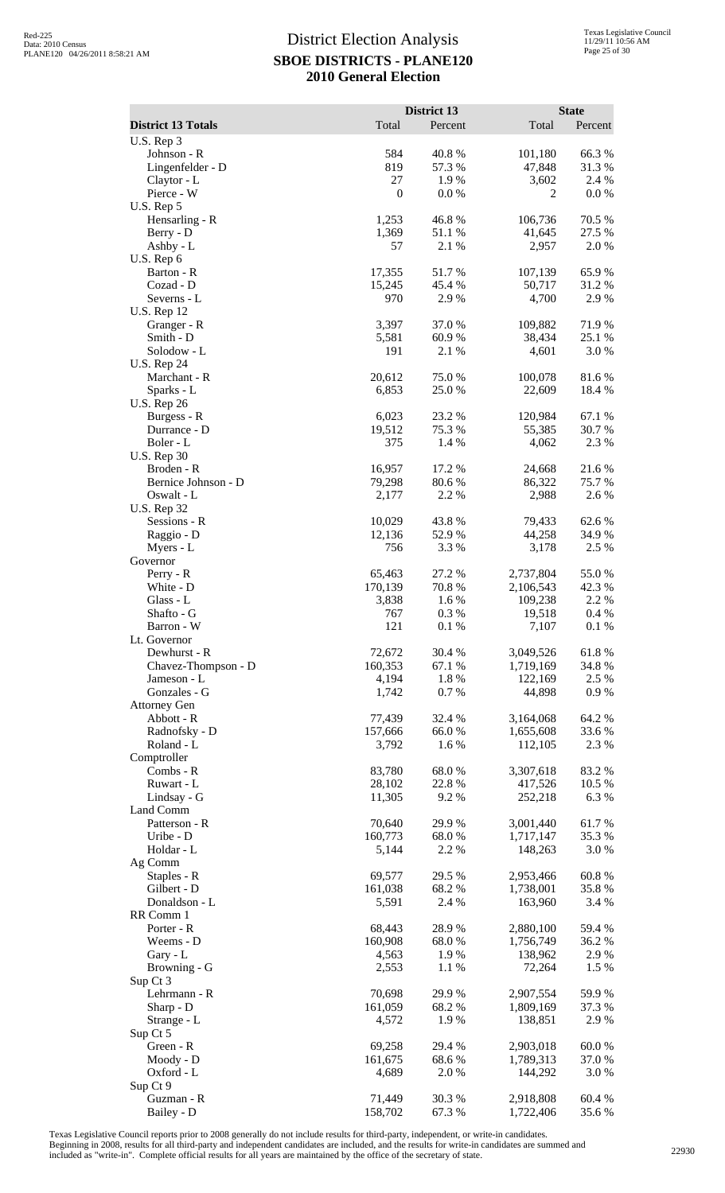# District Election Analysis
## SBOE DISTRICTS - PLANE120
## 2010 General Election

| District 13 Totals | District 13 Total | District 13 Percent | State Total | State Percent |
|---|---|---|---|---|
| U.S. Rep 3 | | | | |
| Johnson - R | 584 | 40.8 % | 101,180 | 66.3 % |
| Lingenfelder - D | 819 | 57.3 % | 47,848 | 31.3 % |
| Claytor - L | 27 | 1.9 % | 3,602 | 2.4 % |
| Pierce - W | 0 | 0.0 % | 2 | 0.0 % |
| U.S. Rep 5 | | | | |
| Hensarling - R | 1,253 | 46.8 % | 106,736 | 70.5 % |
| Berry - D | 1,369 | 51.1 % | 41,645 | 27.5 % |
| Ashby - L | 57 | 2.1 % | 2,957 | 2.0 % |
| U.S. Rep 6 | | | | |
| Barton - R | 17,355 | 51.7 % | 107,139 | 65.9 % |
| Cozad - D | 15,245 | 45.4 % | 50,717 | 31.2 % |
| Severns - L | 970 | 2.9 % | 4,700 | 2.9 % |
| U.S. Rep 12 | | | | |
| Granger - R | 3,397 | 37.0 % | 109,882 | 71.9 % |
| Smith - D | 5,581 | 60.9 % | 38,434 | 25.1 % |
| Solodow - L | 191 | 2.1 % | 4,601 | 3.0 % |
| U.S. Rep 24 | | | | |
| Marchant - R | 20,612 | 75.0 % | 100,078 | 81.6 % |
| Sparks - L | 6,853 | 25.0 % | 22,609 | 18.4 % |
| U.S. Rep 26 | | | | |
| Burgess - R | 6,023 | 23.2 % | 120,984 | 67.1 % |
| Durrance - D | 19,512 | 75.3 % | 55,385 | 30.7 % |
| Boler - L | 375 | 1.4 % | 4,062 | 2.3 % |
| U.S. Rep 30 | | | | |
| Broden - R | 16,957 | 17.2 % | 24,668 | 21.6 % |
| Bernice Johnson - D | 79,298 | 80.6 % | 86,322 | 75.7 % |
| Oswalt - L | 2,177 | 2.2 % | 2,988 | 2.6 % |
| U.S. Rep 32 | | | | |
| Sessions - R | 10,029 | 43.8 % | 79,433 | 62.6 % |
| Raggio - D | 12,136 | 52.9 % | 44,258 | 34.9 % |
| Myers - L | 756 | 3.3 % | 3,178 | 2.5 % |
| Governor | | | | |
| Perry - R | 65,463 | 27.2 % | 2,737,804 | 55.0 % |
| White - D | 170,139 | 70.8 % | 2,106,543 | 42.3 % |
| Glass - L | 3,838 | 1.6 % | 109,238 | 2.2 % |
| Shafto - G | 767 | 0.3 % | 19,518 | 0.4 % |
| Barron - W | 121 | 0.1 % | 7,107 | 0.1 % |
| Lt. Governor | | | | |
| Dewhurst - R | 72,672 | 30.4 % | 3,049,526 | 61.8 % |
| Chavez-Thompson - D | 160,353 | 67.1 % | 1,719,169 | 34.8 % |
| Jameson - L | 4,194 | 1.8 % | 122,169 | 2.5 % |
| Gonzales - G | 1,742 | 0.7 % | 44,898 | 0.9 % |
| Attorney Gen | | | | |
| Abbott - R | 77,439 | 32.4 % | 3,164,068 | 64.2 % |
| Radnofsky - D | 157,666 | 66.0 % | 1,655,608 | 33.6 % |
| Roland - L | 3,792 | 1.6 % | 112,105 | 2.3 % |
| Comptroller | | | | |
| Combs - R | 83,780 | 68.0 % | 3,307,618 | 83.2 % |
| Ruwart - L | 28,102 | 22.8 % | 417,526 | 10.5 % |
| Lindsay - G | 11,305 | 9.2 % | 252,218 | 6.3 % |
| Land Comm | | | | |
| Patterson - R | 70,640 | 29.9 % | 3,001,440 | 61.7 % |
| Uribe - D | 160,773 | 68.0 % | 1,717,147 | 35.3 % |
| Holdar - L | 5,144 | 2.2 % | 148,263 | 3.0 % |
| Ag Comm | | | | |
| Staples - R | 69,577 | 29.5 % | 2,953,466 | 60.8 % |
| Gilbert - D | 161,038 | 68.2 % | 1,738,001 | 35.8 % |
| Donaldson - L | 5,591 | 2.4 % | 163,960 | 3.4 % |
| RR Comm 1 | | | | |
| Porter - R | 68,443 | 28.9 % | 2,880,100 | 59.4 % |
| Weems - D | 160,908 | 68.0 % | 1,756,749 | 36.2 % |
| Gary - L | 4,563 | 1.9 % | 138,962 | 2.9 % |
| Browning - G | 2,553 | 1.1 % | 72,264 | 1.5 % |
| Sup Ct 3 | | | | |
| Lehrmann - R | 70,698 | 29.9 % | 2,907,554 | 59.9 % |
| Sharp - D | 161,059 | 68.2 % | 1,809,169 | 37.3 % |
| Strange - L | 4,572 | 1.9 % | 138,851 | 2.9 % |
| Sup Ct 5 | | | | |
| Green - R | 69,258 | 29.4 % | 2,903,018 | 60.0 % |
| Moody - D | 161,675 | 68.6 % | 1,789,313 | 37.0 % |
| Oxford - L | 4,689 | 2.0 % | 144,292 | 3.0 % |
| Sup Ct 9 | | | | |
| Guzman - R | 71,449 | 30.3 % | 2,918,808 | 60.4 % |
| Bailey - D | 158,702 | 67.3 % | 1,722,406 | 35.6 % |

Texas Legislative Council reports prior to 2008 generally do not include results for third-party, independent, or write-in candidates. Beginning in 2008, results for all third-party and independent candidates are included, and the results for write-in candidates are summed and included as "write-in". Complete official results for all years are maintained by the office of the secretary of state.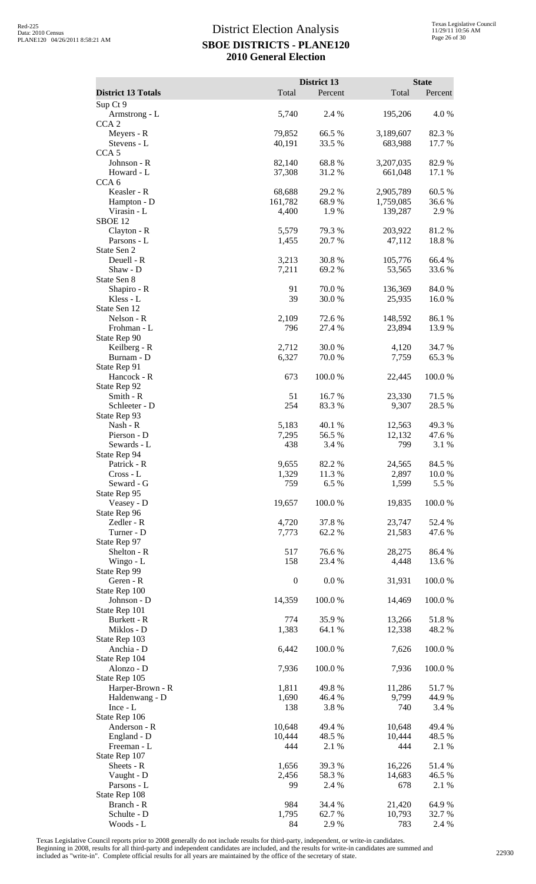# District Election Analysis
## SBOE DISTRICTS - PLANE120
## 2010 General Election

| District 13 Totals | District 13 Total | District 13 Percent | State Total | State Percent |
|---|---|---|---|---|
| Sup Ct 9 | | | | |
| Armstrong - L | 5,740 | 2.4 % | 195,206 | 4.0 % |
| CCA 2 | | | | |
| Meyers - R | 79,852 | 66.5 % | 3,189,607 | 82.3 % |
| Stevens - L | 40,191 | 33.5 % | 683,988 | 17.7 % |
| CCA 5 | | | | |
| Johnson - R | 82,140 | 68.8 % | 3,207,035 | 82.9 % |
| Howard - L | 37,308 | 31.2 % | 661,048 | 17.1 % |
| CCA 6 | | | | |
| Keasler - R | 68,688 | 29.2 % | 2,905,789 | 60.5 % |
| Hampton - D | 161,782 | 68.9 % | 1,759,085 | 36.6 % |
| Virasin - L | 4,400 | 1.9 % | 139,287 | 2.9 % |
| SBOE 12 | | | | |
| Clayton - R | 5,579 | 79.3 % | 203,922 | 81.2 % |
| Parsons - L | 1,455 | 20.7 % | 47,112 | 18.8 % |
| State Sen 2 | | | | |
| Deuell - R | 3,213 | 30.8 % | 105,776 | 66.4 % |
| Shaw - D | 7,211 | 69.2 % | 53,565 | 33.6 % |
| State Sen 8 | | | | |
| Shapiro - R | 91 | 70.0 % | 136,369 | 84.0 % |
| Kless - L | 39 | 30.0 % | 25,935 | 16.0 % |
| State Sen 12 | | | | |
| Nelson - R | 2,109 | 72.6 % | 148,592 | 86.1 % |
| Frohman - L | 796 | 27.4 % | 23,894 | 13.9 % |
| State Rep 90 | | | | |
| Keilberg - R | 2,712 | 30.0 % | 4,120 | 34.7 % |
| Burnam - D | 6,327 | 70.0 % | 7,759 | 65.3 % |
| State Rep 91 | | | | |
| Hancock - R | 673 | 100.0 % | 22,445 | 100.0 % |
| State Rep 92 | | | | |
| Smith - R | 51 | 16.7 % | 23,330 | 71.5 % |
| Schleeter - D | 254 | 83.3 % | 9,307 | 28.5 % |
| State Rep 93 | | | | |
| Nash - R | 5,183 | 40.1 % | 12,563 | 49.3 % |
| Pierson - D | 7,295 | 56.5 % | 12,132 | 47.6 % |
| Sewards - L | 438 | 3.4 % | 799 | 3.1 % |
| State Rep 94 | | | | |
| Patrick - R | 9,655 | 82.2 % | 24,565 | 84.5 % |
| Cross - L | 1,329 | 11.3 % | 2,897 | 10.0 % |
| Seward - G | 759 | 6.5 % | 1,599 | 5.5 % |
| State Rep 95 | | | | |
| Veasey - D | 19,657 | 100.0 % | 19,835 | 100.0 % |
| State Rep 96 | | | | |
| Zedler - R | 4,720 | 37.8 % | 23,747 | 52.4 % |
| Turner - D | 7,773 | 62.2 % | 21,583 | 47.6 % |
| State Rep 97 | | | | |
| Shelton - R | 517 | 76.6 % | 28,275 | 86.4 % |
| Wingo - L | 158 | 23.4 % | 4,448 | 13.6 % |
| State Rep 99 | | | | |
| Geren - R | 0 | 0.0 % | 31,931 | 100.0 % |
| State Rep 100 | | | | |
| Johnson - D | 14,359 | 100.0 % | 14,469 | 100.0 % |
| State Rep 101 | | | | |
| Burkett - R | 774 | 35.9 % | 13,266 | 51.8 % |
| Miklos - D | 1,383 | 64.1 % | 12,338 | 48.2 % |
| State Rep 103 | | | | |
| Anchia - D | 6,442 | 100.0 % | 7,626 | 100.0 % |
| State Rep 104 | | | | |
| Alonzo - D | 7,936 | 100.0 % | 7,936 | 100.0 % |
| State Rep 105 | | | | |
| Harper-Brown - R | 1,811 | 49.8 % | 11,286 | 51.7 % |
| Haldenwang - D | 1,690 | 46.4 % | 9,799 | 44.9 % |
| Ince - L | 138 | 3.8 % | 740 | 3.4 % |
| State Rep 106 | | | | |
| Anderson - R | 10,648 | 49.4 % | 10,648 | 49.4 % |
| England - D | 10,444 | 48.5 % | 10,444 | 48.5 % |
| Freeman - L | 444 | 2.1 % | 444 | 2.1 % |
| State Rep 107 | | | | |
| Sheets - R | 1,656 | 39.3 % | 16,226 | 51.4 % |
| Vaught - D | 2,456 | 58.3 % | 14,683 | 46.5 % |
| Parsons - L | 99 | 2.4 % | 678 | 2.1 % |
| State Rep 108 | | | | |
| Branch - R | 984 | 34.4 % | 21,420 | 64.9 % |
| Schulte - D | 1,795 | 62.7 % | 10,793 | 32.7 % |
| Woods - L | 84 | 2.9 % | 783 | 2.4 % |

Texas Legislative Council reports prior to 2008 generally do not include results for third-party, independent, or write-in candidates. Beginning in 2008, results for all third-party and independent candidates are included, and the results for write-in candidates are summed and included as "write-in". Complete official results for all years are maintained by the office of the secretary of state.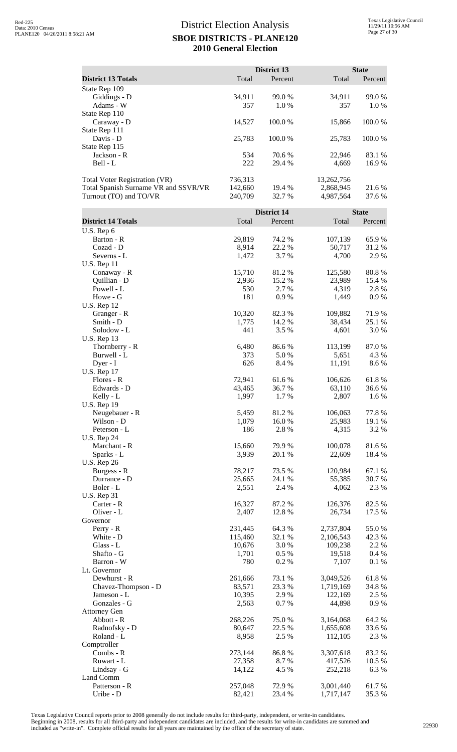# District Election Analysis
## SBOE DISTRICTS - PLANE120
## 2010 General Election

| District 13 Totals | District 13 Total | District 13 Percent | State Total | State Percent |
|---|---|---|---|---|
| State Rep 109 | | | | |
| Giddings - D | 34,911 | 99.0 % | 34,911 | 99.0 % |
| Adams - W | 357 | 1.0 % | 357 | 1.0 % |
| State Rep 110 | | | | |
| Caraway - D | 14,527 | 100.0 % | 15,866 | 100.0 % |
| State Rep 111 | | | | |
| Davis - D | 25,783 | 100.0 % | 25,783 | 100.0 % |
| State Rep 115 | | | | |
| Jackson - R | 534 | 70.6 % | 22,946 | 83.1 % |
| Bell - L | 222 | 29.4 % | 4,669 | 16.9 % |
| Total Voter Registration (VR) | 736,313 | | 13,262,756 | |
| Total Spanish Surname VR and SSVR/VR | 142,660 | 19.4 % | 2,868,945 | 21.6 % |
| Turnout (TO) and TO/VR | 240,709 | 32.7 % | 4,987,564 | 37.6 % |

| District 14 Totals | District 14 Total | District 14 Percent | State Total | State Percent |
|---|---|---|---|---|
| U.S. Rep 6 | | | | |
| Barton - R | 29,819 | 74.2 % | 107,139 | 65.9 % |
| Cozad - D | 8,914 | 22.2 % | 50,717 | 31.2 % |
| Severns - L | 1,472 | 3.7 % | 4,700 | 2.9 % |
| U.S. Rep 11 | | | | |
| Conaway - R | 15,710 | 81.2 % | 125,580 | 80.8 % |
| Quillian - D | 2,936 | 15.2 % | 23,989 | 15.4 % |
| Powell - L | 530 | 2.7 % | 4,319 | 2.8 % |
| Howe - G | 181 | 0.9 % | 1,449 | 0.9 % |
| U.S. Rep 12 | | | | |
| Granger - R | 10,320 | 82.3 % | 109,882 | 71.9 % |
| Smith - D | 1,775 | 14.2 % | 38,434 | 25.1 % |
| Solodow - L | 441 | 3.5 % | 4,601 | 3.0 % |
| U.S. Rep 13 | | | | |
| Thornberry - R | 6,480 | 86.6 % | 113,199 | 87.0 % |
| Burwell - L | 373 | 5.0 % | 5,651 | 4.3 % |
| Dyer - I | 626 | 8.4 % | 11,191 | 8.6 % |
| U.S. Rep 17 | | | | |
| Flores - R | 72,941 | 61.6 % | 106,626 | 61.8 % |
| Edwards - D | 43,465 | 36.7 % | 63,110 | 36.6 % |
| Kelly - L | 1,997 | 1.7 % | 2,807 | 1.6 % |
| U.S. Rep 19 | | | | |
| Neugebauer - R | 5,459 | 81.2 % | 106,063 | 77.8 % |
| Wilson - D | 1,079 | 16.0 % | 25,983 | 19.1 % |
| Peterson - L | 186 | 2.8 % | 4,315 | 3.2 % |
| U.S. Rep 24 | | | | |
| Marchant - R | 15,660 | 79.9 % | 100,078 | 81.6 % |
| Sparks - L | 3,939 | 20.1 % | 22,609 | 18.4 % |
| U.S. Rep 26 | | | | |
| Burgess - R | 78,217 | 73.5 % | 120,984 | 67.1 % |
| Durrance - D | 25,665 | 24.1 % | 55,385 | 30.7 % |
| Boler - L | 2,551 | 2.4 % | 4,062 | 2.3 % |
| U.S. Rep 31 | | | | |
| Carter - R | 16,327 | 87.2 % | 126,376 | 82.5 % |
| Oliver - L | 2,407 | 12.8 % | 26,734 | 17.5 % |
| Governor | | | | |
| Perry - R | 231,445 | 64.3 % | 2,737,804 | 55.0 % |
| White - D | 115,460 | 32.1 % | 2,106,543 | 42.3 % |
| Glass - L | 10,676 | 3.0 % | 109,238 | 2.2 % |
| Shafto - G | 1,701 | 0.5 % | 19,518 | 0.4 % |
| Barron - W | 780 | 0.2 % | 7,107 | 0.1 % |
| Lt. Governor | | | | |
| Dewhurst - R | 261,666 | 73.1 % | 3,049,526 | 61.8 % |
| Chavez-Thompson - D | 83,571 | 23.3 % | 1,719,169 | 34.8 % |
| Jameson - L | 10,395 | 2.9 % | 122,169 | 2.5 % |
| Gonzales - G | 2,563 | 0.7 % | 44,898 | 0.9 % |
| Attorney Gen | | | | |
| Abbott - R | 268,226 | 75.0 % | 3,164,068 | 64.2 % |
| Radnofsky - D | 80,647 | 22.5 % | 1,655,608 | 33.6 % |
| Roland - L | 8,958 | 2.5 % | 112,105 | 2.3 % |
| Comptroller | | | | |
| Combs - R | 273,144 | 86.8 % | 3,307,618 | 83.2 % |
| Ruwart - L | 27,358 | 8.7 % | 417,526 | 10.5 % |
| Lindsay - G | 14,122 | 4.5 % | 252,218 | 6.3 % |
| Land Comm | | | | |
| Patterson - R | 257,048 | 72.9 % | 3,001,440 | 61.7 % |
| Uribe - D | 82,421 | 23.4 % | 1,717,147 | 35.3 % |

Texas Legislative Council reports prior to 2008 generally do not include results for third-party, independent, or write-in candidates. Beginning in 2008, results for all third-party and independent candidates are included, and the results for write-in candidates are summed and included as "write-in". Complete official results for all years are maintained by the office of the secretary of state.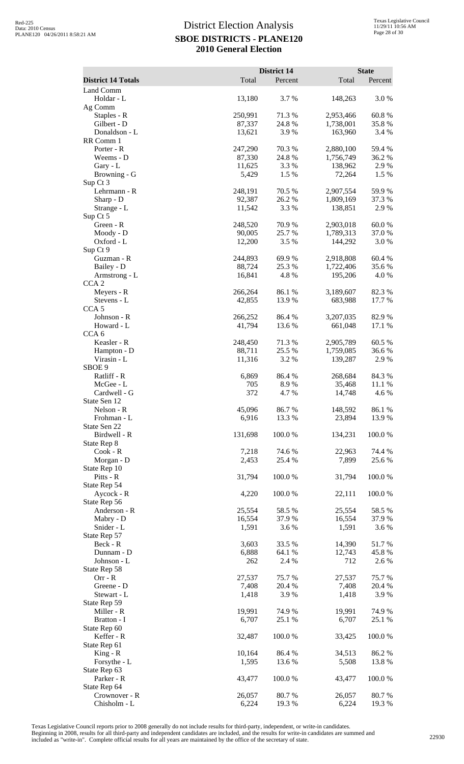# District Election Analysis

## SBOE DISTRICTS - PLANE120

## 2010 General Election

| District 14 Totals | District 14 Total | District 14 Percent | State Total | State Percent |
|---|---|---|---|---|
| Land Comm | | | | |
| Holdar - L | 13,180 | 3.7 % | 148,263 | 3.0 % |
| Ag Comm | | | | |
| Staples - R | 250,991 | 71.3 % | 2,953,466 | 60.8 % |
| Gilbert - D | 87,337 | 24.8 % | 1,738,001 | 35.8 % |
| Donaldson - L | 13,621 | 3.9 % | 163,960 | 3.4 % |
| RR Comm 1 | | | | |
| Porter - R | 247,290 | 70.3 % | 2,880,100 | 59.4 % |
| Weems - D | 87,330 | 24.8 % | 1,756,749 | 36.2 % |
| Gary - L | 11,625 | 3.3 % | 138,962 | 2.9 % |
| Browning - G | 5,429 | 1.5 % | 72,264 | 1.5 % |
| Sup Ct 3 | | | | |
| Lehrmann - R | 248,191 | 70.5 % | 2,907,554 | 59.9 % |
| Sharp - D | 92,387 | 26.2 % | 1,809,169 | 37.3 % |
| Strange - L | 11,542 | 3.3 % | 138,851 | 2.9 % |
| Sup Ct 5 | | | | |
| Green - R | 248,520 | 70.9 % | 2,903,018 | 60.0 % |
| Moody - D | 90,005 | 25.7 % | 1,789,313 | 37.0 % |
| Oxford - L | 12,200 | 3.5 % | 144,292 | 3.0 % |
| Sup Ct 9 | | | | |
| Guzman - R | 244,893 | 69.9 % | 2,918,808 | 60.4 % |
| Bailey - D | 88,724 | 25.3 % | 1,722,406 | 35.6 % |
| Armstrong - L | 16,841 | 4.8 % | 195,206 | 4.0 % |
| CCA 2 | | | | |
| Meyers - R | 266,264 | 86.1 % | 3,189,607 | 82.3 % |
| Stevens - L | 42,855 | 13.9 % | 683,988 | 17.7 % |
| CCA 5 | | | | |
| Johnson - R | 266,252 | 86.4 % | 3,207,035 | 82.9 % |
| Howard - L | 41,794 | 13.6 % | 661,048 | 17.1 % |
| CCA 6 | | | | |
| Keasler - R | 248,450 | 71.3 % | 2,905,789 | 60.5 % |
| Hampton - D | 88,711 | 25.5 % | 1,759,085 | 36.6 % |
| Virasin - L | 11,316 | 3.2 % | 139,287 | 2.9 % |
| SBOE 9 | | | | |
| Ratliff - R | 6,869 | 86.4 % | 268,684 | 84.3 % |
| McGee - L | 705 | 8.9 % | 35,468 | 11.1 % |
| Cardwell - G | 372 | 4.7 % | 14,748 | 4.6 % |
| State Sen 12 | | | | |
| Nelson - R | 45,096 | 86.7 % | 148,592 | 86.1 % |
| Frohman - L | 6,916 | 13.3 % | 23,894 | 13.9 % |
| State Sen 22 | | | | |
| Birdwell - R | 131,698 | 100.0 % | 134,231 | 100.0 % |
| State Rep 8 | | | | |
| Cook - R | 7,218 | 74.6 % | 22,963 | 74.4 % |
| Morgan - D | 2,453 | 25.4 % | 7,899 | 25.6 % |
| State Rep 10 | | | | |
| Pitts - R | 31,794 | 100.0 % | 31,794 | 100.0 % |
| State Rep 54 | | | | |
| Aycock - R | 4,220 | 100.0 % | 22,111 | 100.0 % |
| State Rep 56 | | | | |
| Anderson - R | 25,554 | 58.5 % | 25,554 | 58.5 % |
| Mabry - D | 16,554 | 37.9 % | 16,554 | 37.9 % |
| Snider - L | 1,591 | 3.6 % | 1,591 | 3.6 % |
| State Rep 57 | | | | |
| Beck - R | 3,603 | 33.5 % | 14,390 | 51.7 % |
| Dunnam - D | 6,888 | 64.1 % | 12,743 | 45.8 % |
| Johnson - L | 262 | 2.4 % | 712 | 2.6 % |
| State Rep 58 | | | | |
| Orr - R | 27,537 | 75.7 % | 27,537 | 75.7 % |
| Greene - D | 7,408 | 20.4 % | 7,408 | 20.4 % |
| Stewart - L | 1,418 | 3.9 % | 1,418 | 3.9 % |
| State Rep 59 | | | | |
| Miller - R | 19,991 | 74.9 % | 19,991 | 74.9 % |
| Bratton - I | 6,707 | 25.1 % | 6,707 | 25.1 % |
| State Rep 60 | | | | |
| Keffer - R | 32,487 | 100.0 % | 33,425 | 100.0 % |
| State Rep 61 | | | | |
| King - R | 10,164 | 86.4 % | 34,513 | 86.2 % |
| Forsythe - L | 1,595 | 13.6 % | 5,508 | 13.8 % |
| State Rep 63 | | | | |
| Parker - R | 43,477 | 100.0 % | 43,477 | 100.0 % |
| State Rep 64 | | | | |
| Crownover - R | 26,057 | 80.7 % | 26,057 | 80.7 % |
| Chisholm - L | 6,224 | 19.3 % | 6,224 | 19.3 % |

Texas Legislative Council reports prior to 2008 generally do not include results for third-party, independent, or write-in candidates. Beginning in 2008, results for all third-party and independent candidates are included, and the results for write-in candidates are summed and included as "write-in". Complete official results for all years are maintained by the office of the secretary of state.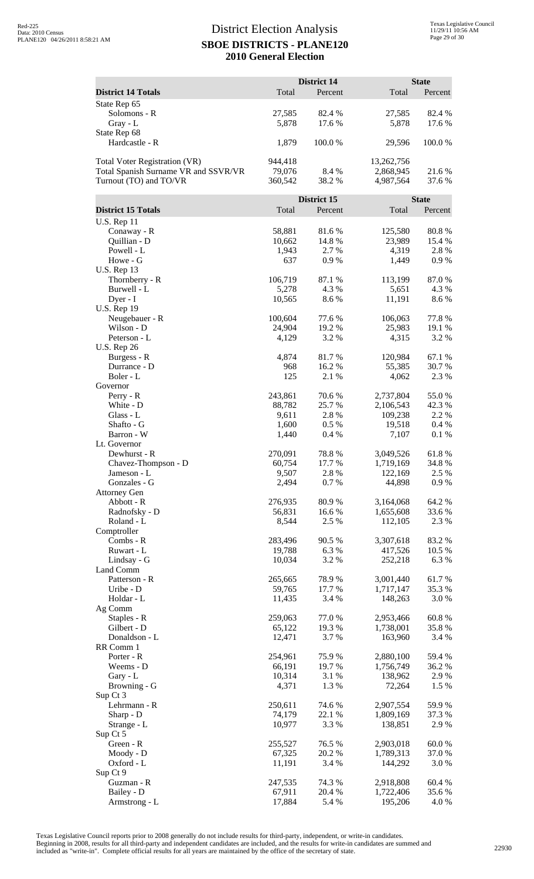# District Election Analysis
## SBOE DISTRICTS - PLANE120
## 2010 General Election

| District 14 Totals | District 14 Total | District 14 Percent | State Total | State Percent |
|---|---|---|---|---|
| State Rep 65 | | | | |
| Solomons - R | 27,585 | 82.4 % | 27,585 | 82.4 % |
| Gray - L | 5,878 | 17.6 % | 5,878 | 17.6 % |
| State Rep 68 | | | | |
| Hardcastle - R | 1,879 | 100.0 % | 29,596 | 100.0 % |
| | | | | |
| Total Voter Registration (VR) | 944,418 | | 13,262,756 | |
| Total Spanish Surname VR and SSVR/VR | 79,076 | 8.4 % | 2,868,945 | 21.6 % |
| Turnout (TO) and TO/VR | 360,542 | 38.2 % | 4,987,564 | 37.6 % |

| District 15 Totals | District 15 Total | District 15 Percent | State Total | State Percent |
|---|---|---|---|---|
| U.S. Rep 11 | | | | |
| Conaway - R | 58,881 | 81.6 % | 125,580 | 80.8 % |
| Quillian - D | 10,662 | 14.8 % | 23,989 | 15.4 % |
| Powell - L | 1,943 | 2.7 % | 4,319 | 2.8 % |
| Howe - G | 637 | 0.9 % | 1,449 | 0.9 % |
| U.S. Rep 13 | | | | |
| Thornberry - R | 106,719 | 87.1 % | 113,199 | 87.0 % |
| Burwell - L | 5,278 | 4.3 % | 5,651 | 4.3 % |
| Dyer - I | 10,565 | 8.6 % | 11,191 | 8.6 % |
| U.S. Rep 19 | | | | |
| Neugebauer - R | 100,604 | 77.6 % | 106,063 | 77.8 % |
| Wilson - D | 24,904 | 19.2 % | 25,983 | 19.1 % |
| Peterson - L | 4,129 | 3.2 % | 4,315 | 3.2 % |
| U.S. Rep 26 | | | | |
| Burgess - R | 4,874 | 81.7 % | 120,984 | 67.1 % |
| Durrance - D | 968 | 16.2 % | 55,385 | 30.7 % |
| Boler - L | 125 | 2.1 % | 4,062 | 2.3 % |
| Governor | | | | |
| Perry - R | 243,861 | 70.6 % | 2,737,804 | 55.0 % |
| White - D | 88,782 | 25.7 % | 2,106,543 | 42.3 % |
| Glass - L | 9,611 | 2.8 % | 109,238 | 2.2 % |
| Shafto - G | 1,600 | 0.5 % | 19,518 | 0.4 % |
| Barron - W | 1,440 | 0.4 % | 7,107 | 0.1 % |
| Lt. Governor | | | | |
| Dewhurst - R | 270,091 | 78.8 % | 3,049,526 | 61.8 % |
| Chavez-Thompson - D | 60,754 | 17.7 % | 1,719,169 | 34.8 % |
| Jameson - L | 9,507 | 2.8 % | 122,169 | 2.5 % |
| Gonzales - G | 2,494 | 0.7 % | 44,898 | 0.9 % |
| Attorney Gen | | | | |
| Abbott - R | 276,935 | 80.9 % | 3,164,068 | 64.2 % |
| Radnofsky - D | 56,831 | 16.6 % | 1,655,608 | 33.6 % |
| Roland - L | 8,544 | 2.5 % | 112,105 | 2.3 % |
| Comptroller | | | | |
| Combs - R | 283,496 | 90.5 % | 3,307,618 | 83.2 % |
| Ruwart - L | 19,788 | 6.3 % | 417,526 | 10.5 % |
| Lindsay - G | 10,034 | 3.2 % | 252,218 | 6.3 % |
| Land Comm | | | | |
| Patterson - R | 265,665 | 78.9 % | 3,001,440 | 61.7 % |
| Uribe - D | 59,765 | 17.7 % | 1,717,147 | 35.3 % |
| Holdar - L | 11,435 | 3.4 % | 148,263 | 3.0 % |
| Ag Comm | | | | |
| Staples - R | 259,063 | 77.0 % | 2,953,466 | 60.8 % |
| Gilbert - D | 65,122 | 19.3 % | 1,738,001 | 35.8 % |
| Donaldson - L | 12,471 | 3.7 % | 163,960 | 3.4 % |
| RR Comm 1 | | | | |
| Porter - R | 254,961 | 75.9 % | 2,880,100 | 59.4 % |
| Weems - D | 66,191 | 19.7 % | 1,756,749 | 36.2 % |
| Gary - L | 10,314 | 3.1 % | 138,962 | 2.9 % |
| Browning - G | 4,371 | 1.3 % | 72,264 | 1.5 % |
| Sup Ct 3 | | | | |
| Lehrmann - R | 250,611 | 74.6 % | 2,907,554 | 59.9 % |
| Sharp - D | 74,179 | 22.1 % | 1,809,169 | 37.3 % |
| Strange - L | 10,977 | 3.3 % | 138,851 | 2.9 % |
| Sup Ct 5 | | | | |
| Green - R | 255,527 | 76.5 % | 2,903,018 | 60.0 % |
| Moody - D | 67,325 | 20.2 % | 1,789,313 | 37.0 % |
| Oxford - L | 11,191 | 3.4 % | 144,292 | 3.0 % |
| Sup Ct 9 | | | | |
| Guzman - R | 247,535 | 74.3 % | 2,918,808 | 60.4 % |
| Bailey - D | 67,911 | 20.4 % | 1,722,406 | 35.6 % |
| Armstrong - L | 17,884 | 5.4 % | 195,206 | 4.0 % |

Texas Legislative Council reports prior to 2008 generally do not include results for third-party, independent, or write-in candidates.
Beginning in 2008, results for all third-party and independent candidates are included, and the results for write-in candidates are summed and included as "write-in". Complete official results for all years are maintained by the office of the secretary of state.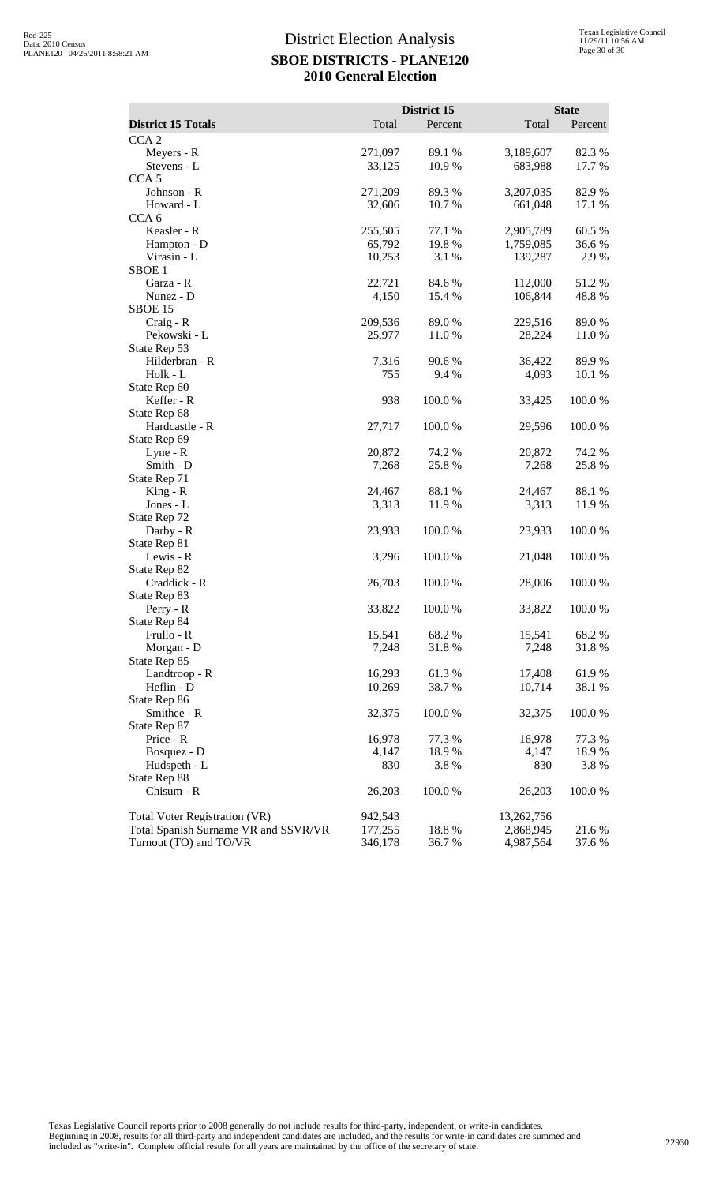# District Election Analysis

## SBOE DISTRICTS - PLANE120

## 2010 General Election

| District 15 Totals | District 15 Total | District 15 Percent | State Total | State Percent |
|---|---|---|---|---|
| CCA 2 | | | | |
| Meyers - R | 271,097 | 89.1 % | 3,189,607 | 82.3 % |
| Stevens - L | 33,125 | 10.9 % | 683,988 | 17.7 % |
| CCA 5 | | | | |
| Johnson - R | 271,209 | 89.3 % | 3,207,035 | 82.9 % |
| Howard - L | 32,606 | 10.7 % | 661,048 | 17.1 % |
| CCA 6 | | | | |
| Keasler - R | 255,505 | 77.1 % | 2,905,789 | 60.5 % |
| Hampton - D | 65,792 | 19.8 % | 1,759,085 | 36.6 % |
| Virasin - L | 10,253 | 3.1 % | 139,287 | 2.9 % |
| SBOE 1 | | | | |
| Garza - R | 22,721 | 84.6 % | 112,000 | 51.2 % |
| Nunez - D | 4,150 | 15.4 % | 106,844 | 48.8 % |
| SBOE 15 | | | | |
| Craig - R | 209,536 | 89.0 % | 229,516 | 89.0 % |
| Pekowski - L | 25,977 | 11.0 % | 28,224 | 11.0 % |
| State Rep 53 | | | | |
| Hilderbran - R | 7,316 | 90.6 % | 36,422 | 89.9 % |
| Holk - L | 755 | 9.4 % | 4,093 | 10.1 % |
| State Rep 60 | | | | |
| Keffer - R | 938 | 100.0 % | 33,425 | 100.0 % |
| State Rep 68 | | | | |
| Hardcastle - R | 27,717 | 100.0 % | 29,596 | 100.0 % |
| State Rep 69 | | | | |
| Lyne - R | 20,872 | 74.2 % | 20,872 | 74.2 % |
| Smith - D | 7,268 | 25.8 % | 7,268 | 25.8 % |
| State Rep 71 | | | | |
| King - R | 24,467 | 88.1 % | 24,467 | 88.1 % |
| Jones - L | 3,313 | 11.9 % | 3,313 | 11.9 % |
| State Rep 72 | | | | |
| Darby - R | 23,933 | 100.0 % | 23,933 | 100.0 % |
| State Rep 81 | | | | |
| Lewis - R | 3,296 | 100.0 % | 21,048 | 100.0 % |
| State Rep 82 | | | | |
| Craddick - R | 26,703 | 100.0 % | 28,006 | 100.0 % |
| State Rep 83 | | | | |
| Perry - R | 33,822 | 100.0 % | 33,822 | 100.0 % |
| State Rep 84 | | | | |
| Frullo - R | 15,541 | 68.2 % | 15,541 | 68.2 % |
| Morgan - D | 7,248 | 31.8 % | 7,248 | 31.8 % |
| State Rep 85 | | | | |
| Landtroop - R | 16,293 | 61.3 % | 17,408 | 61.9 % |
| Heflin - D | 10,269 | 38.7 % | 10,714 | 38.1 % |
| State Rep 86 | | | | |
| Smithee - R | 32,375 | 100.0 % | 32,375 | 100.0 % |
| State Rep 87 | | | | |
| Price - R | 16,978 | 77.3 % | 16,978 | 77.3 % |
| Bosquez - D | 4,147 | 18.9 % | 4,147 | 18.9 % |
| Hudspeth - L | 830 | 3.8 % | 830 | 3.8 % |
| State Rep 88 | | | | |
| Chisum - R | 26,203 | 100.0 % | 26,203 | 100.0 % |
| Total Voter Registration (VR) | 942,543 | | 13,262,756 | |
| Total Spanish Surname VR and SSVR/VR | 177,255 | 18.8 % | 2,868,945 | 21.6 % |
| Turnout (TO) and TO/VR | 346,178 | 36.7 % | 4,987,564 | 37.6 % |

Texas Legislative Council reports prior to 2008 generally do not include results for third-party, independent, or write-in candidates. Beginning in 2008, results for all third-party and independent candidates are included, and the results for write-in candidates are summed and included as "write-in". Complete official results for all years are maintained by the office of the secretary of state.